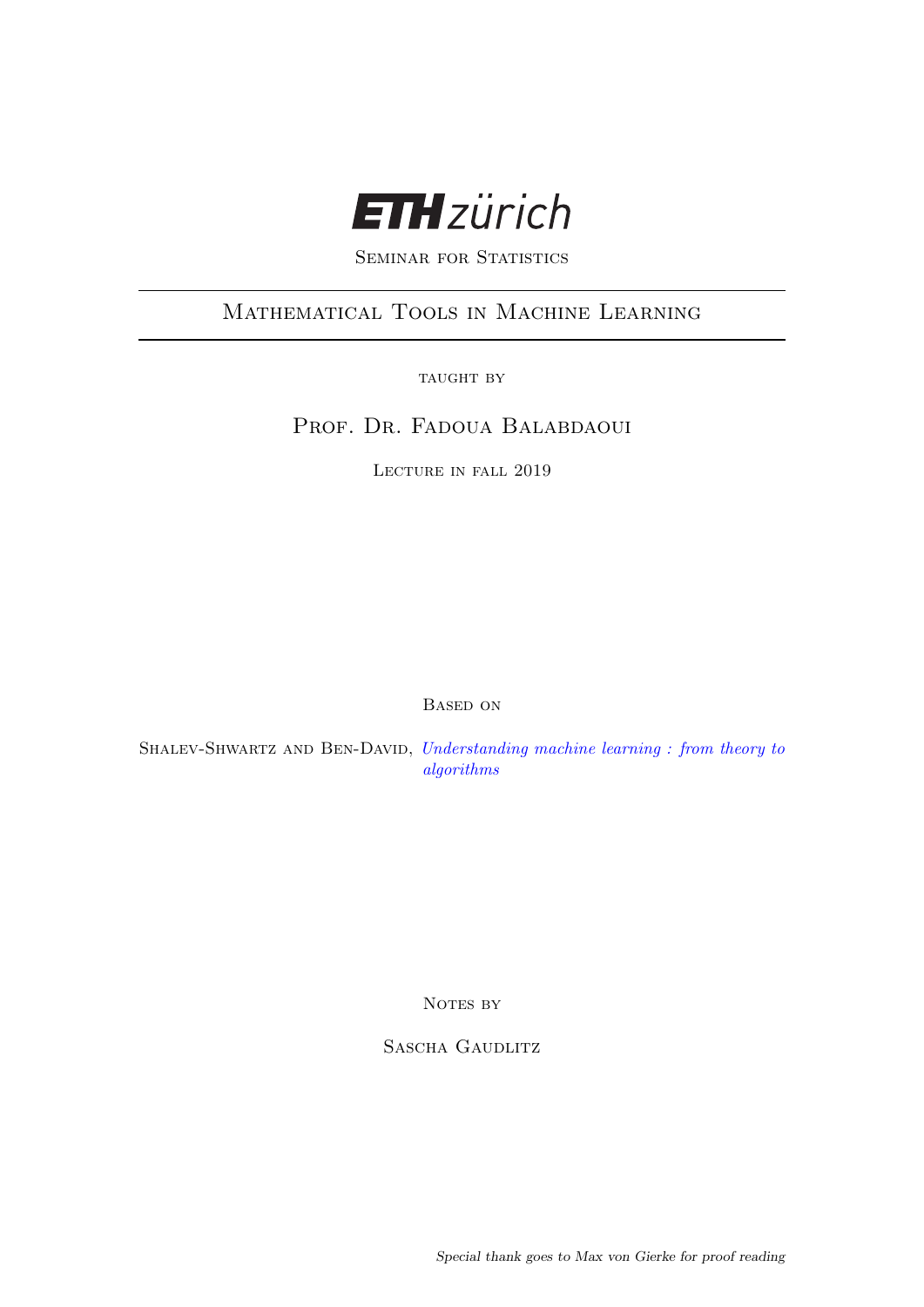ETH zürich

Seminar for Statistics

# Mathematical Tools in Machine Learning

taught by

Prof. Dr. Fadoua Balabdaoui

Lecture in fall 2019

Based on

Shalev-Shwartz and Ben-David, *Understanding machine learning : from theory to algorithms*

Notes by

Sascha Gaudlitz

*Special thank goes to Max von Gierke for proof reading*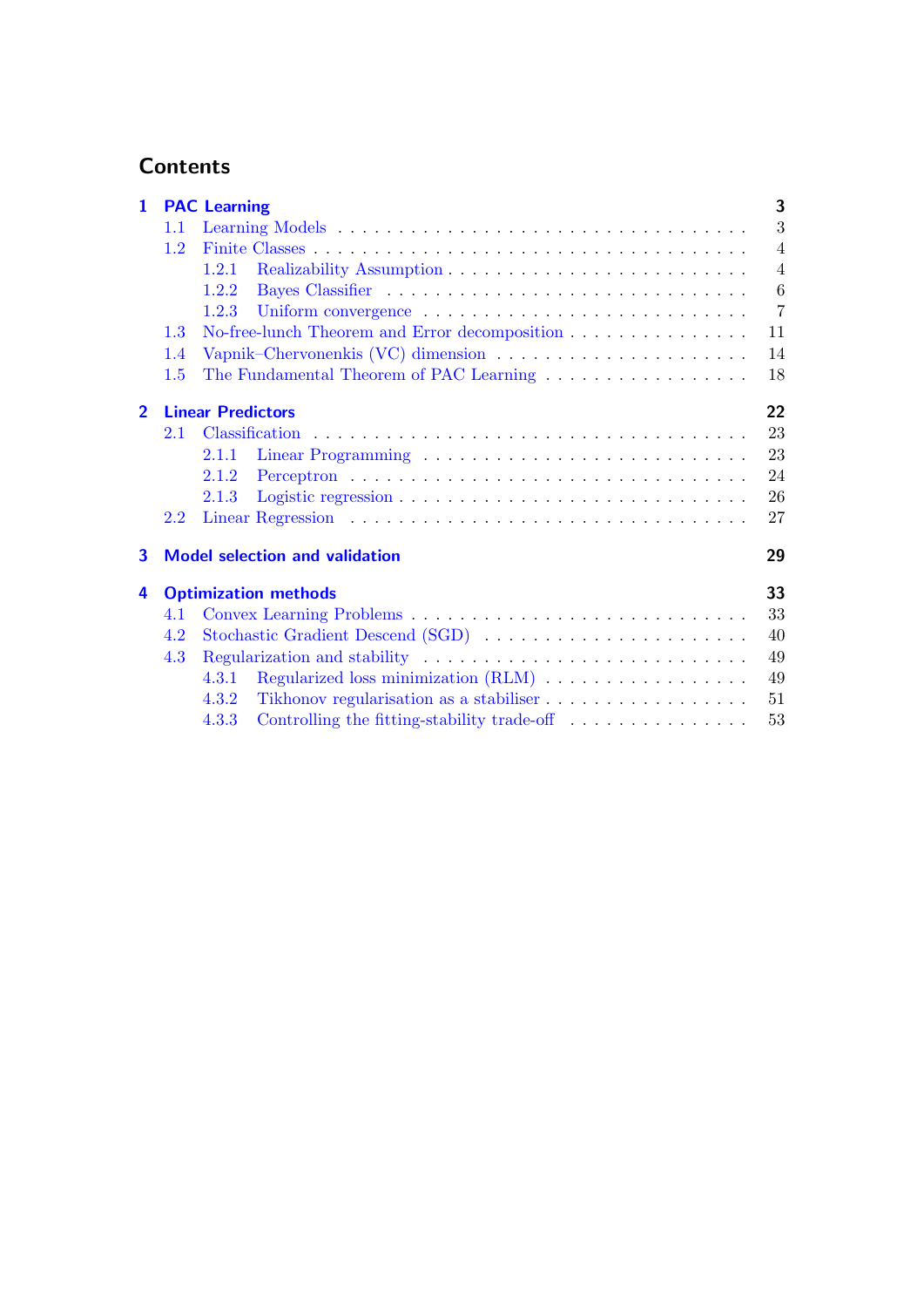# Contents

**1 PAC Learning** — **3**
- 1.1 Learning Models — 3
- 1.2 Finite Classes — 4
  - 1.2.1 Realizability Assumption — 4
  - 1.2.2 Bayes Classifier — 6
  - 1.2.3 Uniform convergence — 7
- 1.3 No-free-lunch Theorem and Error decomposition — 11
- 1.4 Vapnik–Chervonenkis (VC) dimension — 14
- 1.5 The Fundamental Theorem of PAC Learning — 18

**2 Linear Predictors** — **22**
- 2.1 Classification — 23
  - 2.1.1 Linear Programming — 23
  - 2.1.2 Perceptron — 24
  - 2.1.3 Logistic regression — 26
- 2.2 Linear Regression — 27

**3 Model selection and validation** — **29**

**4 Optimization methods** — **33**
- 4.1 Convex Learning Problems — 33
- 4.2 Stochastic Gradient Descend (SGD) — 40
- 4.3 Regularization and stability — 49
  - 4.3.1 Regularized loss minimization (RLM) — 49
  - 4.3.2 Tikhonov regularisation as a stabiliser — 51
  - 4.3.3 Controlling the fitting-stability trade-off — 53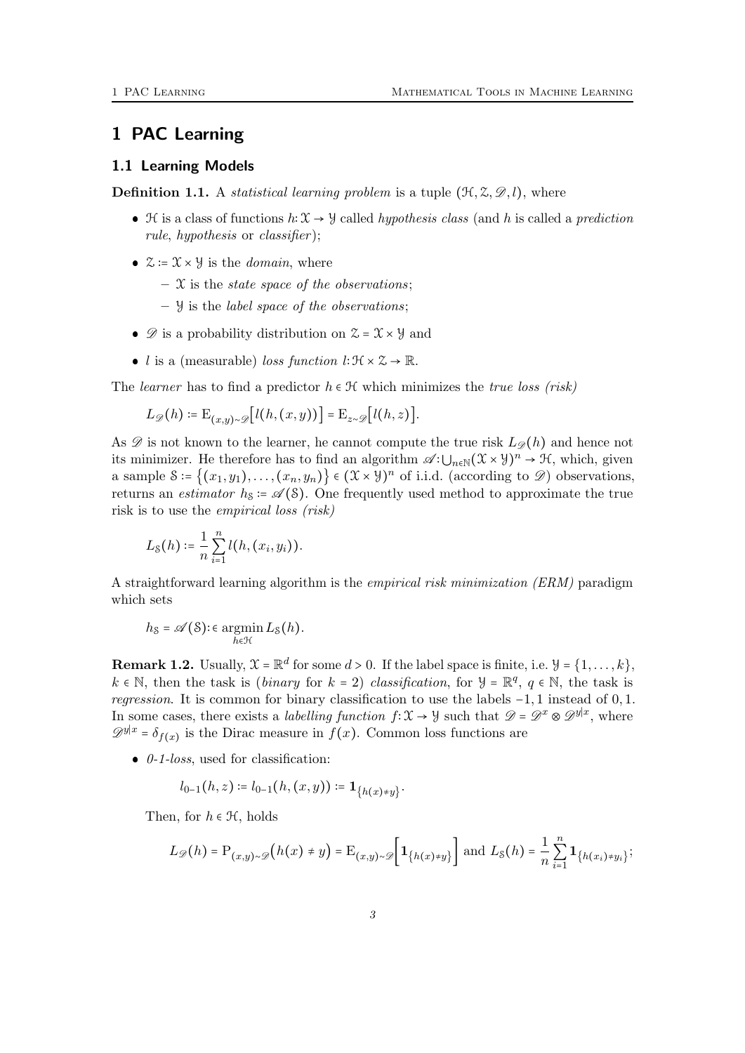# 1 PAC Learning

## 1.1 Learning Models

**Definition 1.1.** A *statistical learning problem* is a tuple $(\mathcal{H}, \mathcal{Z}, \mathscr{D}, l)$, where

- $\mathcal{H}$ is a class of functions $h: \mathcal{X} \to \mathcal{Y}$ called *hypothesis class* (and $h$ is called a *prediction rule*, *hypothesis* or *classifier*);
- $\mathcal{Z} := \mathcal{X} \times \mathcal{Y}$ is the *domain*, where
  - $\mathcal{X}$ is the *state space of the observations*;
  - $\mathcal{Y}$ is the *label space of the observations*;
- $\mathscr{D}$ is a probability distribution on $\mathcal{Z} = \mathcal{X} \times \mathcal{Y}$ and
- $l$ is a (measurable) *loss function* $l: \mathcal{H} \times \mathcal{Z} \to \mathbb{R}$.

The *learner* has to find a predictor $h \in \mathcal{H}$ which minimizes the *true loss (risk)*

$$L_{\mathscr{D}}(h) := \mathrm{E}_{(x,y)\sim\mathscr{D}}\big[l(h,(x,y))\big] = \mathrm{E}_{z\sim\mathscr{D}}\big[l(h,z)\big].$$

As $\mathscr{D}$ is not known to the learner, he cannot compute the true risk $L_{\mathscr{D}}(h)$ and hence not its minimizer. He therefore has to find an algorithm $\mathscr{A}: \bigcup_{n\in\mathbb{N}} (\mathcal{X} \times \mathcal{Y})^n \to \mathcal{H}$, which, given a sample $\mathcal{S} := \{(x_1, y_1), \ldots, (x_n, y_n)\} \in (\mathcal{X} \times \mathcal{Y})^n$ of i.i.d. (according to $\mathscr{D}$) observations, returns an *estimator* $h_{\mathcal{S}} := \mathscr{A}(\mathcal{S})$. One frequently used method to approximate the true risk is to use the *empirical loss (risk)*

$$L_{\mathcal{S}}(h) := \frac{1}{n} \sum_{i=1}^{n} l(h,(x_i, y_i)).$$

A straightforward learning algorithm is the *empirical risk minimization (ERM)* paradigm which sets

$$h_{\mathcal{S}} = \mathscr{A}(\mathcal{S}) :\in \operatorname*{argmin}_{h\in\mathcal{H}} L_{\mathcal{S}}(h).$$

**Remark 1.2.** Usually, $\mathcal{X} = \mathbb{R}^d$ for some $d > 0$. If the label space is finite, i.e. $\mathcal{Y} = \{1, \ldots, k\}$, $k \in \mathbb{N}$, then the task is (*binary* for $k = 2$) *classification*, for $\mathcal{Y} = \mathbb{R}^q$, $q \in \mathbb{N}$, the task is *regression*. It is common for binary classification to use the labels $-1, 1$ instead of $0, 1$. In some cases, there exists a *labelling function* $f: \mathcal{X} \to \mathcal{Y}$ such that $\mathscr{D} = \mathscr{D}^x \otimes \mathscr{D}^{y|x}$, where $\mathscr{D}^{y|x} = \delta_{f(x)}$ is the Dirac measure in $f(x)$. Common loss functions are

- *0-1-loss*, used for classification:

  $$l_{0-1}(h,z) := l_{0-1}(h,(x,y)) := \mathbf{1}_{\{h(x)\neq y\}}.$$

  Then, for $h \in \mathcal{H}$, holds

  $$L_{\mathscr{D}}(h) = \mathrm{P}_{(x,y)\sim\mathscr{D}}\big(h(x) \neq y\big) = \mathrm{E}_{(x,y)\sim\mathscr{D}}\Big[\mathbf{1}_{\{h(x)\neq y\}}\Big] \text{ and } L_{\mathcal{S}}(h) = \frac{1}{n} \sum_{i=1}^{n} \mathbf{1}_{\{h(x_i)\neq y_i\}};$$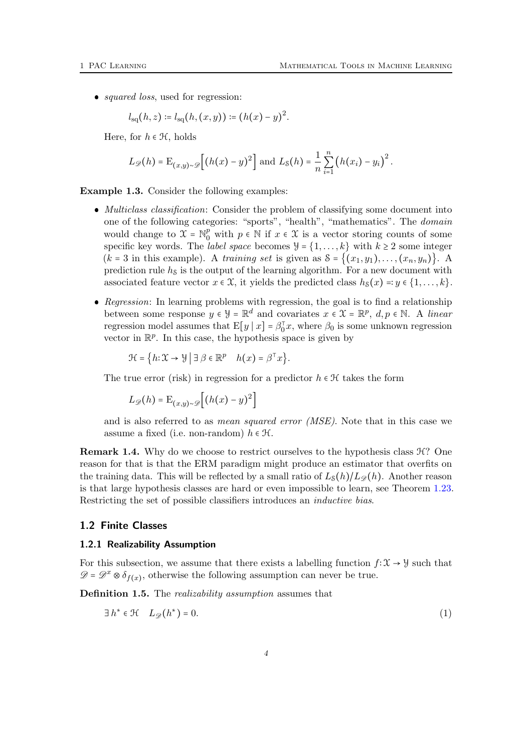- *squared loss*, used for regression:

  $$l_{\text{sq}}(h,z) := l_{\text{sq}}(h,(x,y)) := \big(h(x)-y\big)^2.$$

  Here, for $h \in \mathcal{H}$, holds

  $$L_{\mathscr{D}}(h) = \mathrm{E}_{(x,y)\sim\mathscr{D}}\Big[\big(h(x)-y\big)^2\Big] \text{ and } L_{\mathcal{S}}(h) = \frac{1}{n}\sum_{i=1}^{n}\big(h(x_i)-y_i\big)^2.$$

**Example 1.3.** Consider the following examples:

- *Multiclass classification*: Consider the problem of classifying some document into one of the following categories: "sports", "health", "mathematics". The *domain* would change to $\mathcal{X} = \mathbb{N}_0^p$ with $p \in \mathbb{N}$ if $x \in \mathcal{X}$ is a vector storing counts of some specific key words. The *label space* becomes $\mathcal{Y} = \{1,\dots,k\}$ with $k \geq 2$ some integer ($k = 3$ in this example). A *training set* is given as $\mathcal{S} = \{(x_1,y_1),\dots,(x_n,y_n)\}$. A prediction rule $h_{\mathcal{S}}$ is the output of the learning algorithm. For a new document with associated feature vector $x \in \mathcal{X}$, it yields the predicted class $h_{\mathcal{S}}(x) =: y \in \{1,\dots,k\}$.

- *Regression*: In learning problems with regression, the goal is to find a relationship between some response $y \in \mathcal{Y} = \mathbb{R}^d$ and covariates $x \in \mathcal{X} = \mathbb{R}^p$, $d,p \in \mathbb{N}$. A *linear* regression model assumes that $\mathrm{E}[y \mid x] = \beta_0^\top x$, where $\beta_0$ is some unknown regression vector in $\mathbb{R}^p$. In this case, the hypothesis space is given by

  $$\mathcal{H} = \big\{h\colon \mathcal{X} \to \mathcal{Y} \,\big|\, \exists\, \beta \in \mathbb{R}^p \quad h(x) = \beta^\top x\big\}.$$

  The true error (risk) in regression for a predictor $h \in \mathcal{H}$ takes the form

  $$L_{\mathscr{D}}(h) = \mathrm{E}_{(x,y)\sim\mathscr{D}}\Big[\big(h(x)-y\big)^2\Big]$$

  and is also referred to as *mean squared error (MSE)*. Note that in this case we assume a fixed (i.e. non-random) $h \in \mathcal{H}$.

**Remark 1.4.** Why do we choose to restrict ourselves to the hypothesis class $\mathcal{H}$? One reason for that is that the ERM paradigm might produce an estimator that overfits on the training data. This will be reflected by a small ratio of $L_{\mathcal{S}}(h)/L_{\mathscr{D}}(h)$. Another reason is that large hypothesis classes are hard or even impossible to learn, see Theorem 1.23. Restricting the set of possible classifiers introduces an *inductive bias*.

## 1.2 Finite Classes

### 1.2.1 Realizability Assumption

For this subsection, we assume that there exists a labelling function $f\colon \mathcal{X} \to \mathcal{Y}$ such that $\mathscr{D} = \mathscr{D}^x \otimes \delta_{f(x)}$, otherwise the following assumption can never be true.

**Definition 1.5.** The *realizability assumption* assumes that

$$\exists\, h^* \in \mathcal{H} \quad L_{\mathscr{D}}(h^*) = 0. \tag{1}$$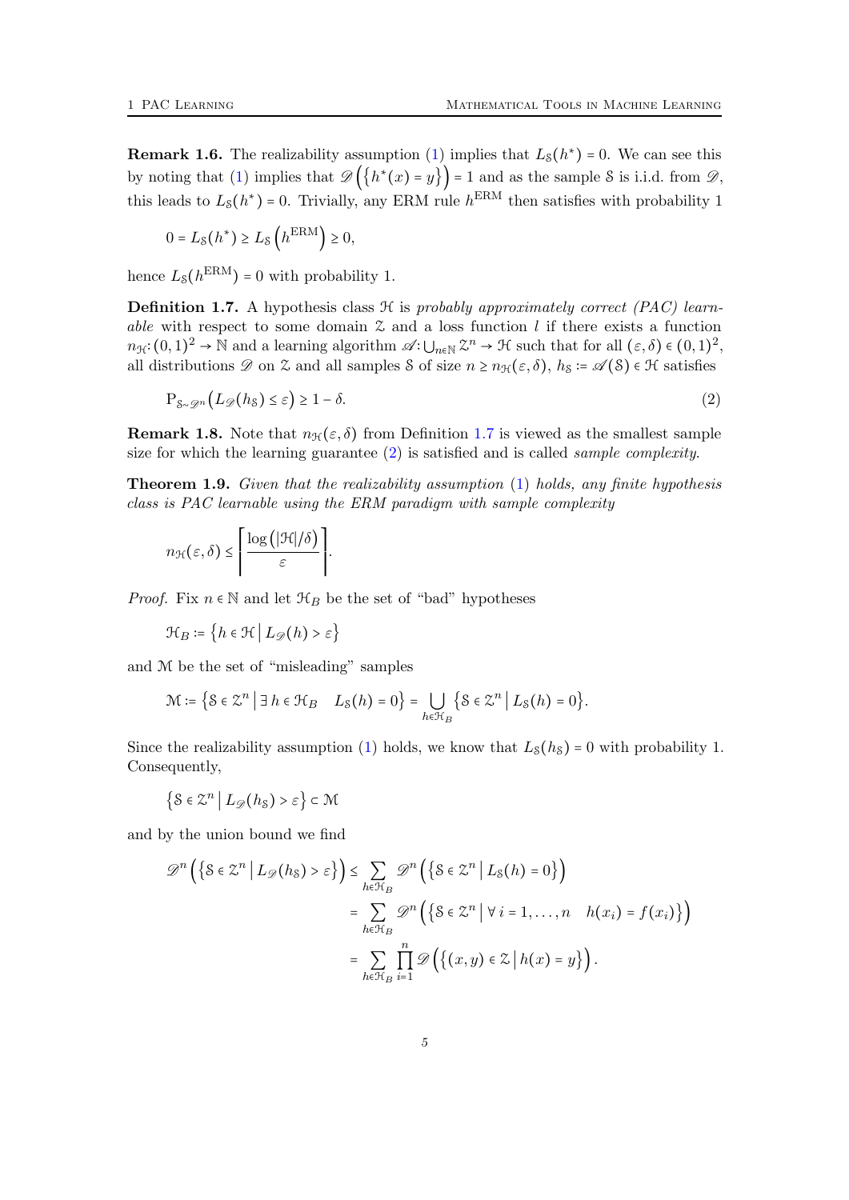**Remark 1.6.** The realizability assumption (1) implies that $L_{\mathcal{S}}(h^*) = 0$. We can see this by noting that (1) implies that $\mathscr{D}\left(\left\{h^*(x) = y\right\}\right) = 1$ and as the sample $\mathcal{S}$ is i.i.d. from $\mathscr{D}$, this leads to $L_{\mathcal{S}}(h^*) = 0$. Trivially, any ERM rule $h^{\text{ERM}}$ then satisfies with probability 1

$$0 = L_{\mathcal{S}}(h^*) \geq L_{\mathcal{S}}\left(h^{\text{ERM}}\right) \geq 0,$$

hence $L_{\mathcal{S}}(h^{\text{ERM}}) = 0$ with probability 1.

**Definition 1.7.** A hypothesis class $\mathcal{H}$ is *probably approximately correct (PAC) learnable* with respect to some domain $\mathcal{Z}$ and a loss function $l$ if there exists a function $n_{\mathcal{H}}\colon (0,1)^2 \to \mathbb{N}$ and a learning algorithm $\mathscr{A}\colon \bigcup_{n\in\mathbb{N}} \mathcal{Z}^n \to \mathcal{H}$ such that for all $(\varepsilon, \delta) \in (0,1)^2$, all distributions $\mathscr{D}$ on $\mathcal{Z}$ and all samples $\mathcal{S}$ of size $n \geq n_{\mathcal{H}}(\varepsilon, \delta)$, $h_{\mathcal{S}} := \mathscr{A}(\mathcal{S}) \in \mathcal{H}$ satisfies

$$\mathrm{P}_{\mathcal{S}\sim\mathscr{D}^n}\left(L_{\mathscr{D}}(h_{\mathcal{S}}) \leq \varepsilon\right) \geq 1 - \delta. \tag{2}$$

**Remark 1.8.** Note that $n_{\mathcal{H}}(\varepsilon, \delta)$ from Definition 1.7 is viewed as the smallest sample size for which the learning guarantee (2) is satisfied and is called *sample complexity*.

**Theorem 1.9.** *Given that the realizability assumption* (1) *holds, any finite hypothesis class is PAC learnable using the ERM paradigm with sample complexity*

$$n_{\mathcal{H}}(\varepsilon, \delta) \leq \left\lceil \frac{\log\left(|\mathcal{H}|/\delta\right)}{\varepsilon} \right\rceil.$$

*Proof.* Fix $n \in \mathbb{N}$ and let $\mathcal{H}_B$ be the set of "bad" hypotheses

$$\mathcal{H}_B := \left\{h \in \mathcal{H} \,\middle|\, L_{\mathscr{D}}(h) > \varepsilon\right\}$$

and $\mathcal{M}$ be the set of "misleading" samples

$$\mathcal{M} := \left\{\mathcal{S} \in \mathcal{Z}^n \,\middle|\, \exists\, h \in \mathcal{H}_B \quad L_{\mathcal{S}}(h) = 0\right\} = \bigcup_{h\in\mathcal{H}_B} \left\{\mathcal{S} \in \mathcal{Z}^n \,\middle|\, L_{\mathcal{S}}(h) = 0\right\}.$$

Since the realizability assumption (1) holds, we know that $L_{\mathcal{S}}(h_{\mathcal{S}}) = 0$ with probability 1. Consequently,

$$\left\{\mathcal{S} \in \mathcal{Z}^n \,\middle|\, L_{\mathscr{D}}(h_{\mathcal{S}}) > \varepsilon\right\} \subset \mathcal{M}$$

and by the union bound we find

$$\begin{aligned}
\mathscr{D}^n\left(\left\{\mathcal{S} \in \mathcal{Z}^n \,\middle|\, L_{\mathscr{D}}(h_{\mathcal{S}}) > \varepsilon\right\}\right) &\leq \sum_{h\in\mathcal{H}_B} \mathscr{D}^n\left(\left\{\mathcal{S} \in \mathcal{Z}^n \,\middle|\, L_{\mathcal{S}}(h) = 0\right\}\right) \\
&= \sum_{h\in\mathcal{H}_B} \mathscr{D}^n\left(\left\{\mathcal{S} \in \mathcal{Z}^n \,\middle|\, \forall\, i = 1, \ldots, n \quad h(x_i) = f(x_i)\right\}\right) \\
&= \sum_{h\in\mathcal{H}_B} \prod_{i=1}^{n} \mathscr{D}\left(\left\{(x, y) \in \mathcal{Z} \,\middle|\, h(x) = y\right\}\right).
\end{aligned}$$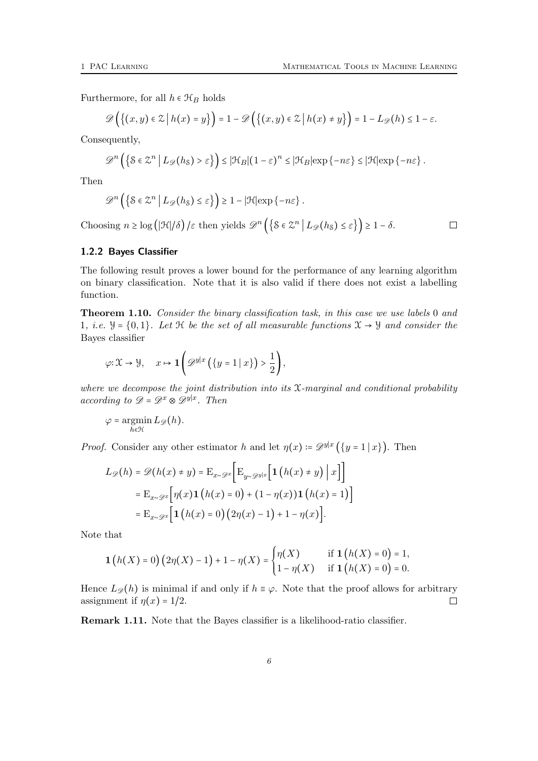Furthermore, for all $h \in \mathcal{H}_B$ holds

$$\mathscr{D}\left(\left\{(x,y) \in \mathcal{Z} \,\middle|\, h(x) = y\right\}\right) = 1 - \mathscr{D}\left(\left\{(x,y) \in \mathcal{Z} \,\middle|\, h(x) \neq y\right\}\right) = 1 - L_{\mathscr{D}}(h) \leq 1 - \varepsilon.$$

Consequently,

$$\mathscr{D}^n\left(\left\{\mathcal{S} \in \mathcal{Z}^n \,\middle|\, L_{\mathscr{D}}(h_{\mathcal{S}}) > \varepsilon\right\}\right) \leq |\mathcal{H}_B|(1-\varepsilon)^n \leq |\mathcal{H}_B| \exp\{-n\varepsilon\} \leq |\mathcal{H}| \exp\{-n\varepsilon\}.$$

Then

$$\mathscr{D}^n\left(\left\{\mathcal{S} \in \mathcal{Z}^n \,\middle|\, L_{\mathscr{D}}(h_{\mathcal{S}}) \leq \varepsilon\right\}\right) \geq 1 - |\mathcal{H}| \exp\{-n\varepsilon\}.$$

Choosing $n \geq \log\left(|\mathcal{H}|/\delta\right)/\varepsilon$ then yields $\mathscr{D}^n\left(\left\{\mathcal{S} \in \mathcal{Z}^n \,\middle|\, L_{\mathscr{D}}(h_{\mathcal{S}}) \leq \varepsilon\right\}\right) \geq 1 - \delta$. □

### 1.2.2 Bayes Classifier

The following result proves a lower bound for the performance of any learning algorithm on binary classification. Note that it is also valid if there does not exist a labelling function.

**Theorem 1.10.** *Consider the binary classification task, in this case we use labels* 0 *and* 1*, i.e.* $\mathcal{Y} = \{0, 1\}$*. Let* $\mathcal{H}$ *be the set of all measurable functions* $\mathcal{X} \to \mathcal{Y}$ *and consider the* Bayes classifier

$$\varphi \colon \mathcal{X} \to \mathcal{Y}, \quad x \mapsto \mathbf{1}\left(\mathscr{D}^{y|x}\left(\{y = 1 \,|\, x\}\right) > \frac{1}{2}\right),$$

*where we decompose the joint distribution into its* $\mathcal{X}$*-marginal and conditional probability according to* $\mathscr{D} = \mathscr{D}^x \otimes \mathscr{D}^{y|x}$*. Then*

$$\varphi = \operatorname*{argmin}_{h \in \mathcal{H}} L_{\mathscr{D}}(h).$$

*Proof.* Consider any other estimator $h$ and let $\eta(x) := \mathscr{D}^{y|x}\left(\{y = 1 \,|\, x\}\right)$. Then

$$\begin{aligned}
L_{\mathscr{D}}(h) = \mathscr{D}(h(x) \neq y) &= \mathrm{E}_{x \sim \mathscr{D}^x}\left[\mathrm{E}_{y \sim \mathscr{D}^{y|x}}\left[\mathbf{1}\left(h(x) \neq y\right) \,\middle|\, x\right]\right] \\
&= \mathrm{E}_{x \sim \mathscr{D}^x}\left[\eta(x)\mathbf{1}\left(h(x) = 0\right) + (1 - \eta(x))\mathbf{1}\left(h(x) = 1\right)\right] \\
&= \mathrm{E}_{x \sim \mathscr{D}^x}\left[\mathbf{1}\left(h(x) = 0\right)\left(2\eta(x) - 1\right) + 1 - \eta(x)\right].
\end{aligned}$$

Note that

$$\mathbf{1}\left(h(X) = 0\right)\left(2\eta(X) - 1\right) + 1 - \eta(X) = \begin{cases} \eta(X) & \text{if } \mathbf{1}\left(h(X) = 0\right) = 1, \\ 1 - \eta(X) & \text{if } \mathbf{1}\left(h(X) = 0\right) = 0. \end{cases}$$

Hence $L_{\mathscr{D}}(h)$ is minimal if and only if $h \equiv \varphi$. Note that the proof allows for arbitrary assignment if $\eta(x) = 1/2$. □

**Remark 1.11.** Note that the Bayes classifier is a likelihood-ratio classifier.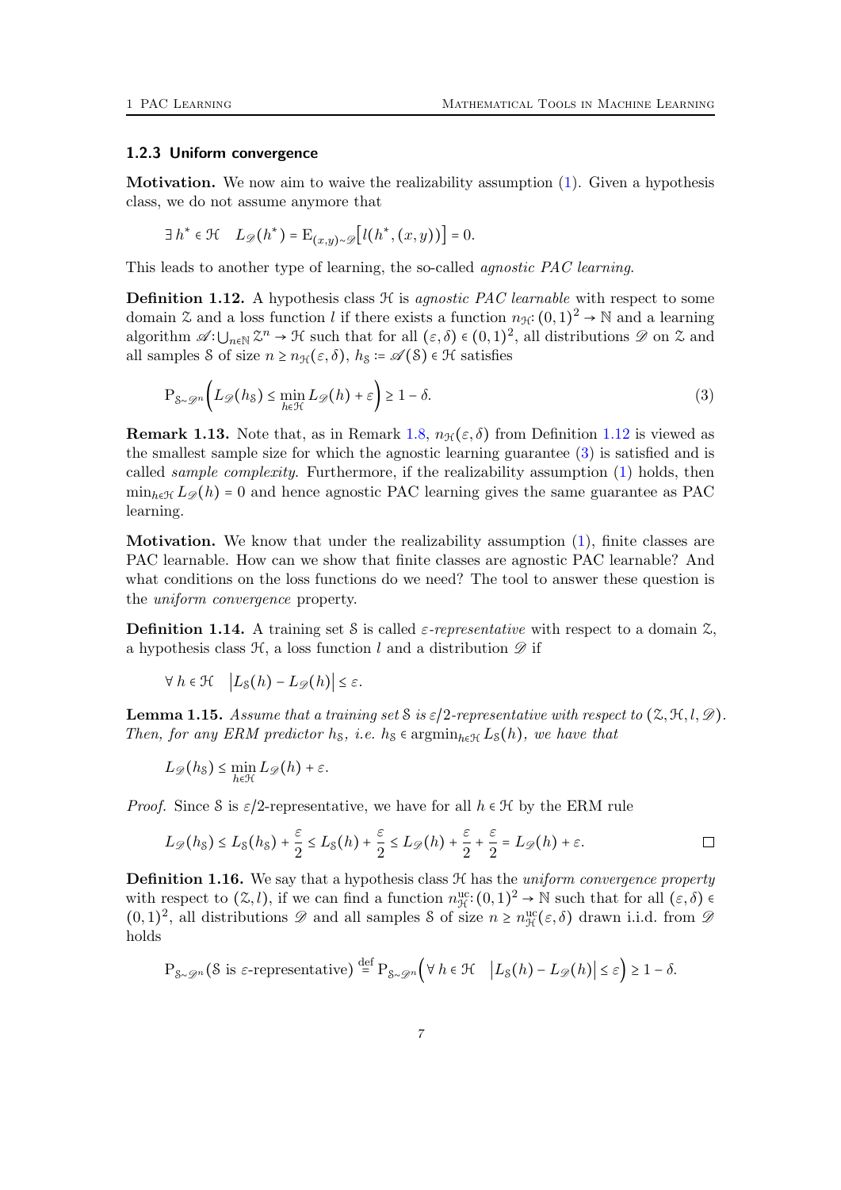### 1.2.3 Uniform convergence

**Motivation.** We now aim to waive the realizability assumption (1). Given a hypothesis class, we do not assume anymore that

$$\exists\, h^* \in \mathcal{H} \quad L_{\mathscr{D}}(h^*) = \mathrm{E}_{(x,y)\sim\mathscr{D}}\big[l(h^*,(x,y))\big] = 0.$$

This leads to another type of learning, the so-called *agnostic PAC learning*.

**Definition 1.12.** A hypothesis class $\mathcal{H}$ is *agnostic PAC learnable* with respect to some domain $\mathcal{Z}$ and a loss function $l$ if there exists a function $n_{\mathcal{H}}\colon (0,1)^2 \to \mathbb{N}$ and a learning algorithm $\mathscr{A}\colon \bigcup_{n\in\mathbb{N}} \mathcal{Z}^n \to \mathcal{H}$ such that for all $(\varepsilon,\delta) \in (0,1)^2$, all distributions $\mathscr{D}$ on $\mathcal{Z}$ and all samples $\mathcal{S}$ of size $n \geq n_{\mathcal{H}}(\varepsilon,\delta)$, $h_{\mathcal{S}} \coloneqq \mathscr{A}(\mathcal{S}) \in \mathcal{H}$ satisfies

$$\mathrm{P}_{\mathcal{S}\sim\mathscr{D}^n}\Big(L_{\mathscr{D}}(h_{\mathcal{S}}) \leq \min_{h\in\mathcal{H}} L_{\mathscr{D}}(h) + \varepsilon\Big) \geq 1-\delta. \tag{3}$$

**Remark 1.13.** Note that, as in Remark 1.8, $n_{\mathcal{H}}(\varepsilon,\delta)$ from Definition 1.12 is viewed as the smallest sample size for which the agnostic learning guarantee (3) is satisfied and is called *sample complexity*. Furthermore, if the realizability assumption (1) holds, then $\min_{h\in\mathcal{H}} L_{\mathscr{D}}(h) = 0$ and hence agnostic PAC learning gives the same guarantee as PAC learning.

**Motivation.** We know that under the realizability assumption (1), finite classes are PAC learnable. How can we show that finite classes are agnostic PAC learnable? And what conditions on the loss functions do we need? The tool to answer these question is the *uniform convergence* property.

**Definition 1.14.** A training set $\mathcal{S}$ is called *$\varepsilon$-representative* with respect to a domain $\mathcal{Z}$, a hypothesis class $\mathcal{H}$, a loss function $l$ and a distribution $\mathscr{D}$ if

$$\forall\, h \in \mathcal{H} \quad \big|L_{\mathcal{S}}(h) - L_{\mathscr{D}}(h)\big| \leq \varepsilon.$$

**Lemma 1.15.** *Assume that a training set $\mathcal{S}$ is $\varepsilon/2$-representative with respect to $(\mathcal{Z},\mathcal{H},l,\mathscr{D})$. Then, for any ERM predictor $h_{\mathcal{S}}$, i.e. $h_{\mathcal{S}} \in \operatorname{argmin}_{h\in\mathcal{H}} L_{\mathcal{S}}(h)$, we have that*

$$L_{\mathscr{D}}(h_{\mathcal{S}}) \leq \min_{h\in\mathcal{H}} L_{\mathscr{D}}(h) + \varepsilon.$$

*Proof.* Since $\mathcal{S}$ is $\varepsilon/2$-representative, we have for all $h \in \mathcal{H}$ by the ERM rule

$$L_{\mathscr{D}}(h_{\mathcal{S}}) \leq L_{\mathcal{S}}(h_{\mathcal{S}}) + \frac{\varepsilon}{2} \leq L_{\mathcal{S}}(h) + \frac{\varepsilon}{2} \leq L_{\mathscr{D}}(h) + \frac{\varepsilon}{2} + \frac{\varepsilon}{2} = L_{\mathscr{D}}(h) + \varepsilon.$$

□

**Definition 1.16.** We say that a hypothesis class $\mathcal{H}$ has the *uniform convergence property* with respect to $(\mathcal{Z},l)$, if we can find a function $n_{\mathcal{H}}^{\mathrm{uc}}\colon (0,1)^2 \to \mathbb{N}$ such that for all $(\varepsilon,\delta) \in (0,1)^2$, all distributions $\mathscr{D}$ and all samples $\mathcal{S}$ of size $n \geq n_{\mathcal{H}}^{\mathrm{uc}}(\varepsilon,\delta)$ drawn i.i.d. from $\mathscr{D}$ holds

$$\mathrm{P}_{\mathcal{S}\sim\mathscr{D}^n}(\mathcal{S} \text{ is } \varepsilon\text{-representative}) \overset{\text{def}}{=} \mathrm{P}_{\mathcal{S}\sim\mathscr{D}^n}\Big(\forall\, h \in \mathcal{H} \quad \big|L_{\mathcal{S}}(h) - L_{\mathscr{D}}(h)\big| \leq \varepsilon\Big) \geq 1-\delta.$$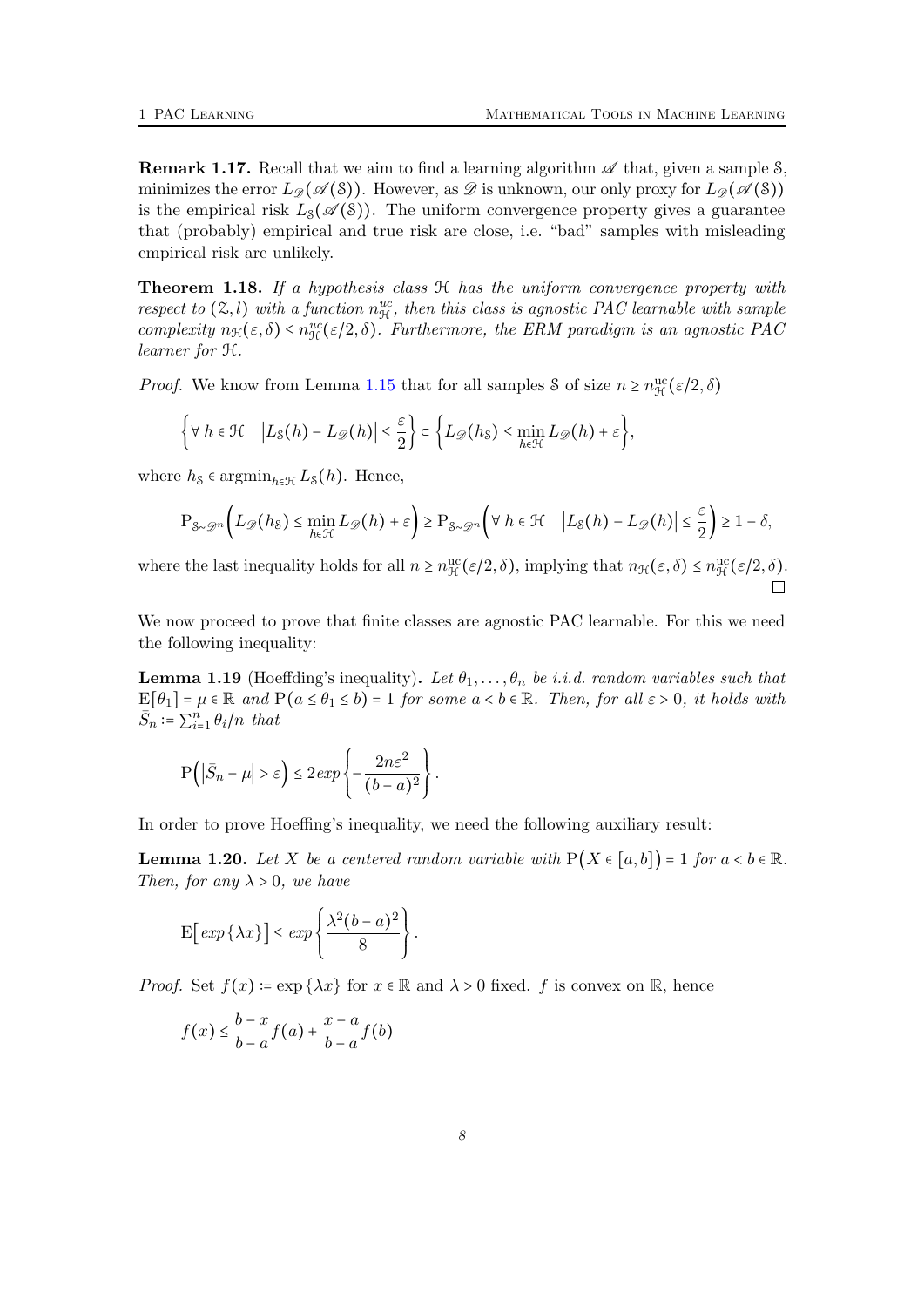**Remark 1.17.** Recall that we aim to find a learning algorithm $\mathscr{A}$ that, given a sample $\mathcal{S}$, minimizes the error $L_{\mathscr{D}}(\mathscr{A}(\mathcal{S}))$. However, as $\mathscr{D}$ is unknown, our only proxy for $L_{\mathscr{D}}(\mathscr{A}(\mathcal{S}))$ is the empirical risk $L_{\mathcal{S}}(\mathscr{A}(\mathcal{S}))$. The uniform convergence property gives a guarantee that (probably) empirical and true risk are close, i.e. "bad" samples with misleading empirical risk are unlikely.

**Theorem 1.18.** *If a hypothesis class $\mathcal{H}$ has the uniform convergence property with respect to $(\mathcal{Z}, l)$ with a function $n_{\mathcal{H}}^{uc}$, then this class is agnostic PAC learnable with sample complexity $n_{\mathcal{H}}(\varepsilon, \delta) \leq n_{\mathcal{H}}^{uc}(\varepsilon/2, \delta)$. Furthermore, the ERM paradigm is an agnostic PAC learner for $\mathcal{H}$.*

*Proof.* We know from Lemma 1.15 that for all samples $\mathcal{S}$ of size $n \geq n_{\mathcal{H}}^{\mathrm{uc}}(\varepsilon/2, \delta)$

$$\left\{\forall\, h \in \mathcal{H} \quad \left|L_{\mathcal{S}}(h) - L_{\mathscr{D}}(h)\right| \leq \frac{\varepsilon}{2}\right\} \subset \left\{L_{\mathscr{D}}(h_{\mathcal{S}}) \leq \min_{h \in \mathcal{H}} L_{\mathscr{D}}(h) + \varepsilon\right\},$$

where $h_{\mathcal{S}} \in \operatorname{argmin}_{h \in \mathcal{H}} L_{\mathcal{S}}(h)$. Hence,

$$\mathrm{P}_{\mathcal{S} \sim \mathscr{D}^n}\left(L_{\mathscr{D}}(h_{\mathcal{S}}) \leq \min_{h \in \mathcal{H}} L_{\mathscr{D}}(h) + \varepsilon\right) \geq \mathrm{P}_{\mathcal{S} \sim \mathscr{D}^n}\left(\forall\, h \in \mathcal{H} \quad \left|L_{\mathcal{S}}(h) - L_{\mathscr{D}}(h)\right| \leq \frac{\varepsilon}{2}\right) \geq 1 - \delta,$$

where the last inequality holds for all $n \geq n_{\mathcal{H}}^{\mathrm{uc}}(\varepsilon/2, \delta)$, implying that $n_{\mathcal{H}}(\varepsilon, \delta) \leq n_{\mathcal{H}}^{\mathrm{uc}}(\varepsilon/2, \delta)$. $\square$

We now proceed to prove that finite classes are agnostic PAC learnable. For this we need the following inequality:

**Lemma 1.19** (Hoeffding's inequality)**.** *Let $\theta_1, \ldots, \theta_n$ be i.i.d. random variables such that $\mathrm{E}[\theta_1] = \mu \in \mathbb{R}$ and $\mathrm{P}(a \leq \theta_1 \leq b) = 1$ for some $a < b \in \mathbb{R}$. Then, for all $\varepsilon > 0$, it holds with $\bar{S}_n := \sum_{i=1}^n \theta_i / n$ that*

$$\mathrm{P}\left(\left|\bar{S}_n - \mu\right| > \varepsilon\right) \leq 2\,exp\left\{-\frac{2n\varepsilon^2}{(b-a)^2}\right\}.$$

In order to prove Hoeffing's inequality, we need the following auxiliary result:

**Lemma 1.20.** *Let $X$ be a centered random variable with $\mathrm{P}\big(X \in [a, b]\big) = 1$ for $a < b \in \mathbb{R}$. Then, for any $\lambda > 0$, we have*

$$\mathrm{E}\big[\,exp\{\lambda x\}\big] \leq exp\left\{\frac{\lambda^2 (b-a)^2}{8}\right\}.$$

*Proof.* Set $f(x) := \exp\{\lambda x\}$ for $x \in \mathbb{R}$ and $\lambda > 0$ fixed. $f$ is convex on $\mathbb{R}$, hence

$$f(x) \leq \frac{b-x}{b-a} f(a) + \frac{x-a}{b-a} f(b)$$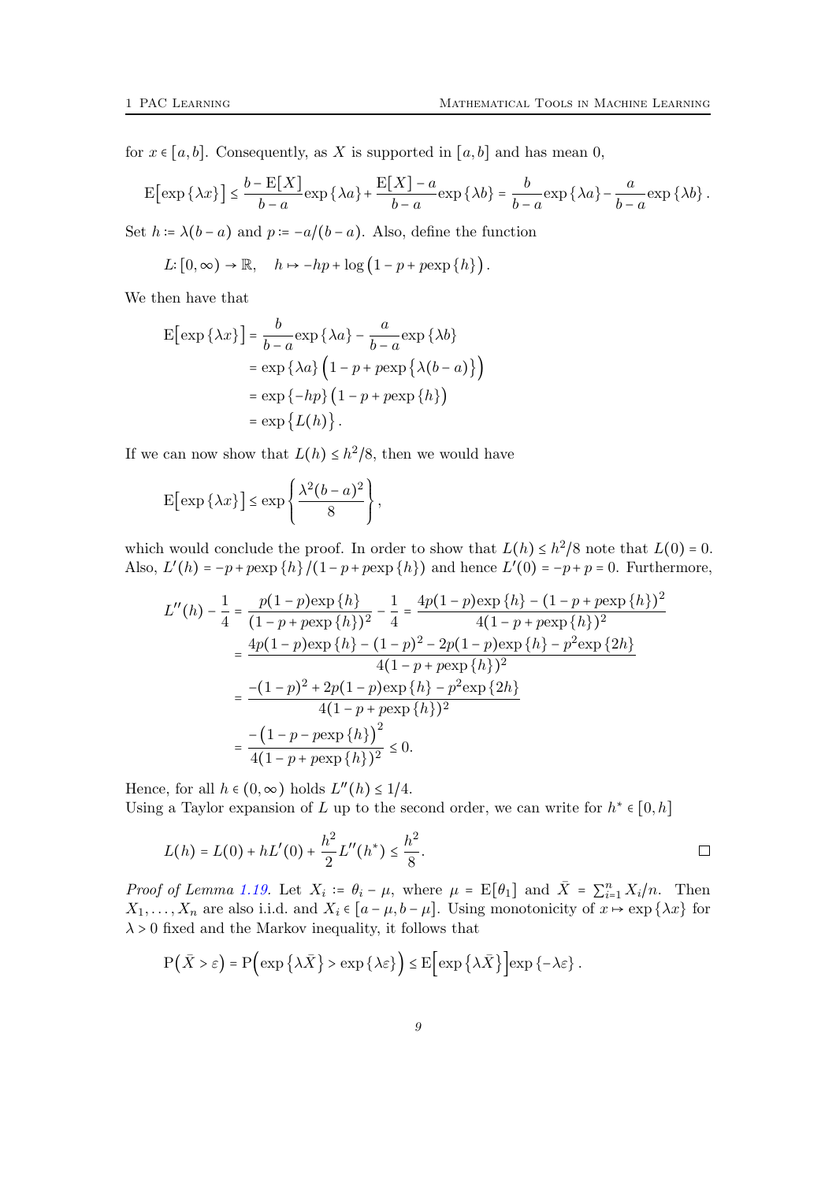for $x \in [a,b]$. Consequently, as $X$ is supported in $[a,b]$ and has mean 0,

$$\mathrm{E}\big[\exp\{\lambda x\}\big] \le \frac{b - \mathrm{E}[X]}{b-a}\exp\{\lambda a\} + \frac{\mathrm{E}[X] - a}{b-a}\exp\{\lambda b\} = \frac{b}{b-a}\exp\{\lambda a\} - \frac{a}{b-a}\exp\{\lambda b\}.$$

Set $h := \lambda(b-a)$ and $p := -a/(b-a)$. Also, define the function

$$L\colon [0,\infty) \to \mathbb{R}, \quad h \mapsto -hp + \log\big(1 - p + p\exp\{h\}\big).$$

We then have that

$$\begin{aligned}
\mathrm{E}\big[\exp\{\lambda x\}\big] &= \frac{b}{b-a}\exp\{\lambda a\} - \frac{a}{b-a}\exp\{\lambda b\} \\
&= \exp\{\lambda a\}\Big(1 - p + p\exp\big\{\lambda(b-a)\big\}\Big) \\
&= \exp\{-hp\}\big(1 - p + p\exp\{h\}\big) \\
&= \exp\big\{L(h)\big\}.
\end{aligned}$$

If we can now show that $L(h) \le h^2/8$, then we would have

$$\mathrm{E}\big[\exp\{\lambda x\}\big] \le \exp\left\{\frac{\lambda^2(b-a)^2}{8}\right\},$$

which would conclude the proof. In order to show that $L(h) \le h^2/8$ note that $L(0) = 0$. Also, $L'(h) = -p + p\exp\{h\}/(1 - p + p\exp\{h\})$ and hence $L'(0) = -p + p = 0$. Furthermore,

$$\begin{aligned}
L''(h) - \frac{1}{4} &= \frac{p(1-p)\exp\{h\}}{(1-p+p\exp\{h\})^2} - \frac{1}{4} = \frac{4p(1-p)\exp\{h\} - (1-p+p\exp\{h\})^2}{4(1-p+p\exp\{h\})^2} \\
&= \frac{4p(1-p)\exp\{h\} - (1-p)^2 - 2p(1-p)\exp\{h\} - p^2\exp\{2h\}}{4(1-p+p\exp\{h\})^2} \\
&= \frac{-(1-p)^2 + 2p(1-p)\exp\{h\} - p^2\exp\{2h\}}{4(1-p+p\exp\{h\})^2} \\
&= \frac{-\big(1-p-p\exp\{h\}\big)^2}{4(1-p+p\exp\{h\})^2} \le 0.
\end{aligned}$$

Hence, for all $h \in (0,\infty)$ holds $L''(h) \le 1/4$.
Using a Taylor expansion of $L$ up to the second order, we can write for $h^* \in [0,h]$

$$L(h) = L(0) + hL'(0) + \frac{h^2}{2}L''(h^*) \le \frac{h^2}{8}.$$

□

*Proof of Lemma 1.19.* Let $X_i := \theta_i - \mu$, where $\mu = \mathrm{E}[\theta_1]$ and $\bar{X} = \sum_{i=1}^n X_i/n$. Then $X_1, \ldots, X_n$ are also i.i.d. and $X_i \in [a-\mu, b-\mu]$. Using monotonicity of $x \mapsto \exp\{\lambda x\}$ for $\lambda > 0$ fixed and the Markov inequality, it follows that

$$\mathrm{P}\big(\bar{X} > \varepsilon\big) = \mathrm{P}\Big(\exp\big\{\lambda\bar{X}\big\} > \exp\{\lambda\varepsilon\}\Big) \le \mathrm{E}\Big[\exp\big\{\lambda\bar{X}\big\}\Big]\exp\{-\lambda\varepsilon\}.$$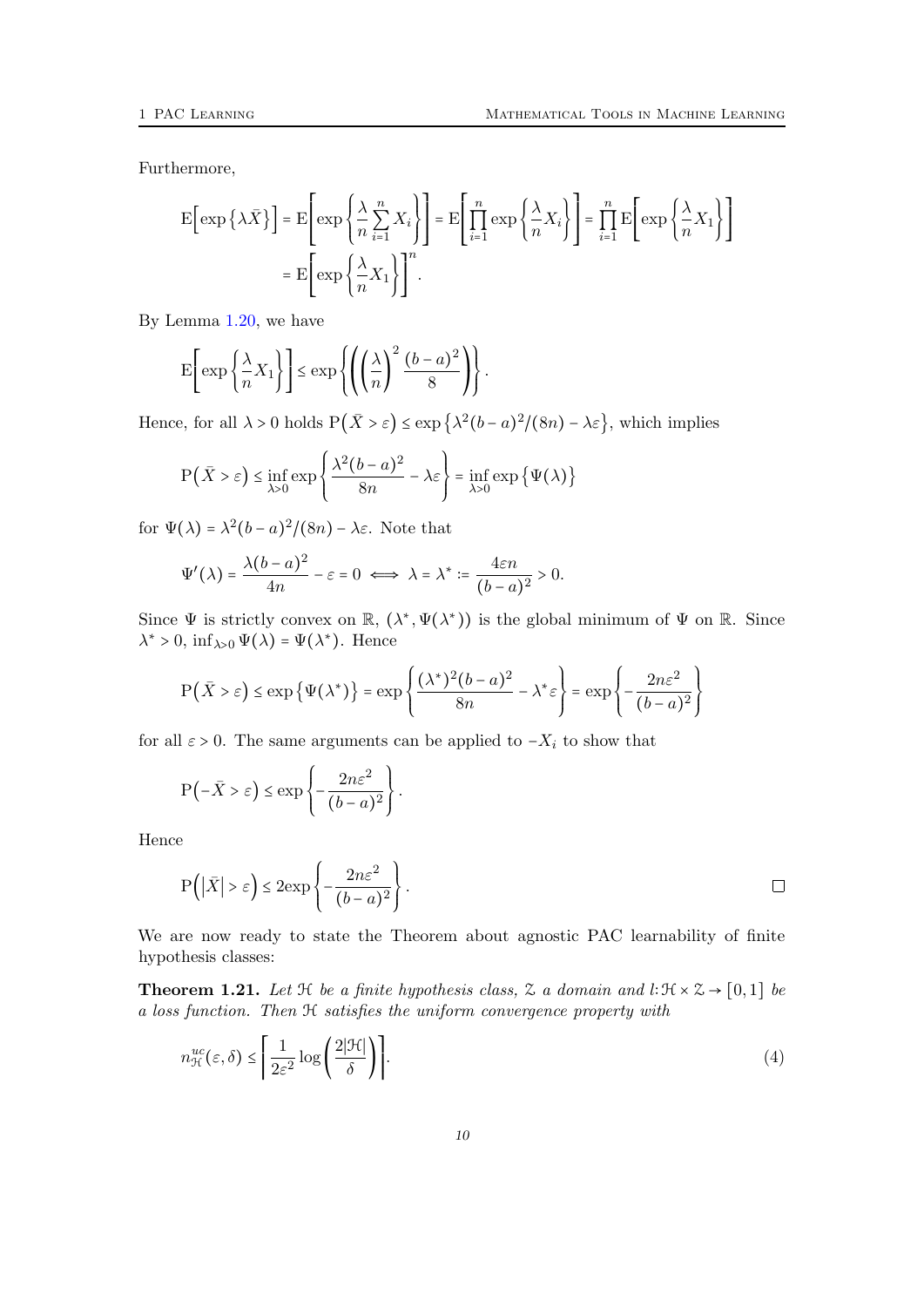Furthermore,

$$\mathrm{E}\Big[\exp\big\{\lambda\bar{X}\big\}\Big] = \mathrm{E}\left[\exp\left\{\frac{\lambda}{n}\sum_{i=1}^{n}X_i\right\}\right] = \mathrm{E}\left[\prod_{i=1}^{n}\exp\left\{\frac{\lambda}{n}X_i\right\}\right] = \prod_{i=1}^{n}\mathrm{E}\left[\exp\left\{\frac{\lambda}{n}X_1\right\}\right]$$

$$= \mathrm{E}\left[\exp\left\{\frac{\lambda}{n}X_1\right\}\right]^n.$$

By Lemma 1.20, we have

$$\mathrm{E}\left[\exp\left\{\frac{\lambda}{n}X_1\right\}\right] \le \exp\left\{\left(\left(\frac{\lambda}{n}\right)^2\frac{(b-a)^2}{8}\right)\right\}.$$

Hence, for all $\lambda > 0$ holds $\mathrm{P}\big(\bar{X} > \varepsilon\big) \le \exp\big\{\lambda^2(b-a)^2/(8n) - \lambda\varepsilon\big\}$, which implies

$$\mathrm{P}\big(\bar{X} > \varepsilon\big) \le \inf_{\lambda>0}\exp\left\{\frac{\lambda^2(b-a)^2}{8n} - \lambda\varepsilon\right\} = \inf_{\lambda>0}\exp\big\{\Psi(\lambda)\big\}$$

for $\Psi(\lambda) = \lambda^2(b-a)^2/(8n) - \lambda\varepsilon$. Note that

$$\Psi'(\lambda) = \frac{\lambda(b-a)^2}{4n} - \varepsilon = 0 \iff \lambda = \lambda^* := \frac{4\varepsilon n}{(b-a)^2} > 0.$$

Since $\Psi$ is strictly convex on $\mathbb{R}$, $(\lambda^*, \Psi(\lambda^*))$ is the global minimum of $\Psi$ on $\mathbb{R}$. Since $\lambda^* > 0$, $\inf_{\lambda>0}\Psi(\lambda) = \Psi(\lambda^*)$. Hence

$$\mathrm{P}\big(\bar{X} > \varepsilon\big) \le \exp\big\{\Psi(\lambda^*)\big\} = \exp\left\{\frac{(\lambda^*)^2(b-a)^2}{8n} - \lambda^*\varepsilon\right\} = \exp\left\{-\frac{2n\varepsilon^2}{(b-a)^2}\right\}$$

for all $\varepsilon > 0$. The same arguments can be applied to $-X_i$ to show that

$$\mathrm{P}\big(-\bar{X} > \varepsilon\big) \le \exp\left\{-\frac{2n\varepsilon^2}{(b-a)^2}\right\}.$$

Hence

$$\mathrm{P}\Big(\big|\bar{X}\big| > \varepsilon\Big) \le 2\exp\left\{-\frac{2n\varepsilon^2}{(b-a)^2}\right\}. \qquad \square$$

We are now ready to state the Theorem about agnostic PAC learnability of finite hypothesis classes:

**Theorem 1.21.** *Let $\mathcal{H}$ be a finite hypothesis class, $\mathcal{Z}$ a domain and $l\colon \mathcal{H}\times\mathcal{Z}\to[0,1]$ be a loss function. Then $\mathcal{H}$ satisfies the uniform convergence property with*

$$n_{\mathcal{H}}^{uc}(\varepsilon,\delta) \le \left\lceil \frac{1}{2\varepsilon^2}\log\left(\frac{2|\mathcal{H}|}{\delta}\right)\right\rceil. \tag{4}$$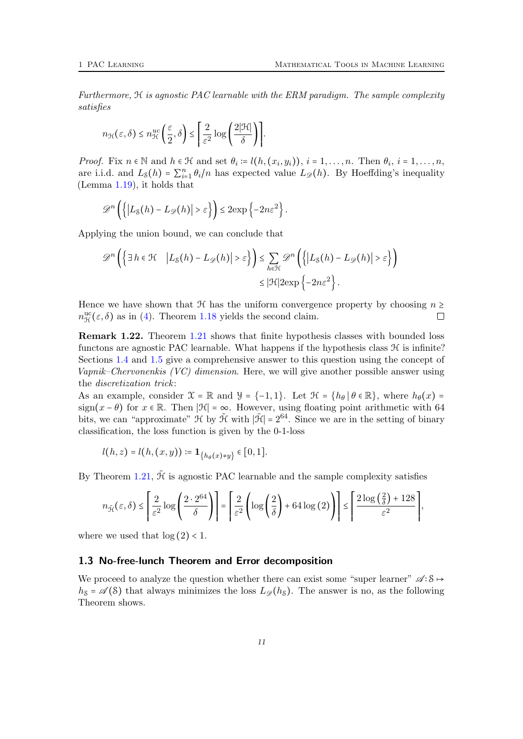*Furthermore, $\mathcal{H}$ is agnostic PAC learnable with the ERM paradigm. The sample complexity satisfies*

$$n_{\mathcal{H}}(\varepsilon, \delta) \leq n_{\mathcal{H}}^{uc}\left(\frac{\varepsilon}{2}, \delta\right) \leq \left\lceil \frac{2}{\varepsilon^2} \log\left(\frac{2|\mathcal{H}|}{\delta}\right) \right\rceil.$$

*Proof.* Fix $n \in \mathbb{N}$ and $h \in \mathcal{H}$ and set $\theta_i := l(h, (x_i, y_i))$, $i = 1, \ldots, n$. Then $\theta_i$, $i = 1, \ldots, n$, are i.i.d. and $L_{\mathcal{S}}(h) = \sum_{i=1}^{n} \theta_i / n$ has expected value $L_{\mathscr{D}}(h)$. By Hoeffding's inequality (Lemma 1.19), it holds that

$$\mathscr{D}^n\left(\left\{\left|L_{\mathcal{S}}(h) - L_{\mathscr{D}}(h)\right| > \varepsilon\right\}\right) \leq 2\exp\left\{-2n\varepsilon^2\right\}.$$

Applying the union bound, we can conclude that

$$\begin{aligned}\mathscr{D}^n\left(\left\{\exists\, h \in \mathcal{H} \quad \left|L_{\mathcal{S}}(h) - L_{\mathscr{D}}(h)\right| > \varepsilon\right\}\right) &\leq \sum_{h \in \mathcal{H}} \mathscr{D}^n\left(\left\{\left|L_{\mathcal{S}}(h) - L_{\mathscr{D}}(h)\right| > \varepsilon\right\}\right) \\ &\leq |\mathcal{H}| 2\exp\left\{-2n\varepsilon^2\right\}.\end{aligned}$$

Hence we have shown that $\mathcal{H}$ has the uniform convergence property by choosing $n \geq n_{\mathcal{H}}^{\mathrm{uc}}(\varepsilon, \delta)$ as in (4). Theorem 1.18 yields the second claim. ☐

**Remark 1.22.** Theorem 1.21 shows that finite hypothesis classes with bounded loss functons are agnostic PAC learnable. What happens if the hypothesis class $\mathcal{H}$ is infinite? Sections 1.4 and 1.5 give a comprehensive answer to this question using the concept of *Vapnik–Chervonenkis (VC) dimension*. Here, we will give another possible answer using the *discretization trick*:
As an example, consider $\mathcal{X} = \mathbb{R}$ and $\mathcal{Y} = \{-1, 1\}$. Let $\mathcal{H} = \{h_\theta \,|\, \theta \in \mathbb{R}\}$, where $h_\theta(x) = \operatorname{sign}(x - \theta)$ for $x \in \mathbb{R}$. Then $|\mathcal{H}| = \infty$. However, using floating point arithmetic with 64 bits, we can "approximate" $\mathcal{H}$ by $\tilde{\mathcal{H}}$ with $|\tilde{\mathcal{H}}| = 2^{64}$. Since we are in the setting of binary classification, the loss function is given by the 0-1-loss

$$l(h, z) = l(h, (x, y)) := \mathbf{1}_{\{h_\theta(x) \neq y\}} \in [0, 1].$$

By Theorem 1.21, $\tilde{\mathcal{H}}$ is agnostic PAC learnable and the sample complexity satisfies

$$n_{\tilde{\mathcal{H}}}(\varepsilon, \delta) \leq \left\lceil \frac{2}{\varepsilon^2} \log\left(\frac{2 \cdot 2^{64}}{\delta}\right) \right\rceil = \left\lceil \frac{2}{\varepsilon^2} \left(\log\left(\frac{2}{\delta}\right) + 64 \log(2)\right) \right\rceil \leq \left\lceil \frac{2 \log\left(\frac{2}{\delta}\right) + 128}{\varepsilon^2} \right\rceil,$$

where we used that $\log(2) < 1$.

### 1.3 No-free-lunch Theorem and Error decomposition

We proceed to analyze the question whether there can exist some "super learner" $\mathscr{A} \colon \mathcal{S} \mapsto h_{\mathcal{S}} = \mathscr{A}(\mathcal{S})$ that always minimizes the loss $L_{\mathscr{D}}(h_{\mathcal{S}})$. The answer is no, as the following Theorem shows.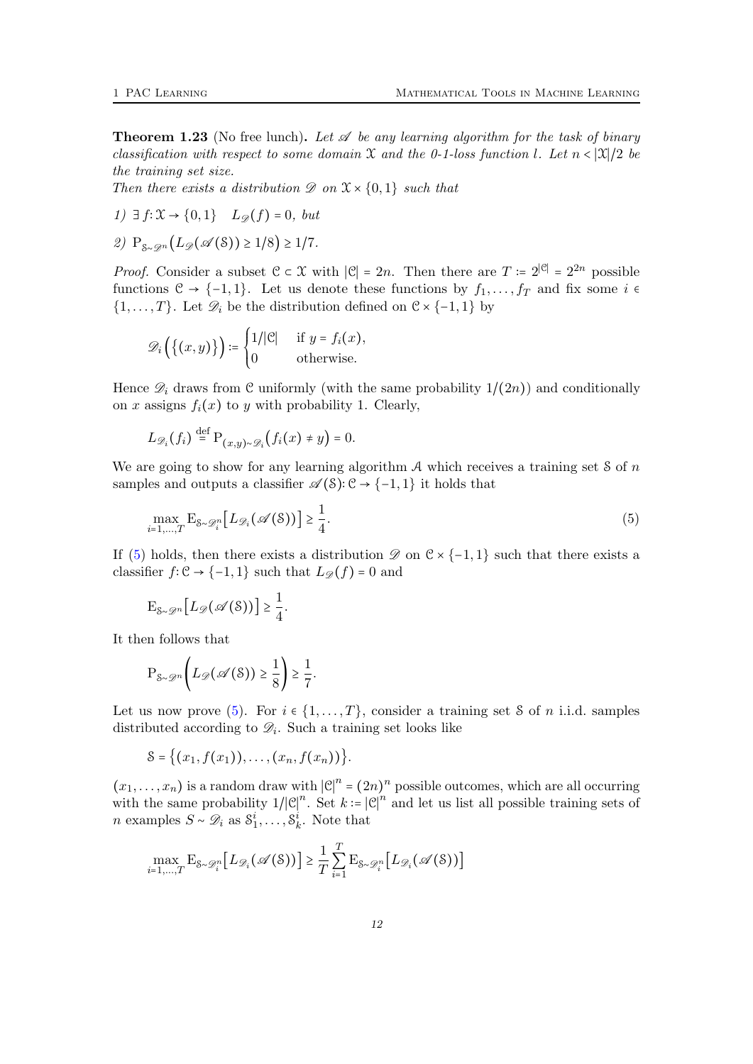**Theorem 1.23** (No free lunch)**.** *Let $\mathscr{A}$ be any learning algorithm for the task of binary classification with respect to some domain $\mathcal{X}$ and the 0-1-loss function $l$. Let $n < |\mathcal{X}|/2$ be the training set size.*
*Then there exists a distribution $\mathscr{D}$ on $\mathcal{X} \times \{0,1\}$ such that*

*1)* $\exists\, f\colon \mathcal{X} \to \{0,1\} \quad L_{\mathscr{D}}(f) = 0$, *but*

*2)* $\mathrm{P}_{\mathcal{S}\sim\mathscr{D}^n}\big(L_{\mathscr{D}}(\mathscr{A}(\mathcal{S})) \geq 1/8\big) \geq 1/7$.

*Proof.* Consider a subset $\mathcal{C} \subset \mathcal{X}$ with $|\mathcal{C}| = 2n$. Then there are $T := 2^{|\mathcal{C}|} = 2^{2n}$ possible functions $\mathcal{C} \to \{-1,1\}$. Let us denote these functions by $f_1, \dots, f_T$ and fix some $i \in \{1, \dots, T\}$. Let $\mathscr{D}_i$ be the distribution defined on $\mathcal{C} \times \{-1,1\}$ by

$$\mathscr{D}_i\Big(\big\{(x,y)\big\}\Big) := \begin{cases} 1/|\mathcal{C}| & \text{if } y = f_i(x), \\ 0 & \text{otherwise.} \end{cases}$$

Hence $\mathscr{D}_i$ draws from $\mathcal{C}$ uniformly (with the same probability $1/(2n)$) and conditionally on $x$ assigns $f_i(x)$ to $y$ with probability 1. Clearly,

$$L_{\mathscr{D}_i}(f_i) \overset{\text{def}}{=} \mathrm{P}_{(x,y)\sim\mathscr{D}_i}\big(f_i(x) \neq y\big) = 0.$$

We are going to show for any learning algorithm $\mathcal{A}$ which receives a training set $\mathcal{S}$ of $n$ samples and outputs a classifier $\mathscr{A}(\mathcal{S})\colon \mathcal{C} \to \{-1,1\}$ it holds that

$$\max_{i=1,\dots,T} \mathrm{E}_{\mathcal{S}\sim\mathscr{D}_i^n}\big[L_{\mathscr{D}_i}(\mathscr{A}(\mathcal{S}))\big] \geq \frac{1}{4}. \tag{5}$$

If (5) holds, then there exists a distribution $\mathscr{D}$ on $\mathcal{C} \times \{-1,1\}$ such that there exists a classifier $f\colon \mathcal{C} \to \{-1,1\}$ such that $L_{\mathscr{D}}(f) = 0$ and

$$\mathrm{E}_{\mathcal{S}\sim\mathscr{D}^n}\big[L_{\mathscr{D}}(\mathscr{A}(\mathcal{S}))\big] \geq \frac{1}{4}.$$

It then follows that

$$\mathrm{P}_{\mathcal{S}\sim\mathscr{D}^n}\left(L_{\mathscr{D}}(\mathscr{A}(\mathcal{S})) \geq \frac{1}{8}\right) \geq \frac{1}{7}.$$

Let us now prove (5). For $i \in \{1, \dots, T\}$, consider a training set $\mathcal{S}$ of $n$ i.i.d. samples distributed according to $\mathscr{D}_i$. Such a training set looks like

$$\mathcal{S} = \big\{(x_1, f(x_1)), \dots, (x_n, f(x_n))\big\}.$$

$(x_1, \dots, x_n)$ is a random draw with $|\mathcal{C}|^n = (2n)^n$ possible outcomes, which are all occurring with the same probability $1/|\mathcal{C}|^n$. Set $k := |\mathcal{C}|^n$ and let us list all possible training sets of $n$ examples $S \sim \mathscr{D}_i$ as $\mathcal{S}_1^i, \dots, \mathcal{S}_k^i$. Note that

$$\max_{i=1,\dots,T} \mathrm{E}_{\mathcal{S}\sim\mathscr{D}_i^n}\big[L_{\mathscr{D}_i}(\mathscr{A}(\mathcal{S}))\big] \geq \frac{1}{T}\sum_{i=1}^{T} \mathrm{E}_{\mathcal{S}\sim\mathscr{D}_i^n}\big[L_{\mathscr{D}_i}(\mathscr{A}(\mathcal{S}))\big]$$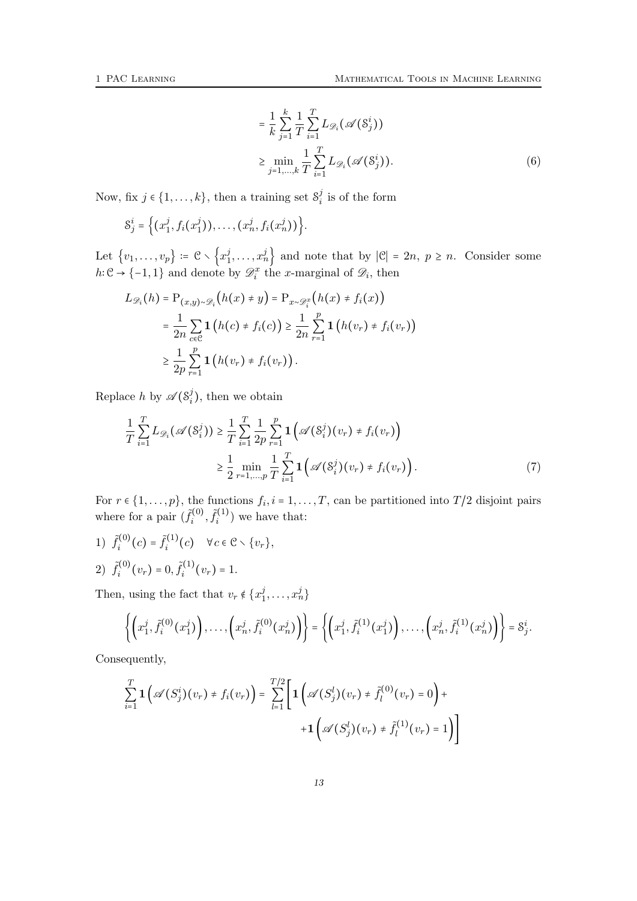$$
\begin{aligned}
&= \frac{1}{k}\sum_{j=1}^{k}\frac{1}{T}\sum_{i=1}^{T} L_{\mathscr{D}_i}(\mathscr{A}(\mathcal{S}_j^i)) \\
&\geq \min_{j=1,\dots,k}\frac{1}{T}\sum_{i=1}^{T} L_{\mathscr{D}_i}(\mathscr{A}(\mathcal{S}_j^i)).
\end{aligned}
\tag{6}
$$

Now, fix $j \in \{1,\dots,k\}$, then a training set $\mathcal{S}_i^j$ is of the form

$$
\mathcal{S}_j^i = \left\{(x_1^j, f_i(x_1^j)),\dots,(x_n^j, f_i(x_n^j))\right\}.
$$

Let $\left\{v_1,\dots,v_p\right\} \coloneqq \mathcal{C}\smallsetminus\left\{x_1^j,\dots,x_n^j\right\}$ and note that by $|\mathcal{C}| = 2n$, $p \geq n$. Consider some $h\colon \mathcal{C}\to\{-1,1\}$ and denote by $\mathscr{D}_i^x$ the $x$-marginal of $\mathscr{D}_i$, then

$$
\begin{aligned}
L_{\mathscr{D}_i}(h) &= \mathrm{P}_{(x,y)\sim\mathscr{D}_i}\big(h(x)\neq y\big) = \mathrm{P}_{x\sim\mathscr{D}_i^x}\big(h(x)\neq f_i(x)\big) \\
&= \frac{1}{2n}\sum_{c\in\mathcal{C}}\mathbf{1}\left(h(c)\neq f_i(c)\right) \geq \frac{1}{2n}\sum_{r=1}^{p}\mathbf{1}\left(h(v_r)\neq f_i(v_r)\right) \\
&\geq \frac{1}{2p}\sum_{r=1}^{p}\mathbf{1}\left(h(v_r)\neq f_i(v_r)\right).
\end{aligned}
$$

Replace $h$ by $\mathscr{A}(\mathcal{S}_i^j)$, then we obtain

$$
\begin{aligned}
\frac{1}{T}\sum_{i=1}^{T} L_{\mathscr{D}_i}(\mathscr{A}(\mathcal{S}_i^j)) &\geq \frac{1}{T}\sum_{i=1}^{T}\frac{1}{2p}\sum_{r=1}^{p}\mathbf{1}\left(\mathscr{A}(\mathcal{S}_i^j)(v_r)\neq f_i(v_r)\right) \\
&\geq \frac{1}{2}\min_{r=1,\dots,p}\frac{1}{T}\sum_{i=1}^{T}\mathbf{1}\left(\mathscr{A}(\mathcal{S}_i^j)(v_r)\neq f_i(v_r)\right).
\end{aligned}
\tag{7}
$$

For $r\in\{1,\dots,p\}$, the functions $f_i, i = 1,\dots,T$, can be partitioned into $T/2$ disjoint pairs where for a pair $(\tilde{f}_i^{(0)},\tilde{f}_i^{(1)})$ we have that:

1) $\tilde{f}_i^{(0)}(c) = \tilde{f}_i^{(1)}(c) \quad \forall c\in\mathcal{C}\smallsetminus\{v_r\}$,

2) $\tilde{f}_i^{(0)}(v_r) = 0, \tilde{f}_i^{(1)}(v_r) = 1$.

Then, using the fact that $v_r\notin\{x_1^j,\dots,x_n^j\}$

$$
\left\{\left(x_1^j,\tilde{f}_i^{(0)}(x_1^j)\right),\dots,\left(x_n^j,\tilde{f}_i^{(0)}(x_n^j)\right)\right\} = \left\{\left(x_1^j,\tilde{f}_i^{(1)}(x_1^j)\right),\dots,\left(x_n^j,\tilde{f}_i^{(1)}(x_n^j)\right)\right\} = \mathcal{S}_j^i.
$$

Consequently,

$$
\begin{aligned}
\sum_{i=1}^{T}\mathbf{1}\left(\mathscr{A}(S_j^i)(v_r)\neq f_i(v_r)\right) = \sum_{l=1}^{T/2}\Bigg[\mathbf{1}\left(\mathscr{A}(S_j^l)(v_r)\neq\tilde{f}_l^{(0)}(v_r) = 0\right) + \\
+\mathbf{1}\left(\mathscr{A}(S_j^l)(v_r)\neq\tilde{f}_l^{(1)}(v_r) = 1\right)\Bigg]
\end{aligned}
$$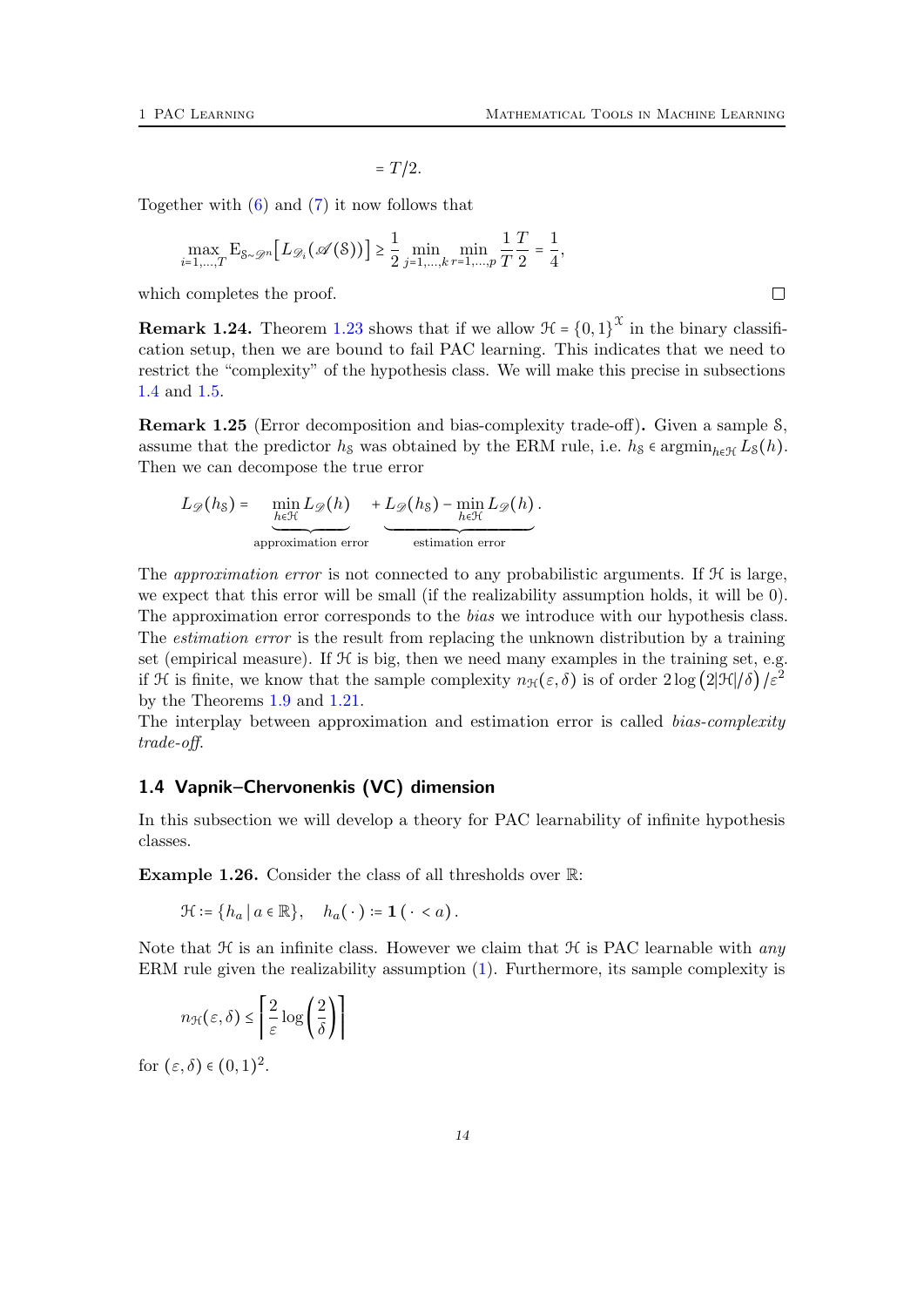$$= T/2.$$

Together with (6) and (7) it now follows that

$$\max_{i=1,\ldots,T} \mathrm{E}_{\mathcal{S}\sim\mathscr{D}^n}\big[L_{\mathscr{D}_i}(\mathscr{A}(\mathcal{S}))\big] \geq \frac{1}{2}\min_{j=1,\ldots,k}\min_{r=1,\ldots,p}\frac{1}{T}\frac{T}{2} = \frac{1}{4},$$

which completes the proof. □

**Remark 1.24.** Theorem 1.23 shows that if we allow $\mathcal{H} = \{0,1\}^{\mathcal{X}}$ in the binary classification setup, then we are bound to fail PAC learning. This indicates that we need to restrict the "complexity" of the hypothesis class. We will make this precise in subsections 1.4 and 1.5.

**Remark 1.25** (Error decomposition and bias-complexity trade-off)**.** Given a sample $\mathcal{S}$, assume that the predictor $h_{\mathcal{S}}$ was obtained by the ERM rule, i.e. $h_{\mathcal{S}} \in \operatorname{argmin}_{h\in\mathcal{H}} L_{\mathcal{S}}(h)$. Then we can decompose the true error

$$L_{\mathscr{D}}(h_{\mathcal{S}}) = \underbrace{\min_{h\in\mathcal{H}} L_{\mathscr{D}}(h)}_{\text{approximation error}} + \underbrace{L_{\mathscr{D}}(h_{\mathcal{S}}) - \min_{h\in\mathcal{H}} L_{\mathscr{D}}(h)}_{\text{estimation error}}.$$

The *approximation error* is not connected to any probabilistic arguments. If $\mathcal{H}$ is large, we expect that this error will be small (if the realizability assumption holds, it will be 0). The approximation error corresponds to the *bias* we introduce with our hypothesis class. The *estimation error* is the result from replacing the unknown distribution by a training set (empirical measure). If $\mathcal{H}$ is big, then we need many examples in the training set, e.g. if $\mathcal{H}$ is finite, we know that the sample complexity $n_{\mathcal{H}}(\varepsilon,\delta)$ is of order $2\log\left(2|\mathcal{H}|/\delta\right)/\varepsilon^2$ by the Theorems 1.9 and 1.21.
The interplay between approximation and estimation error is called *bias-complexity trade-off*.

## 1.4 Vapnik–Chervonenkis (VC) dimension

In this subsection we will develop a theory for PAC learnability of infinite hypothesis classes.

**Example 1.26.** Consider the class of all thresholds over $\mathbb{R}$:

$$\mathcal{H} := \{h_a \,|\, a \in \mathbb{R}\}, \quad h_a(\,\cdot\,) := \mathbf{1}\,(\,\cdot\, < a)\,.$$

Note that $\mathcal{H}$ is an infinite class. However we claim that $\mathcal{H}$ is PAC learnable with *any* ERM rule given the realizability assumption (1). Furthermore, its sample complexity is

$$n_{\mathcal{H}}(\varepsilon,\delta) \leq \left\lceil \frac{2}{\varepsilon}\log\left(\frac{2}{\delta}\right)\right\rceil$$

for $(\varepsilon,\delta) \in (0,1)^2$.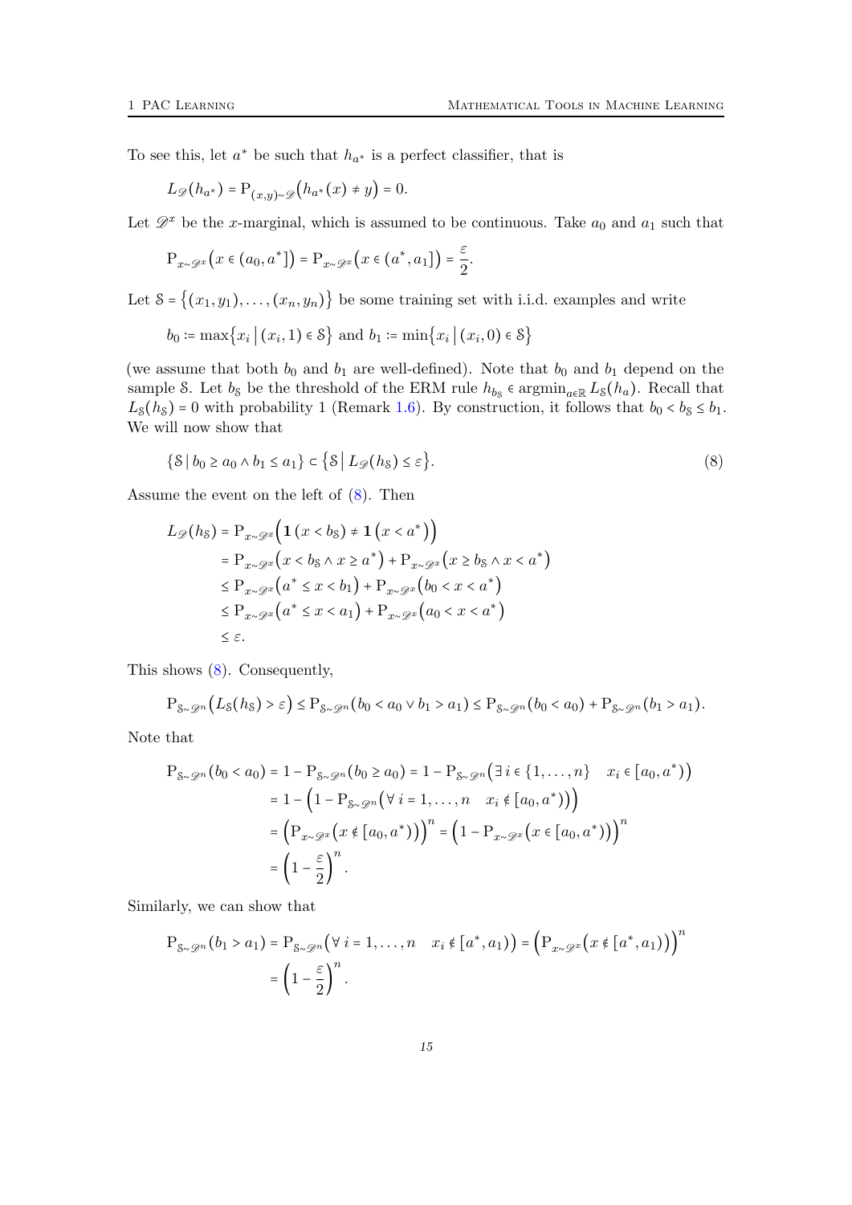To see this, let $a^*$ be such that $h_{a^*}$ is a perfect classifier, that is

$$L_{\mathscr{D}}(h_{a^*}) = \mathrm{P}_{(x,y)\sim\mathscr{D}}\big(h_{a^*}(x) \neq y\big) = 0.$$

Let $\mathscr{D}^x$ be the $x$-marginal, which is assumed to be continuous. Take $a_0$ and $a_1$ such that

$$\mathrm{P}_{x\sim\mathscr{D}^x}\big(x \in (a_0, a^*]\big) = \mathrm{P}_{x\sim\mathscr{D}^x}\big(x \in (a^*, a_1]\big) = \frac{\varepsilon}{2}.$$

Let $\mathcal{S} = \{(x_1, y_1), \ldots, (x_n, y_n)\}$ be some training set with i.i.d. examples and write

$$b_0 \coloneqq \max\{x_i \,|\, (x_i, 1) \in \mathcal{S}\} \text{ and } b_1 \coloneqq \min\{x_i \,|\, (x_i, 0) \in \mathcal{S}\}$$

(we assume that both $b_0$ and $b_1$ are well-defined). Note that $b_0$ and $b_1$ depend on the sample $\mathcal{S}$. Let $b_{\mathcal{S}}$ be the threshold of the ERM rule $h_{b_{\mathcal{S}}} \in \operatorname{argmin}_{a\in\mathbb{R}} L_{\mathcal{S}}(h_a)$. Recall that $L_{\mathcal{S}}(h_{\mathcal{S}}) = 0$ with probability 1 (Remark 1.6). By construction, it follows that $b_0 < b_{\mathcal{S}} \leq b_1$. We will now show that

$$\{\mathcal{S} \,|\, b_0 \geq a_0 \wedge b_1 \leq a_1\} \subset \{\mathcal{S} \,|\, L_{\mathscr{D}}(h_{\mathcal{S}}) \leq \varepsilon\}. \tag{8}$$

Assume the event on the left of (8). Then

$$\begin{aligned}
L_{\mathscr{D}}(h_{\mathcal{S}}) &= \mathrm{P}_{x\sim\mathscr{D}^x}\Big(\mathbf{1}\left(x < b_{\mathcal{S}}\right) \neq \mathbf{1}\left(x < a^*\right)\Big) \\
&= \mathrm{P}_{x\sim\mathscr{D}^x}\big(x < b_{\mathcal{S}} \wedge x \geq a^*\big) + \mathrm{P}_{x\sim\mathscr{D}^x}\big(x \geq b_{\mathcal{S}} \wedge x < a^*\big) \\
&\leq \mathrm{P}_{x\sim\mathscr{D}^x}\big(a^* \leq x < b_1\big) + \mathrm{P}_{x\sim\mathscr{D}^x}\big(b_0 < x < a^*\big) \\
&\leq \mathrm{P}_{x\sim\mathscr{D}^x}\big(a^* \leq x < a_1\big) + \mathrm{P}_{x\sim\mathscr{D}^x}\big(a_0 < x < a^*\big) \\
&\leq \varepsilon.
\end{aligned}$$

This shows (8). Consequently,

$$\mathrm{P}_{\mathcal{S}\sim\mathscr{D}^n}\big(L_{\mathcal{S}}(h_{\mathcal{S}}) > \varepsilon\big) \leq \mathrm{P}_{\mathcal{S}\sim\mathscr{D}^n}(b_0 < a_0 \vee b_1 > a_1) \leq \mathrm{P}_{\mathcal{S}\sim\mathscr{D}^n}(b_0 < a_0) + \mathrm{P}_{\mathcal{S}\sim\mathscr{D}^n}(b_1 > a_1).$$

Note that

$$\begin{aligned}
\mathrm{P}_{\mathcal{S}\sim\mathscr{D}^n}(b_0 < a_0) &= 1 - \mathrm{P}_{\mathcal{S}\sim\mathscr{D}^n}(b_0 \geq a_0) = 1 - \mathrm{P}_{\mathcal{S}\sim\mathscr{D}^n}\big(\exists\, i \in \{1, \ldots, n\} \quad x_i \in [a_0, a^*)\big) \\
&= 1 - \Big(1 - \mathrm{P}_{\mathcal{S}\sim\mathscr{D}^n}\big(\forall\, i = 1, \ldots, n \quad x_i \notin [a_0, a^*)\big)\Big) \\
&= \Big(\mathrm{P}_{x\sim\mathscr{D}^x}\big(x \notin [a_0, a^*)\big)\Big)^n = \Big(1 - \mathrm{P}_{x\sim\mathscr{D}^x}\big(x \in [a_0, a^*)\big)\Big)^n \\
&= \left(1 - \frac{\varepsilon}{2}\right)^n.
\end{aligned}$$

Similarly, we can show that

$$\begin{aligned}
\mathrm{P}_{\mathcal{S}\sim\mathscr{D}^n}(b_1 > a_1) &= \mathrm{P}_{\mathcal{S}\sim\mathscr{D}^n}\big(\forall\, i = 1, \ldots, n \quad x_i \notin [a^*, a_1)\big) = \Big(\mathrm{P}_{x\sim\mathscr{D}^x}\big(x \notin [a^*, a_1)\big)\Big)^n \\
&= \left(1 - \frac{\varepsilon}{2}\right)^n.
\end{aligned}$$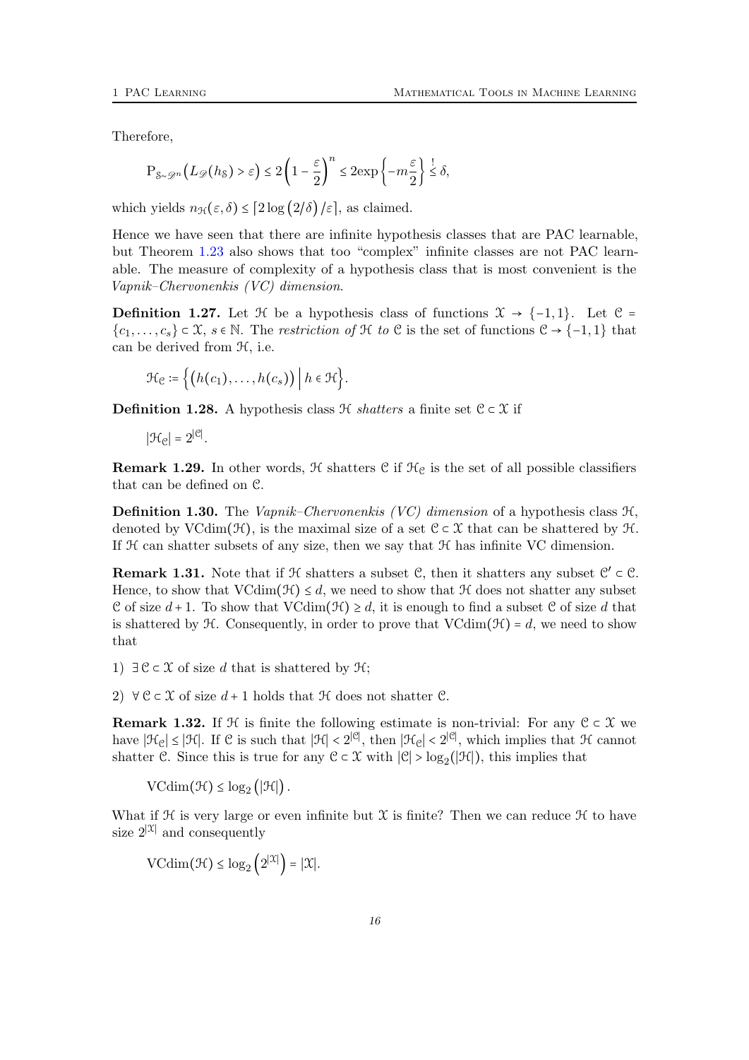Therefore,

$$\mathrm{P}_{\mathcal{S}\sim\mathscr{D}^n}\big(L_{\mathscr{D}}(h_{\mathcal{S}}) > \varepsilon\big) \le 2\left(1 - \frac{\varepsilon}{2}\right)^n \le 2\exp\left\{-m\frac{\varepsilon}{2}\right\} \overset{!}{\le} \delta,$$

which yields $n_{\mathcal{H}}(\varepsilon, \delta) \le \lceil 2\log\big(2/\delta\big)/\varepsilon \rceil$, as claimed.

Hence we have seen that there are infinite hypothesis classes that are PAC learnable, but Theorem 1.23 also shows that too "complex" infinite classes are not PAC learnable. The measure of complexity of a hypothesis class that is most convenient is the *Vapnik–Chervonenkis (VC) dimension*.

**Definition 1.27.** Let $\mathcal{H}$ be a hypothesis class of functions $\mathcal{X} \to \{-1, 1\}$. Let $\mathcal{C} = \{c_1, \dots, c_s\} \subset \mathcal{X}$, $s \in \mathbb{N}$. The *restriction of $\mathcal{H}$ to $\mathcal{C}$* is the set of functions $\mathcal{C} \to \{-1, 1\}$ that can be derived from $\mathcal{H}$, i.e.

$$\mathcal{H}_{\mathcal{C}} := \Big\{\big(h(c_1), \dots, h(c_s)\big) \,\Big|\, h \in \mathcal{H}\Big\}.$$

**Definition 1.28.** A hypothesis class $\mathcal{H}$ *shatters* a finite set $\mathcal{C} \subset \mathcal{X}$ if

$$|\mathcal{H}_{\mathcal{C}}| = 2^{|\mathcal{C}|}.$$

**Remark 1.29.** In other words, $\mathcal{H}$ shatters $\mathcal{C}$ if $\mathcal{H}_{\mathcal{C}}$ is the set of all possible classifiers that can be defined on $\mathcal{C}$.

**Definition 1.30.** The *Vapnik–Chervonenkis (VC) dimension* of a hypothesis class $\mathcal{H}$, denoted by $\mathrm{VCdim}(\mathcal{H})$, is the maximal size of a set $\mathcal{C} \subset \mathcal{X}$ that can be shattered by $\mathcal{H}$. If $\mathcal{H}$ can shatter subsets of any size, then we say that $\mathcal{H}$ has infinite VC dimension.

**Remark 1.31.** Note that if $\mathcal{H}$ shatters a subset $\mathcal{C}$, then it shatters any subset $\mathcal{C}' \subset \mathcal{C}$. Hence, to show that $\mathrm{VCdim}(\mathcal{H}) \le d$, we need to show that $\mathcal{H}$ does not shatter any subset $\mathcal{C}$ of size $d+1$. To show that $\mathrm{VCdim}(\mathcal{H}) \ge d$, it is enough to find a subset $\mathcal{C}$ of size $d$ that is shattered by $\mathcal{H}$. Consequently, in order to prove that $\mathrm{VCdim}(\mathcal{H}) = d$, we need to show that

1) $\exists\, \mathcal{C} \subset \mathcal{X}$ of size $d$ that is shattered by $\mathcal{H}$;

2) $\forall\, \mathcal{C} \subset \mathcal{X}$ of size $d+1$ holds that $\mathcal{H}$ does not shatter $\mathcal{C}$.

**Remark 1.32.** If $\mathcal{H}$ is finite the following estimate is non-trivial: For any $\mathcal{C} \subset \mathcal{X}$ we have $|\mathcal{H}_{\mathcal{C}}| \le |\mathcal{H}|$. If $\mathcal{C}$ is such that $|\mathcal{H}| < 2^{|\mathcal{C}|}$, then $|\mathcal{H}_{\mathcal{C}}| < 2^{|\mathcal{C}|}$, which implies that $\mathcal{H}$ cannot shatter $\mathcal{C}$. Since this is true for any $\mathcal{C} \subset \mathcal{X}$ with $|\mathcal{C}| > \log_2(|\mathcal{H}|)$, this implies that

$$\mathrm{VCdim}(\mathcal{H}) \le \log_2\big(|\mathcal{H}|\big).$$

What if $\mathcal{H}$ is very large or even infinite but $\mathcal{X}$ is finite? Then we can reduce $\mathcal{H}$ to have size $2^{|\mathcal{X}|}$ and consequently

$$\mathrm{VCdim}(\mathcal{H}) \le \log_2\Big(2^{|\mathcal{X}|}\Big) = |\mathcal{X}|.$$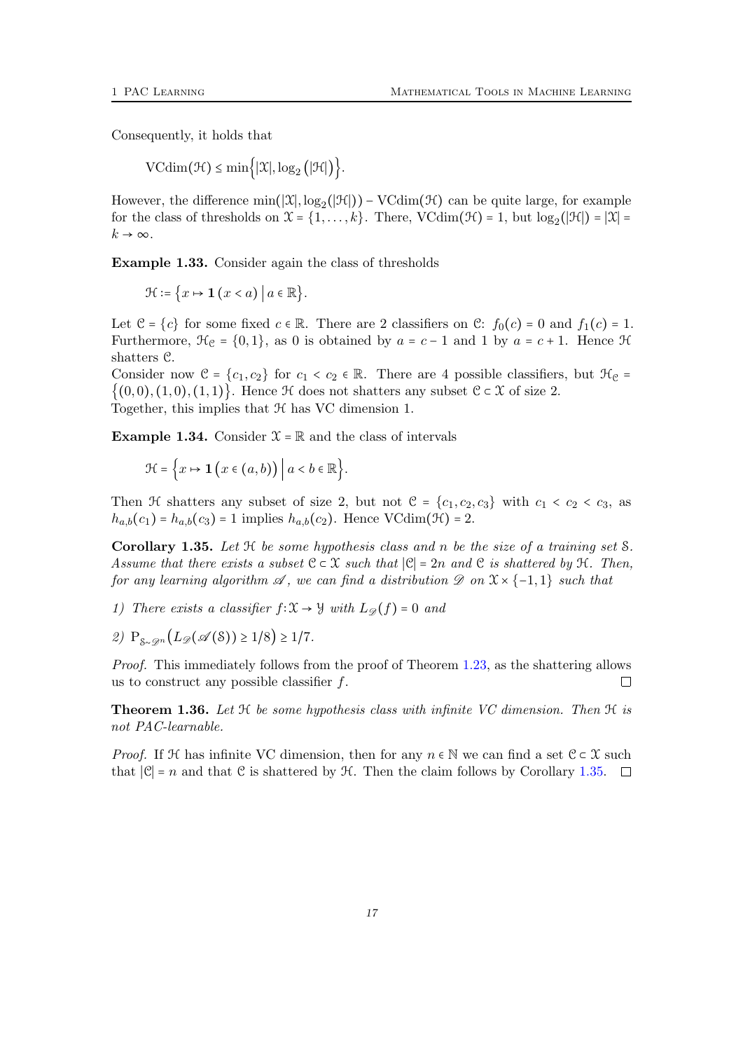Consequently, it holds that

$$\operatorname{VCdim}(\mathcal{H}) \leq \min\left\{|\mathcal{X}|, \log_2\left(|\mathcal{H}|\right)\right\}.$$

However, the difference $\min(|\mathcal{X}|, \log_2(|\mathcal{H}|)) - \operatorname{VCdim}(\mathcal{H})$ can be quite large, for example for the class of thresholds on $\mathcal{X} = \{1, \ldots, k\}$. There, $\operatorname{VCdim}(\mathcal{H}) = 1$, but $\log_2(|\mathcal{H}|) = |\mathcal{X}| = k \to \infty$.

**Example 1.33.** Consider again the class of thresholds

$$\mathcal{H} := \left\{x \mapsto \mathbf{1}\left(x < a\right) \,\middle|\, a \in \mathbb{R}\right\}.$$

Let $\mathcal{C} = \{c\}$ for some fixed $c \in \mathbb{R}$. There are 2 classifiers on $\mathcal{C}$: $f_0(c) = 0$ and $f_1(c) = 1$. Furthermore, $\mathcal{H}_{\mathcal{C}} = \{0, 1\}$, as 0 is obtained by $a = c - 1$ and 1 by $a = c + 1$. Hence $\mathcal{H}$ shatters $\mathcal{C}$.
Consider now $\mathcal{C} = \{c_1, c_2\}$ for $c_1 < c_2 \in \mathbb{R}$. There are 4 possible classifiers, but $\mathcal{H}_{\mathcal{C}} = \{(0,0), (1,0), (1,1)\}$. Hence $\mathcal{H}$ does not shatters any subset $\mathcal{C} \subset \mathcal{X}$ of size 2.
Together, this implies that $\mathcal{H}$ has VC dimension 1.

**Example 1.34.** Consider $\mathcal{X} = \mathbb{R}$ and the class of intervals

$$\mathcal{H} = \left\{x \mapsto \mathbf{1}\left(x \in (a, b)\right) \,\middle|\, a < b \in \mathbb{R}\right\}.$$

Then $\mathcal{H}$ shatters any subset of size 2, but not $\mathcal{C} = \{c_1, c_2, c_3\}$ with $c_1 < c_2 < c_3$, as $h_{a,b}(c_1) = h_{a,b}(c_3) = 1$ implies $h_{a,b}(c_2)$. Hence $\operatorname{VCdim}(\mathcal{H}) = 2$.

**Corollary 1.35.** *Let $\mathcal{H}$ be some hypothesis class and $n$ be the size of a training set $\mathcal{S}$. Assume that there exists a subset $\mathcal{C} \subset \mathcal{X}$ such that $|\mathcal{C}| = 2n$ and $\mathcal{C}$ is shattered by $\mathcal{H}$. Then, for any learning algorithm $\mathscr{A}$, we can find a distribution $\mathscr{D}$ on $\mathcal{X} \times \{-1, 1\}$ such that*

*1) There exists a classifier $f\colon \mathcal{X} \to \mathcal{Y}$ with $L_{\mathscr{D}}(f) = 0$ and*

*2) $\mathrm{P}_{\mathcal{S} \sim \mathscr{D}^n}\left(L_{\mathscr{D}}(\mathscr{A}(\mathcal{S})) \geq 1/8\right) \geq 1/7$.*

*Proof.* This immediately follows from the proof of Theorem 1.23, as the shattering allows us to construct any possible classifier $f$. $\square$

**Theorem 1.36.** *Let $\mathcal{H}$ be some hypothesis class with infinite VC dimension. Then $\mathcal{H}$ is not PAC-learnable.*

*Proof.* If $\mathcal{H}$ has infinite VC dimension, then for any $n \in \mathbb{N}$ we can find a set $\mathcal{C} \subset \mathcal{X}$ such that $|\mathcal{C}| = n$ and that $\mathcal{C}$ is shattered by $\mathcal{H}$. Then the claim follows by Corollary 1.35. $\square$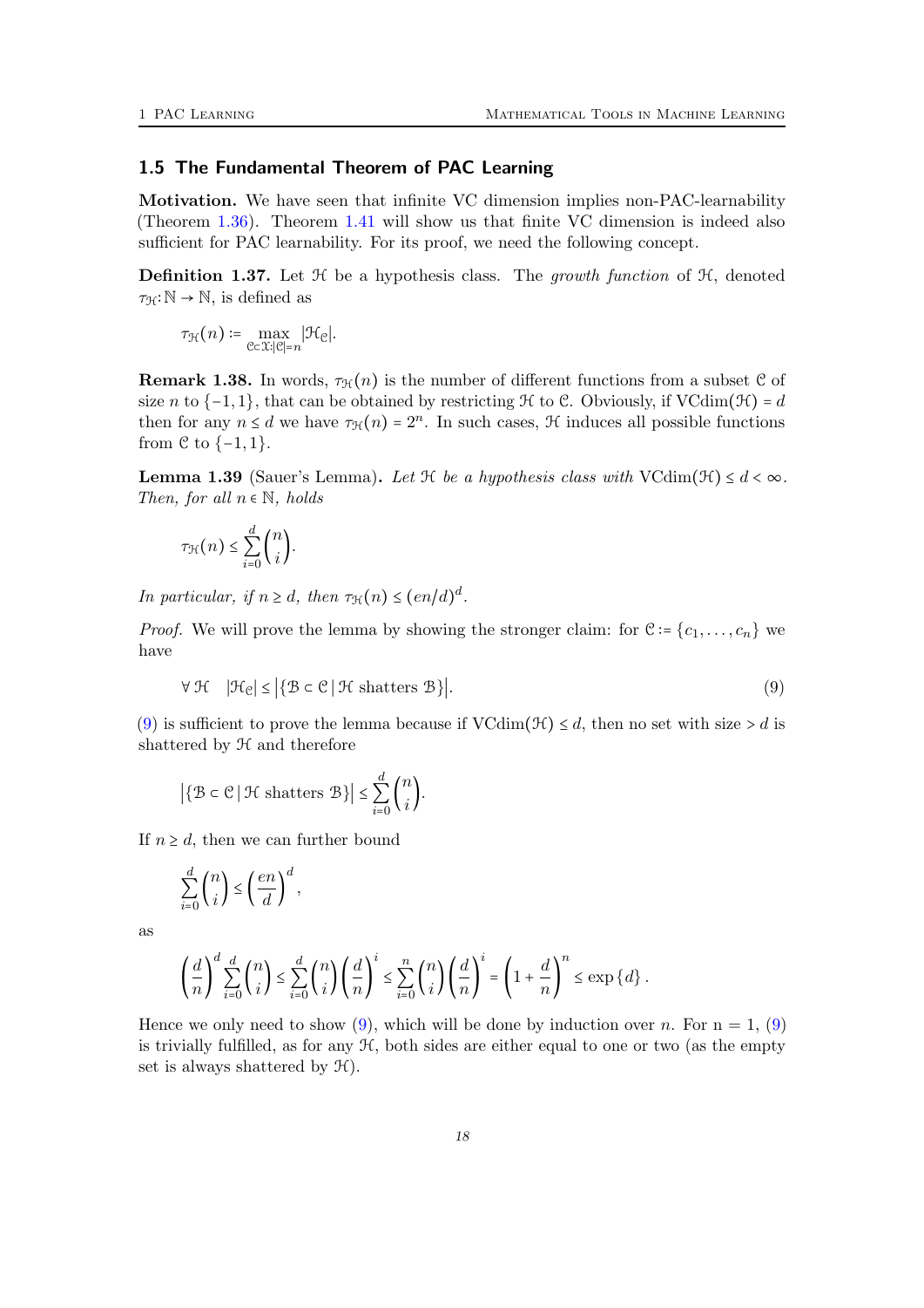### 1.5 The Fundamental Theorem of PAC Learning

**Motivation.** We have seen that infinite VC dimension implies non-PAC-learnability (Theorem 1.36). Theorem 1.41 will show us that finite VC dimension is indeed also sufficient for PAC learnability. For its proof, we need the following concept.

**Definition 1.37.** Let $\mathcal{H}$ be a hypothesis class. The *growth function* of $\mathcal{H}$, denoted $\tau_{\mathcal{H}}\colon \mathbb{N} \to \mathbb{N}$, is defined as

$$\tau_{\mathcal{H}}(n) := \max_{\mathcal{C}\subset\mathcal{X}:|\mathcal{C}|=n} |\mathcal{H}_{\mathcal{C}}|.$$

**Remark 1.38.** In words, $\tau_{\mathcal{H}}(n)$ is the number of different functions from a subset $\mathcal{C}$ of size $n$ to $\{-1, 1\}$, that can be obtained by restricting $\mathcal{H}$ to $\mathcal{C}$. Obviously, if $\mathrm{VCdim}(\mathcal{H}) = d$ then for any $n \leq d$ we have $\tau_{\mathcal{H}}(n) = 2^n$. In such cases, $\mathcal{H}$ induces all possible functions from $\mathcal{C}$ to $\{-1, 1\}$.

**Lemma 1.39** (Sauer's Lemma)**.** *Let $\mathcal{H}$ be a hypothesis class with $\mathrm{VCdim}(\mathcal{H}) \leq d < \infty$. Then, for all $n \in \mathbb{N}$, holds*

$$\tau_{\mathcal{H}}(n) \leq \sum_{i=0}^{d} \binom{n}{i}.$$

*In particular, if $n \geq d$, then $\tau_{\mathcal{H}}(n) \leq (en/d)^d$.*

*Proof.* We will prove the lemma by showing the stronger claim: for $\mathcal{C} := \{c_1, \ldots, c_n\}$ we have

$$\forall\, \mathcal{H} \quad |\mathcal{H}_{\mathcal{C}}| \leq \left|\{\mathcal{B} \subset \mathcal{C} \mid \mathcal{H} \text{ shatters } \mathcal{B}\}\right|. \tag{9}$$

(9) is sufficient to prove the lemma because if $\mathrm{VCdim}(\mathcal{H}) \leq d$, then no set with size $> d$ is shattered by $\mathcal{H}$ and therefore

$$\left|\{\mathcal{B} \subset \mathcal{C} \mid \mathcal{H} \text{ shatters } \mathcal{B}\}\right| \leq \sum_{i=0}^{d} \binom{n}{i}.$$

If $n \geq d$, then we can further bound

$$\sum_{i=0}^{d} \binom{n}{i} \leq \left(\frac{en}{d}\right)^d,$$

as

$$\left(\frac{d}{n}\right)^d \sum_{i=0}^{d} \binom{n}{i} \leq \sum_{i=0}^{d} \binom{n}{i} \left(\frac{d}{n}\right)^i \leq \sum_{i=0}^{n} \binom{n}{i} \left(\frac{d}{n}\right)^i = \left(1 + \frac{d}{n}\right)^n \leq \exp\{d\}.$$

Hence we only need to show (9), which will be done by induction over $n$. For $n = 1$, (9) is trivially fulfilled, as for any $\mathcal{H}$, both sides are either equal to one or two (as the empty set is always shattered by $\mathcal{H}$).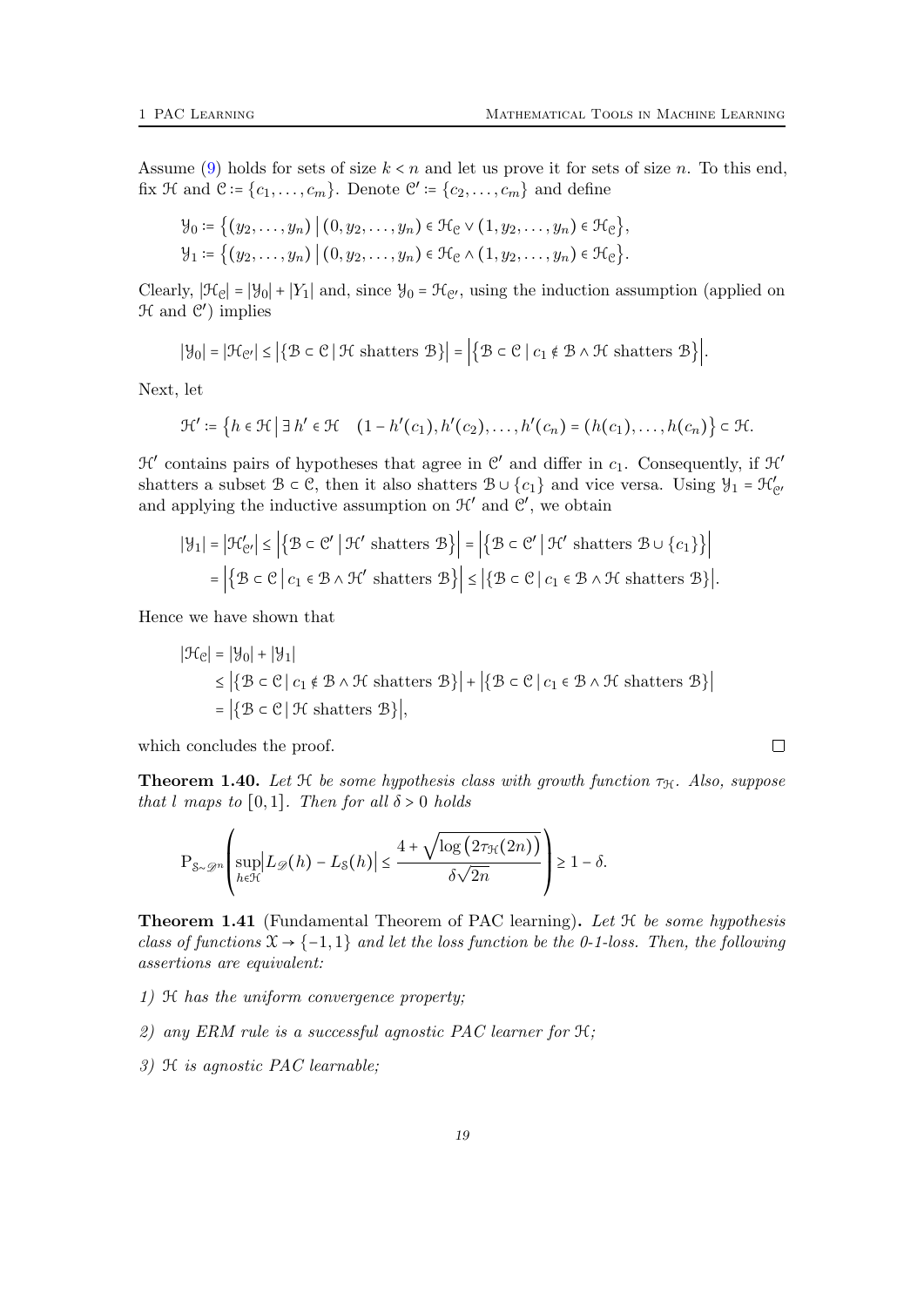Assume (9) holds for sets of size $k < n$ and let us prove it for sets of size $n$. To this end, fix $\mathcal{H}$ and $\mathcal{C} := \{c_1, \dots, c_m\}$. Denote $\mathcal{C}' := \{c_2, \dots, c_m\}$ and define

$$
\begin{aligned}
\mathcal{Y}_0 &:= \big\{(y_2, \dots, y_n) \,\big|\, (0, y_2, \dots, y_n) \in \mathcal{H}_\mathcal{C} \vee (1, y_2, \dots, y_n) \in \mathcal{H}_\mathcal{C}\big\}, \\
\mathcal{Y}_1 &:= \big\{(y_2, \dots, y_n) \,\big|\, (0, y_2, \dots, y_n) \in \mathcal{H}_\mathcal{C} \wedge (1, y_2, \dots, y_n) \in \mathcal{H}_\mathcal{C}\big\}.
\end{aligned}
$$

Clearly, $|\mathcal{H}_\mathcal{C}| = |\mathcal{Y}_0| + |Y_1|$ and, since $\mathcal{Y}_0 = \mathcal{H}_{\mathcal{C}'}$, using the induction assumption (applied on $\mathcal{H}$ and $\mathcal{C}'$) implies

$$
|\mathcal{Y}_0| = |\mathcal{H}_{\mathcal{C}'}| \le \big|\{\mathcal{B} \subset \mathcal{C} \,|\, \mathcal{H} \text{ shatters } \mathcal{B}\}\big| = \Big|\big\{\mathcal{B} \subset \mathcal{C} \,\big|\, c_1 \notin \mathcal{B} \wedge \mathcal{H} \text{ shatters } \mathcal{B}\big\}\Big|.
$$

Next, let

$$
\mathcal{H}' := \big\{h \in \mathcal{H} \,\big|\, \exists\, h' \in \mathcal{H} \quad (1 - h'(c_1), h'(c_2), \dots, h'(c_n)) = (h(c_1), \dots, h(c_n)\big\} \subset \mathcal{H}.
$$

$\mathcal{H}'$ contains pairs of hypotheses that agree in $\mathcal{C}'$ and differ in $c_1$. Consequently, if $\mathcal{H}'$ shatters a subset $\mathcal{B} \subset \mathcal{C}$, then it also shatters $\mathcal{B} \cup \{c_1\}$ and vice versa. Using $\mathcal{Y}_1 = \mathcal{H}'_{\mathcal{C}'}$ and applying the inductive assumption on $\mathcal{H}'$ and $\mathcal{C}'$, we obtain

$$
\begin{aligned}
|\mathcal{Y}_1| = \big|\mathcal{H}'_{\mathcal{C}'}\big| &\le \Big|\big\{\mathcal{B} \subset \mathcal{C}' \,\big|\, \mathcal{H}' \text{ shatters } \mathcal{B}\big\}\Big| = \Big|\big\{\mathcal{B} \subset \mathcal{C}' \,\big|\, \mathcal{H}' \text{ shatters } \mathcal{B} \cup \{c_1\}\big\}\Big| \\
&= \Big|\big\{\mathcal{B} \subset \mathcal{C} \,\big|\, c_1 \in \mathcal{B} \wedge \mathcal{H}' \text{ shatters } \mathcal{B}\big\}\Big| \le \big|\{\mathcal{B} \subset \mathcal{C} \,|\, c_1 \in \mathcal{B} \wedge \mathcal{H} \text{ shatters } \mathcal{B}\}\big|.
\end{aligned}
$$

Hence we have shown that

$$
\begin{aligned}
|\mathcal{H}_\mathcal{C}| &= |\mathcal{Y}_0| + |\mathcal{Y}_1| \\
&\le \big|\{\mathcal{B} \subset \mathcal{C} \,|\, c_1 \notin \mathcal{B} \wedge \mathcal{H} \text{ shatters } \mathcal{B}\}\big| + \big|\{\mathcal{B} \subset \mathcal{C} \,|\, c_1 \in \mathcal{B} \wedge \mathcal{H} \text{ shatters } \mathcal{B}\}\big| \\
&= \big|\{\mathcal{B} \subset \mathcal{C} \,|\, \mathcal{H} \text{ shatters } \mathcal{B}\}\big|,
\end{aligned}
$$

which concludes the proof. □

**Theorem 1.40.** *Let $\mathcal{H}$ be some hypothesis class with growth function $\tau_\mathcal{H}$. Also, suppose that $l$ maps to $[0,1]$. Then for all $\delta > 0$ holds*

$$
\mathrm{P}_{\mathcal{S} \sim \mathscr{D}^n}\left(\sup_{h \in \mathcal{H}} \big|L_\mathscr{D}(h) - L_\mathcal{S}(h)\big| \le \frac{4 + \sqrt{\log\big(2\tau_\mathcal{H}(2n)\big)}}{\delta\sqrt{2n}}\right) \ge 1 - \delta.
$$

**Theorem 1.41** (Fundamental Theorem of PAC learning)**.** *Let $\mathcal{H}$ be some hypothesis class of functions $\mathcal{X} \to \{-1, 1\}$ and let the loss function be the 0-1-loss. Then, the following assertions are equivalent:*

*1) $\mathcal{H}$ has the uniform convergence property;*

*2) any ERM rule is a successful agnostic PAC learner for $\mathcal{H}$;*

*3) $\mathcal{H}$ is agnostic PAC learnable;*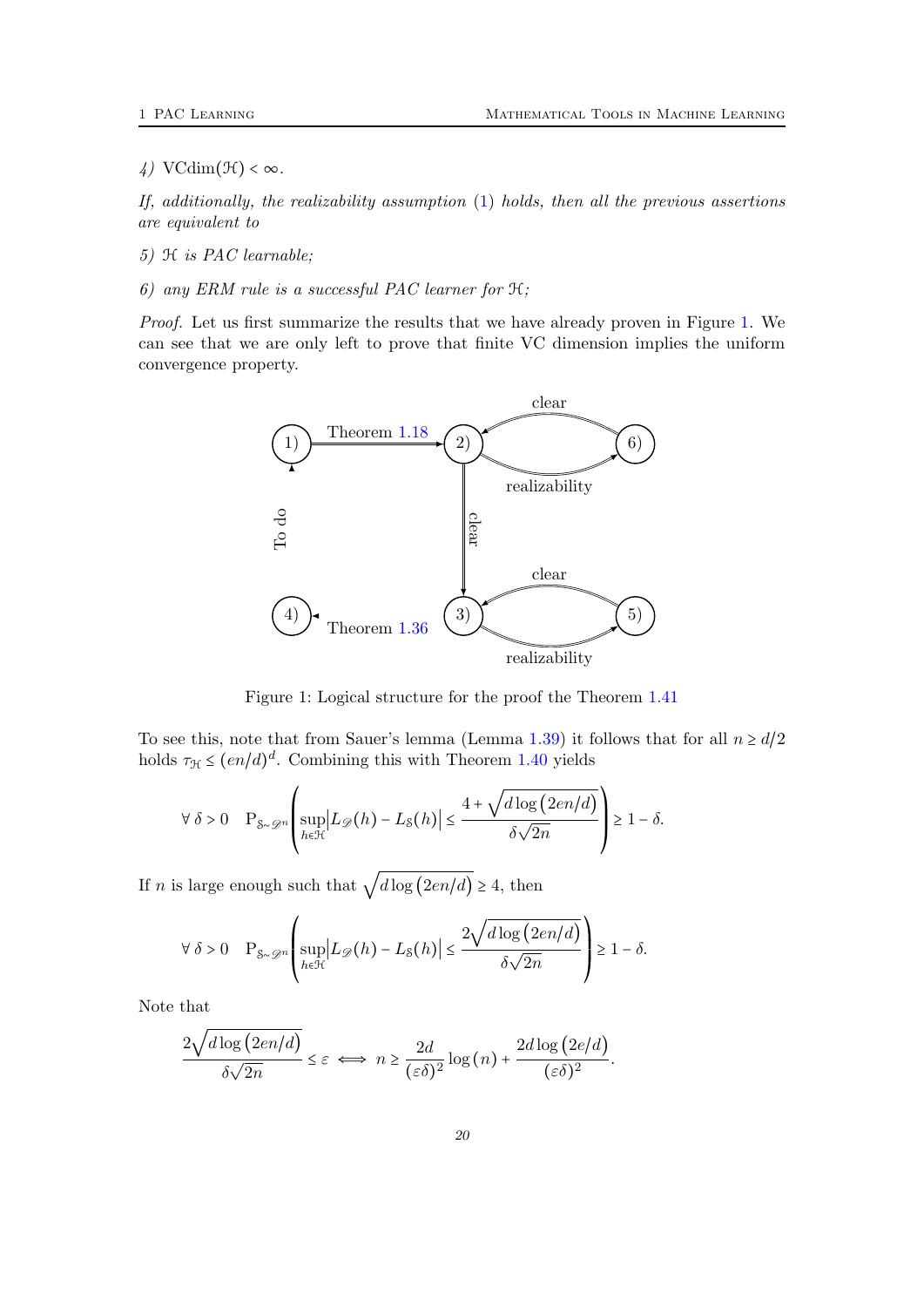*4)* $\mathrm{VCdim}(\mathcal{H}) < \infty$.

*If, additionally, the realizability assumption (1) holds, then all the previous assertions are equivalent to*

*5)* $\mathcal{H}$ *is PAC learnable;*

*6) any ERM rule is a successful PAC learner for* $\mathcal{H}$*;*

*Proof.* Let us first summarize the results that we have already proven in Figure 1. We can see that we are only left to prove that finite VC dimension implies the uniform convergence property.

Figure 1: Logical structure for the proof the Theorem 1.41

To see this, note that from Sauer's lemma (Lemma 1.39) it follows that for all $n \geq d/2$ holds $\tau_{\mathcal{H}} \leq (en/d)^d$. Combining this with Theorem 1.40 yields

$$\forall\, \delta > 0 \quad \mathrm{P}_{\mathcal{S}\sim\mathscr{D}^n}\left(\sup_{h\in\mathcal{H}}\left|L_{\mathscr{D}}(h) - L_{\mathcal{S}}(h)\right| \leq \frac{4 + \sqrt{d\log\left(2en/d\right)}}{\delta\sqrt{2n}}\right) \geq 1 - \delta.$$

If $n$ is large enough such that $\sqrt{d\log\left(2en/d\right)} \geq 4$, then

$$\forall\, \delta > 0 \quad \mathrm{P}_{\mathcal{S}\sim\mathscr{D}^n}\left(\sup_{h\in\mathcal{H}}\left|L_{\mathscr{D}}(h) - L_{\mathcal{S}}(h)\right| \leq \frac{2\sqrt{d\log\left(2en/d\right)}}{\delta\sqrt{2n}}\right) \geq 1 - \delta.$$

Note that

$$\frac{2\sqrt{d\log\left(2en/d\right)}}{\delta\sqrt{2n}} \leq \varepsilon \iff n \geq \frac{2d}{(\varepsilon\delta)^2}\log\left(n\right) + \frac{2d\log\left(2e/d\right)}{(\varepsilon\delta)^2}.$$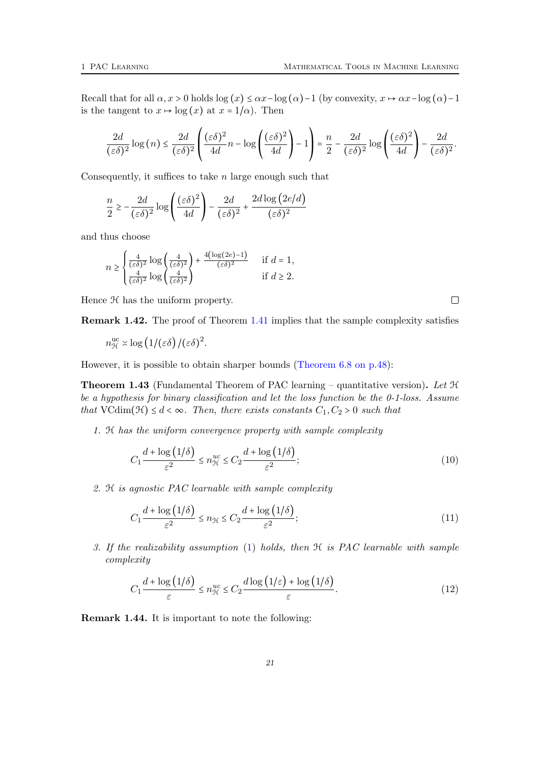Recall that for all $\alpha, x > 0$ holds $\log(x) \leq \alpha x - \log(\alpha) - 1$ (by convexity, $x \mapsto \alpha x - \log(\alpha) - 1$ is the tangent to $x \mapsto \log(x)$ at $x = 1/\alpha$). Then

$$\frac{2d}{(\varepsilon\delta)^2}\log(n) \leq \frac{2d}{(\varepsilon\delta)^2}\left(\frac{(\varepsilon\delta)^2}{4d}n - \log\left(\frac{(\varepsilon\delta)^2}{4d}\right) - 1\right) = \frac{n}{2} - \frac{2d}{(\varepsilon\delta)^2}\log\left(\frac{(\varepsilon\delta)^2}{4d}\right) - \frac{2d}{(\varepsilon\delta)^2}.$$

Consequently, it suffices to take $n$ large enough such that

$$\frac{n}{2} \geq -\frac{2d}{(\varepsilon\delta)^2}\log\left(\frac{(\varepsilon\delta)^2}{4d}\right) - \frac{2d}{(\varepsilon\delta)^2} + \frac{2d\log(2e/d)}{(\varepsilon\delta)^2}$$

and thus choose

$$n \geq \begin{cases} \frac{4}{(\varepsilon\delta)^2}\log\left(\frac{4}{(\varepsilon\delta)^2}\right) + \frac{4(\log(2e)-1)}{(\varepsilon\delta)^2} & \text{if } d = 1, \\ \frac{4}{(\varepsilon\delta)^2}\log\left(\frac{4}{(\varepsilon\delta)^2}\right) & \text{if } d \geq 2. \end{cases}$$

Hence $\mathcal{H}$ has the uniform property. □

**Remark 1.42.** The proof of Theorem 1.41 implies that the sample complexity satisfies

$n_{\mathcal{H}}^{\mathrm{uc}} \asymp \log(1/(\varepsilon\delta))/(\varepsilon\delta)^2$.

However, it is possible to obtain sharper bounds (Theorem 6.8 on p.48):

**Theorem 1.43** (Fundamental Theorem of PAC learning – quantitative version)**.** *Let $\mathcal{H}$ be a hypothesis for binary classification and let the loss function be the 0-1-loss. Assume that $\mathrm{VCdim}(\mathcal{H}) \leq d < \infty$. Then, there exists constants $C_1, C_2 > 0$ such that*

1. *$\mathcal{H}$ has the uniform convergence property with sample complexity*

$$C_1\frac{d + \log(1/\delta)}{\varepsilon^2} \leq n_{\mathcal{H}}^{uc} \leq C_2\frac{d + \log(1/\delta)}{\varepsilon^2}; \tag{10}$$

2. *$\mathcal{H}$ is agnostic PAC learnable with sample complexity*

$$C_1\frac{d + \log(1/\delta)}{\varepsilon^2} \leq n_{\mathcal{H}} \leq C_2\frac{d + \log(1/\delta)}{\varepsilon^2}; \tag{11}$$

3. *If the realizability assumption (1) holds, then $\mathcal{H}$ is PAC learnable with sample complexity*

$$C_1\frac{d + \log(1/\delta)}{\varepsilon} \leq n_{\mathcal{H}}^{uc} \leq C_2\frac{d\log(1/\varepsilon) + \log(1/\delta)}{\varepsilon}. \tag{12}$$

**Remark 1.44.** It is important to note the following: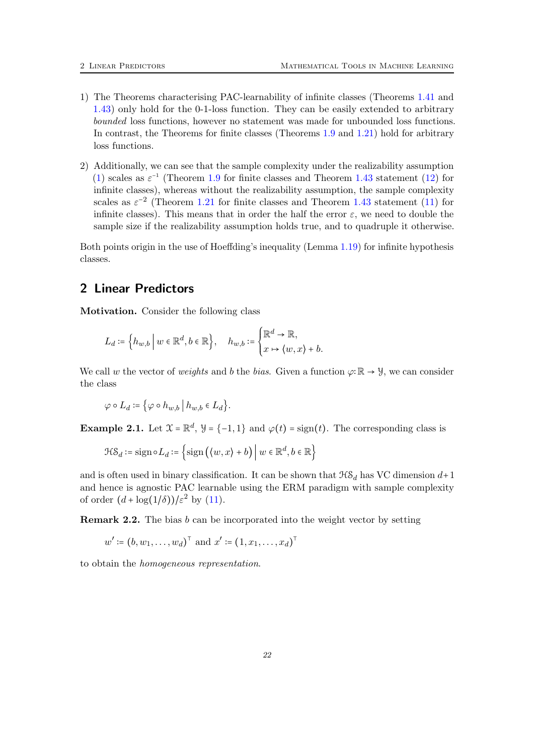1) The Theorems characterising PAC-learnability of infinite classes (Theorems 1.41 and 1.43) only hold for the 0-1-loss function. They can be easily extended to arbitrary *bounded* loss functions, however no statement was made for unbounded loss functions. In contrast, the Theorems for finite classes (Theorems 1.9 and 1.21) hold for arbitrary loss functions.

2) Additionally, we can see that the sample complexity under the realizability assumption (1) scales as $\varepsilon^{-1}$ (Theorem 1.9 for finite classes and Theorem 1.43 statement (12) for infinite classes), whereas without the realizability assumption, the sample complexity scales as $\varepsilon^{-2}$ (Theorem 1.21 for finite classes and Theorem 1.43 statement (11) for infinite classes). This means that in order the half the error $\varepsilon$, we need to double the sample size if the realizability assumption holds true, and to quadruple it otherwise.

Both points origin in the use of Hoeffding's inequality (Lemma 1.19) for infinite hypothesis classes.

## 2 Linear Predictors

**Motivation.** Consider the following class

$$L_d := \left\{ h_{w,b} \,\middle|\, w \in \mathbb{R}^d, b \in \mathbb{R} \right\}, \quad h_{w,b} := \begin{cases} \mathbb{R}^d \to \mathbb{R}, \\ x \mapsto \langle w, x \rangle + b. \end{cases}$$

We call $w$ the vector of *weights* and $b$ the *bias*. Given a function $\varphi: \mathbb{R} \to \mathcal{Y}$, we can consider the class

$$\varphi \circ L_d := \left\{ \varphi \circ h_{w,b} \,\middle|\, h_{w,b} \in L_d \right\}.$$

**Example 2.1.** Let $\mathcal{X} = \mathbb{R}^d$, $\mathcal{Y} = \{-1, 1\}$ and $\varphi(t) = \operatorname{sign}(t)$. The corresponding class is

$$\mathcal{HS}_d := \operatorname{sign} \circ L_d := \left\{ \operatorname{sign}\left( \langle w, x \rangle + b \right) \,\middle|\, w \in \mathbb{R}^d, b \in \mathbb{R} \right\}$$

and is often used in binary classification. It can be shown that $\mathcal{HS}_d$ has VC dimension $d+1$ and hence is agnostic PAC learnable using the ERM paradigm with sample complexity of order $(d + \log(1/\delta))/\varepsilon^2$ by (11).

**Remark 2.2.** The bias $b$ can be incorporated into the weight vector by setting

$$w' := (b, w_1, \ldots, w_d)^\top \text{ and } x' := (1, x_1, \ldots, x_d)^\top$$

to obtain the *homogeneous representation*.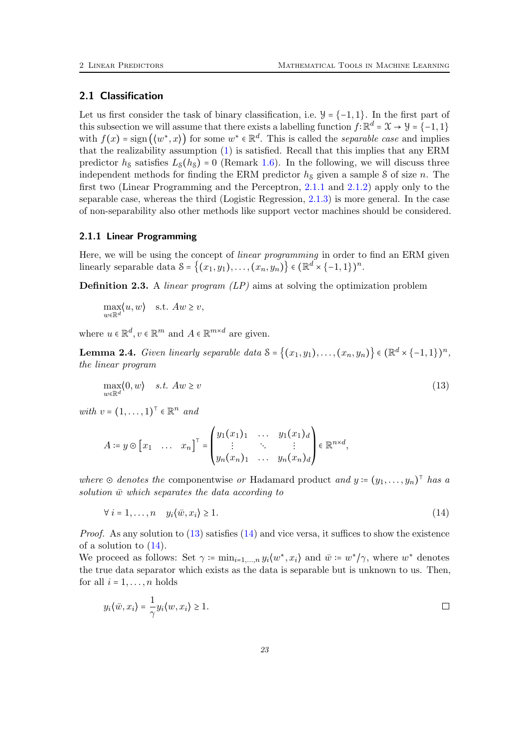## 2.1 Classification

Let us first consider the task of binary classification, i.e. $\mathcal{Y} = \{-1, 1\}$. In the first part of this subsection we will assume that there exists a labelling function $f: \mathbb{R}^d = \mathcal{X} \to \mathcal{Y} = \{-1, 1\}$ with $f(x) = \operatorname{sign}(\langle w^*, x \rangle)$ for some $w^* \in \mathbb{R}^d$. This is called the *separable case* and implies that the realizability assumption (1) is satisfied. Recall that this implies that any ERM predictor $h_{\mathcal{S}}$ satisfies $L_{\mathcal{S}}(h_{\mathcal{S}}) = 0$ (Remark 1.6). In the following, we will discuss three independent methods for finding the ERM predictor $h_{\mathcal{S}}$ given a sample $\mathcal{S}$ of size $n$. The first two (Linear Programming and the Perceptron, 2.1.1 and 2.1.2) apply only to the separable case, whereas the third (Logistic Regression, 2.1.3) is more general. In the case of non-separability also other methods like support vector machines should be considered.

### 2.1.1 Linear Programming

Here, we will be using the concept of *linear programming* in order to find an ERM given linearly separable data $\mathcal{S} = \{(x_1, y_1), \ldots, (x_n, y_n)\} \in (\mathbb{R}^d \times \{-1, 1\})^n$.

**Definition 2.3.** A *linear program (LP)* aims at solving the optimization problem

$$\max_{w \in \mathbb{R}^d} \langle u, w \rangle \quad \text{s.t. } Aw \geq v,$$

where $u \in \mathbb{R}^d, v \in \mathbb{R}^m$ and $A \in \mathbb{R}^{m \times d}$ are given.

**Lemma 2.4.** *Given linearly separable data* $\mathcal{S} = \{(x_1, y_1), \ldots, (x_n, y_n)\} \in (\mathbb{R}^d \times \{-1, 1\})^n$, *the linear program*

$$\max_{w \in \mathbb{R}^d} \langle 0, w \rangle \quad \text{s.t. } Aw \geq v \tag{13}$$

*with* $v = (1, \ldots, 1)^\top \in \mathbb{R}^n$ *and*

$$A := y \odot \begin{bmatrix} x_1 & \ldots & x_n \end{bmatrix}^\top = \begin{pmatrix} y_1 (x_1)_1 & \ldots & y_1 (x_1)_d \\ \vdots & \ddots & \vdots \\ y_n (x_n)_1 & \ldots & y_n (x_n)_d \end{pmatrix} \in \mathbb{R}^{n \times d},$$

*where* $\odot$ *denotes the* componentwise *or* Hadamard product *and* $y := (y_1, \ldots, y_n)^\top$ *has a solution* $\bar{w}$ *which separates the data according to*

$$\forall\, i = 1, \ldots, n \quad y_i \langle \bar{w}, x_i \rangle \geq 1. \tag{14}$$

*Proof.* As any solution to (13) satisfies (14) and vice versa, it suffices to show the existence of a solution to (14).
We proceed as follows: Set $\gamma := \min_{i=1,\ldots,n} y_i \langle w^*, x_i \rangle$ and $\bar{w} := w^*/\gamma$, where $w^*$ denotes the true data separator which exists as the data is separable but is unknown to us. Then, for all $i = 1, \ldots, n$ holds

$$y_i \langle \bar{w}, x_i \rangle = \frac{1}{\gamma} y_i \langle w, x_i \rangle \geq 1.$$

$\square$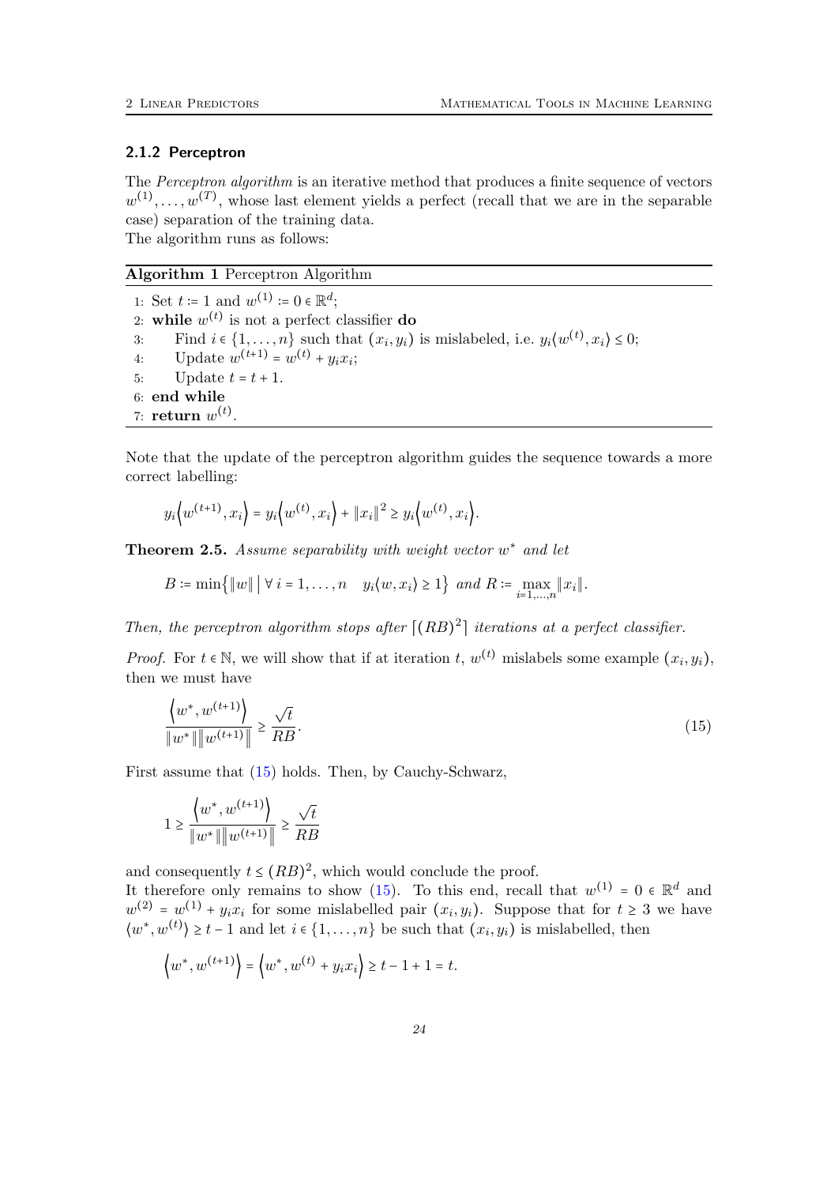### 2.1.2 Perceptron

The *Perceptron algorithm* is an iterative method that produces a finite sequence of vectors $w^{(1)}, \dots, w^{(T)}$, whose last element yields a perfect (recall that we are in the separable case) separation of the training data.
The algorithm runs as follows:

**Algorithm 1** Perceptron Algorithm

1: Set $t := 1$ and $w^{(1)} := 0 \in \mathbb{R}^d$;
2: **while** $w^{(t)}$ is not a perfect classifier **do**
3: Find $i \in \{1, \dots, n\}$ such that $(x_i, y_i)$ is mislabeled, i.e. $y_i \langle w^{(t)}, x_i \rangle \leq 0$;
4: Update $w^{(t+1)} = w^{(t)} + y_i x_i$;
5: Update $t = t + 1$.
6: **end while**
7: **return** $w^{(t)}$.

Note that the update of the perceptron algorithm guides the sequence towards a more correct labelling:

$$y_i \left\langle w^{(t+1)}, x_i \right\rangle = y_i \left\langle w^{(t)}, x_i \right\rangle + \|x_i\|^2 \geq y_i \left\langle w^{(t)}, x_i \right\rangle.$$

**Theorem 2.5.** *Assume separability with weight vector $w^*$ and let*

$$B := \min\left\{ \|w\| \,\middle|\, \forall\, i = 1, \dots, n \quad y_i \langle w, x_i \rangle \geq 1 \right\} \text{ and } R := \max_{i=1,\dots,n} \|x_i\|.$$

*Then, the perceptron algorithm stops after $\lceil (RB)^2 \rceil$ iterations at a perfect classifier.*

*Proof.* For $t \in \mathbb{N}$, we will show that if at iteration $t$, $w^{(t)}$ mislabels some example $(x_i, y_i)$, then we must have

$$\frac{\left\langle w^*, w^{(t+1)} \right\rangle}{\|w^*\| \left\| w^{(t+1)} \right\|} \geq \frac{\sqrt{t}}{RB}. \tag{15}$$

First assume that (15) holds. Then, by Cauchy-Schwarz,

$$1 \geq \frac{\left\langle w^*, w^{(t+1)} \right\rangle}{\|w^*\| \left\| w^{(t+1)} \right\|} \geq \frac{\sqrt{t}}{RB}$$

and consequently $t \leq (RB)^2$, which would conclude the proof.
It therefore only remains to show (15). To this end, recall that $w^{(1)} = 0 \in \mathbb{R}^d$ and $w^{(2)} = w^{(1)} + y_i x_i$ for some mislabelled pair $(x_i, y_i)$. Suppose that for $t \geq 3$ we have $\langle w^*, w^{(t)} \rangle \geq t - 1$ and let $i \in \{1, \dots, n\}$ be such that $(x_i, y_i)$ is mislabelled, then

$$\left\langle w^*, w^{(t+1)} \right\rangle = \left\langle w^*, w^{(t)} + y_i x_i \right\rangle \geq t - 1 + 1 = t.$$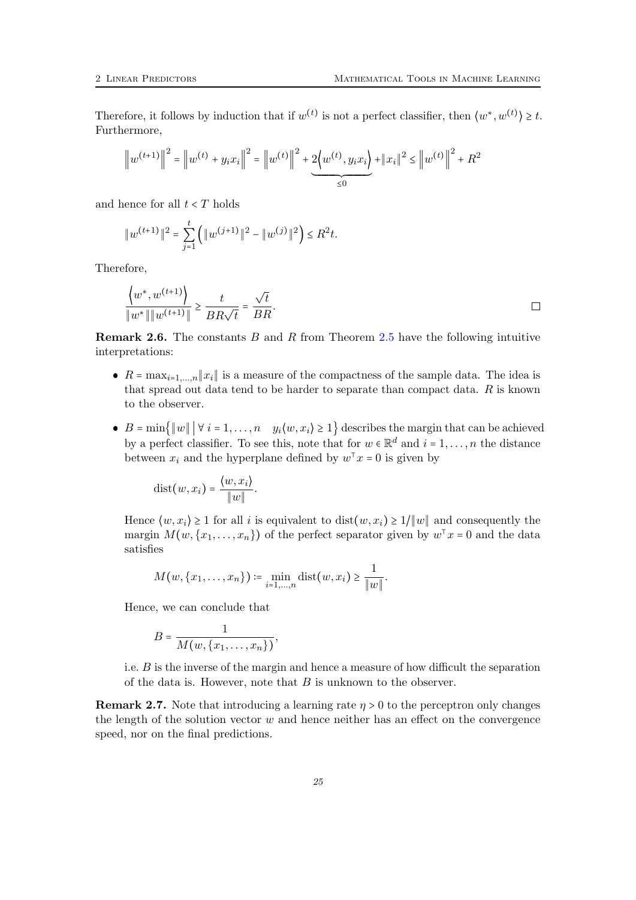Therefore, it follows by induction that if $w^{(t)}$ is not a perfect classifier, then $\langle w^*, w^{(t)}\rangle \geq t$. Furthermore,

$$\left\|w^{(t+1)}\right\|^2 = \left\|w^{(t)} + y_i x_i\right\|^2 = \left\|w^{(t)}\right\|^2 + \underbrace{2\left\langle w^{(t)}, y_i x_i\right\rangle}_{\leq 0} + \|x_i\|^2 \leq \left\|w^{(t)}\right\|^2 + R^2$$

and hence for all $t < T$ holds

$$\|w^{(t+1)}\|^2 = \sum_{j=1}^{t} \left(\|w^{(j+1)}\|^2 - \|w^{(j)}\|^2\right) \leq R^2 t.$$

Therefore,

$$\frac{\left\langle w^*, w^{(t+1)}\right\rangle}{\|w^*\|\|w^{(t+1)}\|} \geq \frac{t}{BR\sqrt{t}} = \frac{\sqrt{t}}{BR}.$$

□

**Remark 2.6.** The constants $B$ and $R$ from Theorem 2.5 have the following intuitive interpretations:

- $R = \max_{i=1,\ldots,n}\|x_i\|$ is a measure of the compactness of the sample data. The idea is that spread out data tend to be harder to separate than compact data. $R$ is known to the observer.
- $B = \min\left\{\|w\| \,\middle|\, \forall\ i = 1,\ldots,n \quad y_i\langle w, x_i\rangle \geq 1\right\}$ describes the margin that can be achieved by a perfect classifier. To see this, note that for $w \in \mathbb{R}^d$ and $i = 1,\ldots,n$ the distance between $x_i$ and the hyperplane defined by $w^\top x = 0$ is given by

  $$\operatorname{dist}(w, x_i) = \frac{\langle w, x_i\rangle}{\|w\|}.$$

  Hence $\langle w, x_i\rangle \geq 1$ for all $i$ is equivalent to $\operatorname{dist}(w, x_i) \geq 1/\|w\|$ and consequently the margin $M(w, \{x_1,\ldots,x_n\})$ of the perfect separator given by $w^\top x = 0$ and the data satisfies

  $$M(w, \{x_1,\ldots,x_n\}) := \min_{i=1,\ldots,n} \operatorname{dist}(w, x_i) \geq \frac{1}{\|w\|}.$$

  Hence, we can conclude that

  $$B = \frac{1}{M(w, \{x_1,\ldots,x_n\})},$$

  i.e. $B$ is the inverse of the margin and hence a measure of how difficult the separation of the data is. However, note that $B$ is unknown to the observer.

**Remark 2.7.** Note that introducing a learning rate $\eta > 0$ to the perceptron only changes the length of the solution vector $w$ and hence neither has an effect on the convergence speed, nor on the final predictions.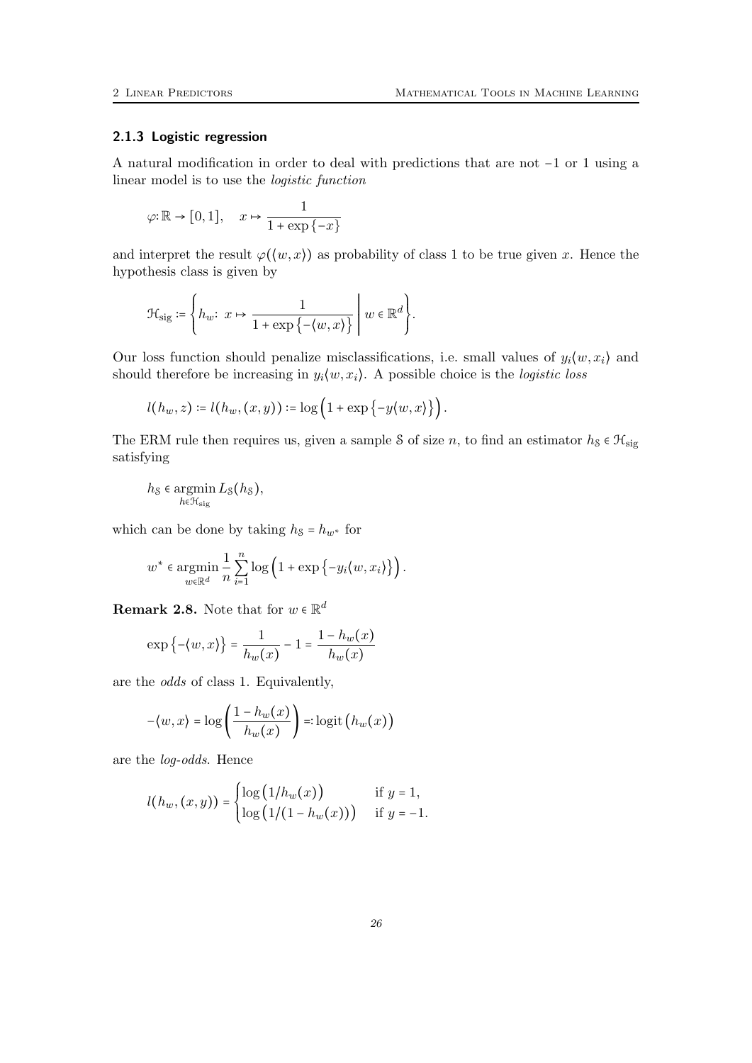### 2.1.3 Logistic regression

A natural modification in order to deal with predictions that are not $-1$ or $1$ using a linear model is to use the *logistic function*

$$\varphi\colon \mathbb{R} \to [0,1], \quad x \mapsto \frac{1}{1+\exp\{-x\}}$$

and interpret the result $\varphi(\langle w, x\rangle)$ as probability of class 1 to be true given $x$. Hence the hypothesis class is given by

$$\mathcal{H}_{\text{sig}} := \left\{ h_w\colon\ x \mapsto \frac{1}{1+\exp\{-\langle w, x\rangle\}} \;\middle|\; w \in \mathbb{R}^d \right\}.$$

Our loss function should penalize misclassifications, i.e. small values of $y_i\langle w, x_i\rangle$ and should therefore be increasing in $y_i\langle w, x_i\rangle$. A possible choice is the *logistic loss*

$$l(h_w, z) := l(h_w, (x,y)) := \log\left(1 + \exp\left\{-y\langle w, x\rangle\right\}\right).$$

The ERM rule then requires us, given a sample $\mathcal{S}$ of size $n$, to find an estimator $h_{\mathcal{S}} \in \mathcal{H}_{\text{sig}}$ satisfying

$$h_{\mathcal{S}} \in \operatorname*{argmin}_{h \in \mathcal{H}_{\text{sig}}} L_{\mathcal{S}}(h_{\mathcal{S}}),$$

which can be done by taking $h_{\mathcal{S}} = h_{w^*}$ for

$$w^* \in \operatorname*{argmin}_{w \in \mathbb{R}^d} \frac{1}{n}\sum_{i=1}^{n} \log\left(1 + \exp\left\{-y_i\langle w, x_i\rangle\right\}\right).$$

**Remark 2.8.** Note that for $w \in \mathbb{R}^d$

$$\exp\left\{-\langle w, x\rangle\right\} = \frac{1}{h_w(x)} - 1 = \frac{1 - h_w(x)}{h_w(x)}$$

are the *odds* of class 1. Equivalently,

$$-\langle w, x\rangle = \log\left(\frac{1-h_w(x)}{h_w(x)}\right) =: \operatorname{logit}\left(h_w(x)\right)$$

are the *log-odds*. Hence

$$l(h_w, (x,y)) = \begin{cases} \log\left(1/h_w(x)\right) & \text{if } y = 1, \\ \log\left(1/(1-h_w(x))\right) & \text{if } y = -1. \end{cases}$$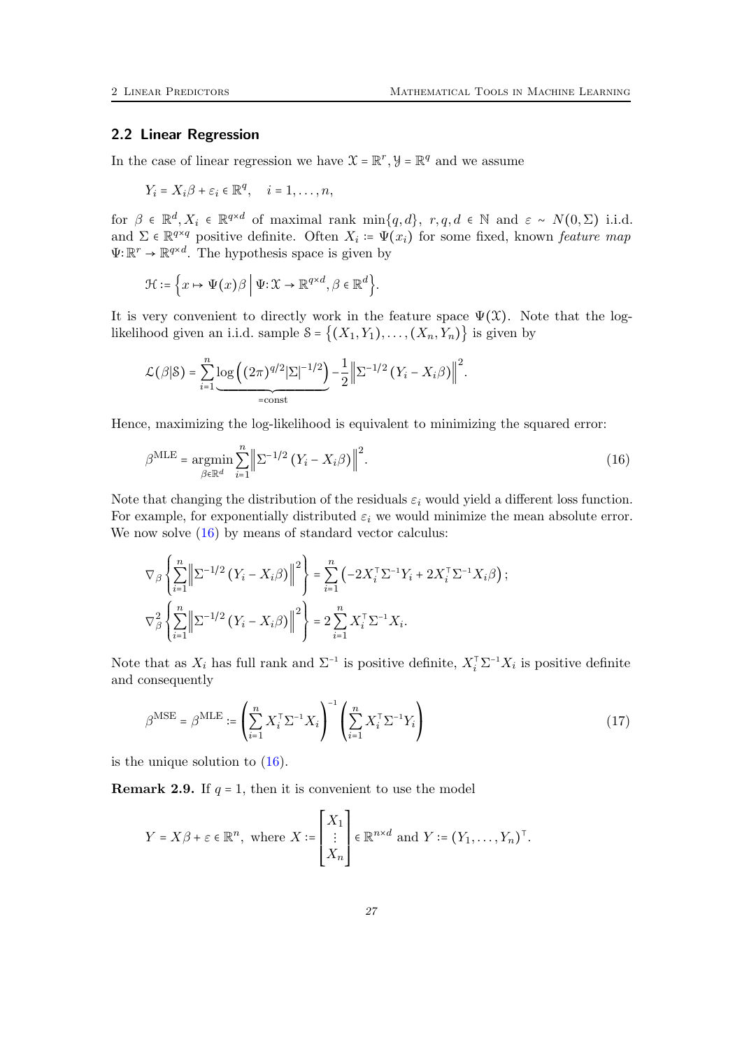## 2.2 Linear Regression

In the case of linear regression we have $\mathcal{X} = \mathbb{R}^r, \mathcal{Y} = \mathbb{R}^q$ and we assume

$$Y_i = X_i\beta + \varepsilon_i \in \mathbb{R}^q, \quad i = 1, \dots, n,$$

for $\beta \in \mathbb{R}^d, X_i \in \mathbb{R}^{q\times d}$ of maximal rank $\min\{q,d\}$, $r,q,d \in \mathbb{N}$ and $\varepsilon \sim N(0,\Sigma)$ i.i.d. and $\Sigma \in \mathbb{R}^{q\times q}$ positive definite. Often $X_i := \Psi(x_i)$ for some fixed, known *feature map* $\Psi\colon \mathbb{R}^r \to \mathbb{R}^{q\times d}$. The hypothesis space is given by

$$\mathcal{H} := \left\{ x \mapsto \Psi(x)\beta \,\middle|\, \Psi\colon \mathcal{X} \to \mathbb{R}^{q\times d}, \beta \in \mathbb{R}^d \right\}.$$

It is very convenient to directly work in the feature space $\Psi(\mathcal{X})$. Note that the log-likelihood given an i.i.d. sample $\mathcal{S} = \{(X_1,Y_1),\dots,(X_n,Y_n)\}$ is given by

$$\mathcal{L}(\beta|\mathcal{S}) = \sum_{i=1}^n \underbrace{\log\left((2\pi)^{q/2}|\Sigma|^{-1/2}\right)}_{=\text{const}} - \frac{1}{2}\left\|\Sigma^{-1/2}\left(Y_i - X_i\beta\right)\right\|^2.$$

Hence, maximizing the log-likelihood is equivalent to minimizing the squared error:

$$\beta^{\text{MLE}} = \operatorname*{argmin}_{\beta\in\mathbb{R}^d} \sum_{i=1}^n \left\|\Sigma^{-1/2}\left(Y_i - X_i\beta\right)\right\|^2. \tag{16}$$

Note that changing the distribution of the residuals $\varepsilon_i$ would yield a different loss function. For example, for exponentially distributed $\varepsilon_i$ we would minimize the mean absolute error. We now solve (16) by means of standard vector calculus:

$$\nabla_\beta \left\{ \sum_{i=1}^n \left\|\Sigma^{-1/2}\left(Y_i - X_i\beta\right)\right\|^2 \right\} = \sum_{i=1}^n \left(-2X_i^\intercal\Sigma^{-1}Y_i + 2X_i^\intercal\Sigma^{-1}X_i\beta\right);$$

$$\nabla_\beta^2 \left\{ \sum_{i=1}^n \left\|\Sigma^{-1/2}\left(Y_i - X_i\beta\right)\right\|^2 \right\} = 2\sum_{i=1}^n X_i^\intercal\Sigma^{-1}X_i.$$

Note that as $X_i$ has full rank and $\Sigma^{-1}$ is positive definite, $X_i^\intercal\Sigma^{-1}X_i$ is positive definite and consequently

$$\beta^{\text{MSE}} = \beta^{\text{MLE}} := \left(\sum_{i=1}^n X_i^\intercal\Sigma^{-1}X_i\right)^{-1}\left(\sum_{i=1}^n X_i^\intercal\Sigma^{-1}Y_i\right) \tag{17}$$

is the unique solution to (16).

**Remark 2.9.** If $q = 1$, then it is convenient to use the model

$$Y = X\beta + \varepsilon \in \mathbb{R}^n, \text{ where } X := \begin{bmatrix} X_1 \\ \vdots \\ X_n \end{bmatrix} \in \mathbb{R}^{n\times d} \text{ and } Y := (Y_1,\dots,Y_n)^\intercal.$$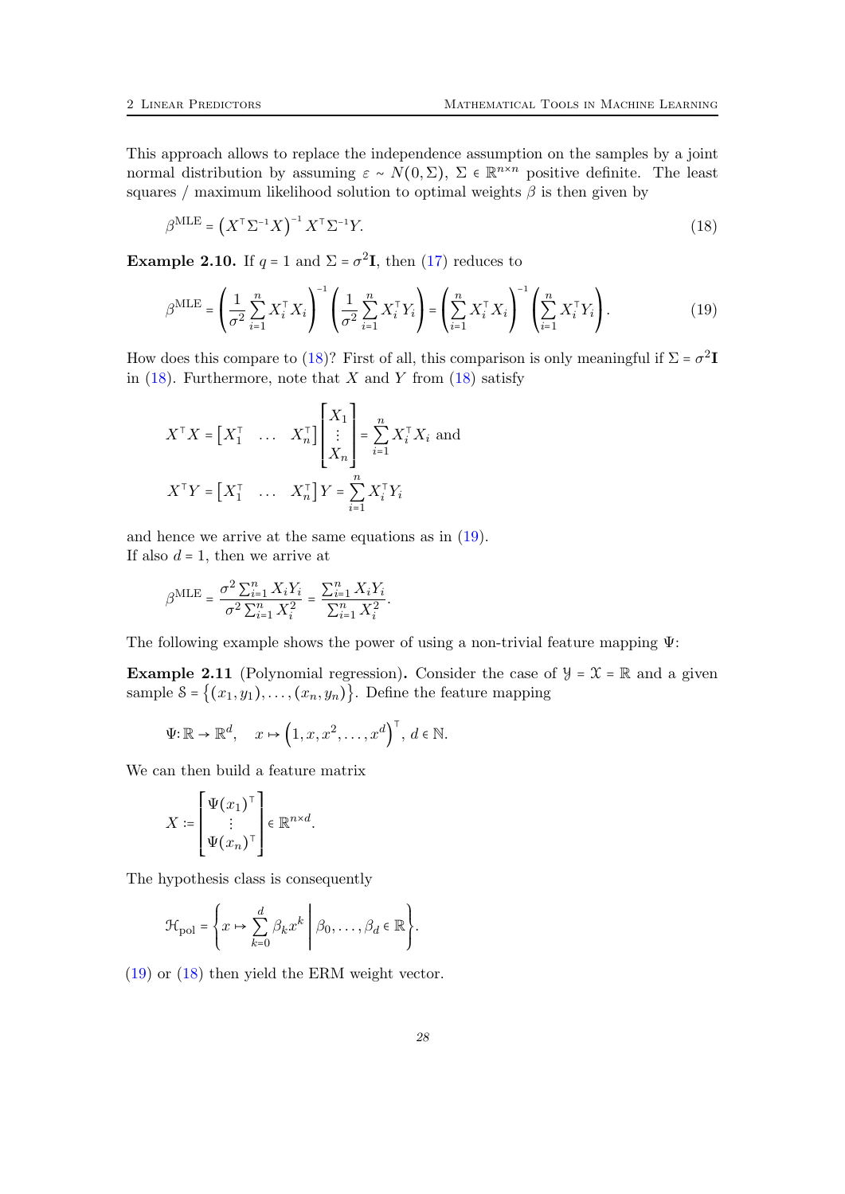This approach allows to replace the independence assumption on the samples by a joint normal distribution by assuming $\varepsilon \sim N(0, \Sigma)$, $\Sigma \in \mathbb{R}^{n\times n}$ positive definite. The least squares / maximum likelihood solution to optimal weights $\beta$ is then given by

$$\beta^{\text{MLE}} = \left(X^\top \Sigma^{-1} X\right)^{-1} X^\top \Sigma^{-1} Y. \tag{18}$$

**Example 2.10.** If $q = 1$ and $\Sigma = \sigma^2 \mathbf{I}$, then (17) reduces to

$$\beta^{\text{MLE}} = \left(\frac{1}{\sigma^2}\sum_{i=1}^n X_i^\top X_i\right)^{-1} \left(\frac{1}{\sigma^2}\sum_{i=1}^n X_i^\top Y_i\right) = \left(\sum_{i=1}^n X_i^\top X_i\right)^{-1} \left(\sum_{i=1}^n X_i^\top Y_i\right). \tag{19}$$

How does this compare to (18)? First of all, this comparison is only meaningful if $\Sigma = \sigma^2 \mathbf{I}$ in (18). Furthermore, note that $X$ and $Y$ from (18) satisfy

$$X^\top X = \begin{bmatrix} X_1^\top & \dots & X_n^\top \end{bmatrix} \begin{bmatrix} X_1 \\ \vdots \\ X_n \end{bmatrix} = \sum_{i=1}^n X_i^\top X_i \text{ and}$$

$$X^\top Y = \begin{bmatrix} X_1^\top & \dots & X_n^\top \end{bmatrix} Y = \sum_{i=1}^n X_i^\top Y_i$$

and hence we arrive at the same equations as in (19).
If also $d = 1$, then we arrive at

$$\beta^{\text{MLE}} = \frac{\sigma^2 \sum_{i=1}^n X_i Y_i}{\sigma^2 \sum_{i=1}^n X_i^2} = \frac{\sum_{i=1}^n X_i Y_i}{\sum_{i=1}^n X_i^2}.$$

The following example shows the power of using a non-trivial feature mapping $\Psi$:

**Example 2.11** (Polynomial regression)**.** Consider the case of $\mathcal{Y} = \mathcal{X} = \mathbb{R}$ and a given sample $\mathcal{S} = \{(x_1, y_1), \dots, (x_n, y_n)\}$. Define the feature mapping

$$\Psi : \mathbb{R} \to \mathbb{R}^d, \quad x \mapsto \left(1, x, x^2, \dots, x^d\right)^\top, \; d \in \mathbb{N}.$$

We can then build a feature matrix

$$X := \begin{bmatrix} \Psi(x_1)^\top \\ \vdots \\ \Psi(x_n)^\top \end{bmatrix} \in \mathbb{R}^{n\times d}.$$

The hypothesis class is consequently

$$\mathcal{H}_{\text{pol}} = \left\{ x \mapsto \sum_{k=0}^d \beta_k x^k \;\middle|\; \beta_0, \dots, \beta_d \in \mathbb{R} \right\}.$$

(19) or (18) then yield the ERM weight vector.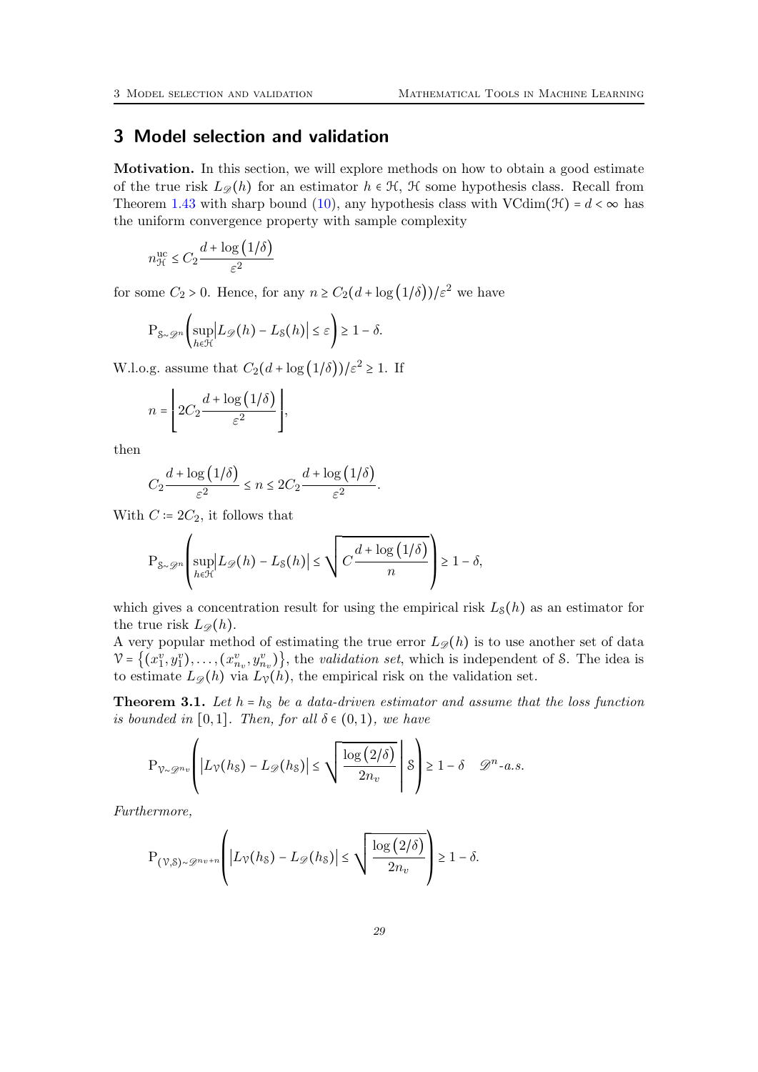# 3 Model selection and validation

**Motivation.** In this section, we will explore methods on how to obtain a good estimate of the true risk $L_{\mathscr{D}}(h)$ for an estimator $h \in \mathcal{H}$, $\mathcal{H}$ some hypothesis class. Recall from Theorem 1.43 with sharp bound (10), any hypothesis class with $\mathrm{VCdim}(\mathcal{H}) = d < \infty$ has the uniform convergence property with sample complexity

$$n_{\mathcal{H}}^{\mathrm{uc}} \leq C_2 \frac{d + \log(1/\delta)}{\varepsilon^2}$$

for some $C_2 > 0$. Hence, for any $n \geq C_2(d + \log(1/\delta))/\varepsilon^2$ we have

$$\mathrm{P}_{\mathcal{S} \sim \mathscr{D}^n}\left(\sup_{h \in \mathcal{H}} \left|L_{\mathscr{D}}(h) - L_{\mathcal{S}}(h)\right| \leq \varepsilon\right) \geq 1 - \delta.$$

W.l.o.g. assume that $C_2(d + \log(1/\delta))/\varepsilon^2 \geq 1$. If

$$n = \left\lfloor 2C_2 \frac{d + \log(1/\delta)}{\varepsilon^2} \right\rfloor,$$

then

$$C_2 \frac{d + \log(1/\delta)}{\varepsilon^2} \leq n \leq 2C_2 \frac{d + \log(1/\delta)}{\varepsilon^2}.$$

With $C := 2C_2$, it follows that

$$\mathrm{P}_{\mathcal{S} \sim \mathscr{D}^n}\left(\sup_{h \in \mathcal{H}} \left|L_{\mathscr{D}}(h) - L_{\mathcal{S}}(h)\right| \leq \sqrt{C \frac{d + \log(1/\delta)}{n}}\right) \geq 1 - \delta,$$

which gives a concentration result for using the empirical risk $L_{\mathcal{S}}(h)$ as an estimator for the true risk $L_{\mathscr{D}}(h)$.

A very popular method of estimating the true error $L_{\mathscr{D}}(h)$ is to use another set of data $\mathcal{V} = \{(x_1^v, y_1^v), \ldots, (x_{n_v}^v, y_{n_v}^v)\}$, the *validation set*, which is independent of $\mathcal{S}$. The idea is to estimate $L_{\mathscr{D}}(h)$ via $L_{\mathcal{V}}(h)$, the empirical risk on the validation set.

**Theorem 3.1.** *Let $h = h_{\mathcal{S}}$ be a data-driven estimator and assume that the loss function is bounded in $[0, 1]$. Then, for all $\delta \in (0, 1)$, we have*

$$\mathrm{P}_{\mathcal{V} \sim \mathscr{D}^{n_v}}\left(\left|L_{\mathcal{V}}(h_{\mathcal{S}}) - L_{\mathscr{D}}(h_{\mathcal{S}})\right| \leq \sqrt{\frac{\log(2/\delta)}{2n_v}} \;\middle|\; \mathcal{S}\right) \geq 1 - \delta \quad \mathscr{D}^n\text{-a.s.}$$

*Furthermore,*

$$\mathrm{P}_{(\mathcal{V}, \mathcal{S}) \sim \mathscr{D}^{n_v + n}}\left(\left|L_{\mathcal{V}}(h_{\mathcal{S}}) - L_{\mathscr{D}}(h_{\mathcal{S}})\right| \leq \sqrt{\frac{\log(2/\delta)}{2n_v}}\right) \geq 1 - \delta.$$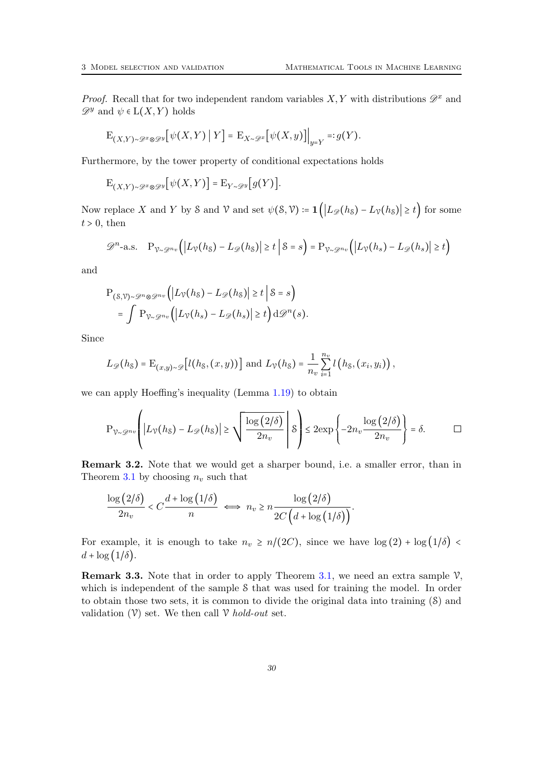*Proof.* Recall that for two independent random variables $X, Y$ with distributions $\mathscr{D}^x$ and $\mathscr{D}^y$ and $\psi \in \mathrm{L}(X, Y)$ holds

$$\mathrm{E}_{(X,Y)\sim\mathscr{D}^x\otimes\mathscr{D}^y}\big[\psi(X,Y)\,\big|\,Y\big] = \mathrm{E}_{X\sim\mathscr{D}^x}\big[\psi(X,y)\big]\Big|_{y=Y} =: g(Y).$$

Furthermore, by the tower property of conditional expectations holds

$$\mathrm{E}_{(X,Y)\sim\mathscr{D}^x\otimes\mathscr{D}^y}\big[\psi(X,Y)\big] = \mathrm{E}_{Y\sim\mathscr{D}^y}\big[g(Y)\big].$$

Now replace $X$ and $Y$ by $\mathcal{S}$ and $\mathcal{V}$ and set $\psi(\mathcal{S},\mathcal{V}) := \mathbf{1}\Big(\big|L_{\mathscr{D}}(h_{\mathcal{S}}) - L_{\mathcal{V}}(h_{\mathcal{S}})\big| \geq t\Big)$ for some $t > 0$, then

$$\mathscr{D}^n\text{-a.s.}\quad \mathrm{P}_{\mathcal{V}\sim\mathscr{D}^{n_v}}\Big(\big|L_{\mathcal{V}}(h_{\mathcal{S}}) - L_{\mathscr{D}}(h_{\mathcal{S}})\big| \geq t\,\Big|\,\mathcal{S}=s\Big) = \mathrm{P}_{\mathcal{V}\sim\mathscr{D}^{n_v}}\Big(\big|L_{\mathcal{V}}(h_s) - L_{\mathscr{D}}(h_s)\big| \geq t\Big)$$

and

$$\begin{aligned}
&\mathrm{P}_{(\mathcal{S},\mathcal{V})\sim\mathscr{D}^n\otimes\mathscr{D}^{n_v}}\Big(\big|L_{\mathcal{V}}(h_{\mathcal{S}}) - L_{\mathscr{D}}(h_{\mathcal{S}})\big| \geq t\,\Big|\,\mathcal{S}=s\Big)\\
&\quad= \int \mathrm{P}_{\mathcal{V}\sim\mathscr{D}^{n_v}}\Big(\big|L_{\mathcal{V}}(h_s) - L_{\mathscr{D}}(h_s)\big| \geq t\Big)\,\mathrm{d}\mathscr{D}^n(s).
\end{aligned}$$

Since

$$L_{\mathscr{D}}(h_{\mathcal{S}}) = \mathrm{E}_{(x,y)\sim\mathscr{D}}\big[l(h_{\mathcal{S}},(x,y))\big] \text{ and } L_{\mathcal{V}}(h_{\mathcal{S}}) = \frac{1}{n_v}\sum_{i=1}^{n_v} l\big(h_{\mathcal{S}},(x_i,y_i)\big),$$

we can apply Hoeffing's inequality (Lemma 1.19) to obtain

$$\mathrm{P}_{\mathcal{V}\sim\mathscr{D}^{n_v}}\left(\big|L_{\mathcal{V}}(h_{\mathcal{S}}) - L_{\mathscr{D}}(h_{\mathcal{S}})\big| \geq \sqrt{\frac{\log(2/\delta)}{2n_v}}\,\middle|\,\mathcal{S}\right) \leq 2\exp\left\{-2n_v\frac{\log(2/\delta)}{2n_v}\right\} = \delta. \qquad \square$$

**Remark 3.2.** Note that we would get a sharper bound, i.e. a smaller error, than in Theorem 3.1 by choosing $n_v$ such that

$$\frac{\log(2/\delta)}{2n_v} < C\frac{d+\log(1/\delta)}{n} \iff n_v \geq n\frac{\log(2/\delta)}{2C\big(d+\log(1/\delta)\big)}.$$

For example, it is enough to take $n_v \geq n/(2C)$, since we have $\log(2) + \log(1/\delta) < d + \log(1/\delta)$.

**Remark 3.3.** Note that in order to apply Theorem 3.1, we need an extra sample $\mathcal{V}$, which is independent of the sample $\mathcal{S}$ that was used for training the model. In order to obtain those two sets, it is common to divide the original data into training ($\mathcal{S}$) and validation ($\mathcal{V}$) set. We then call $\mathcal{V}$ *hold-out* set.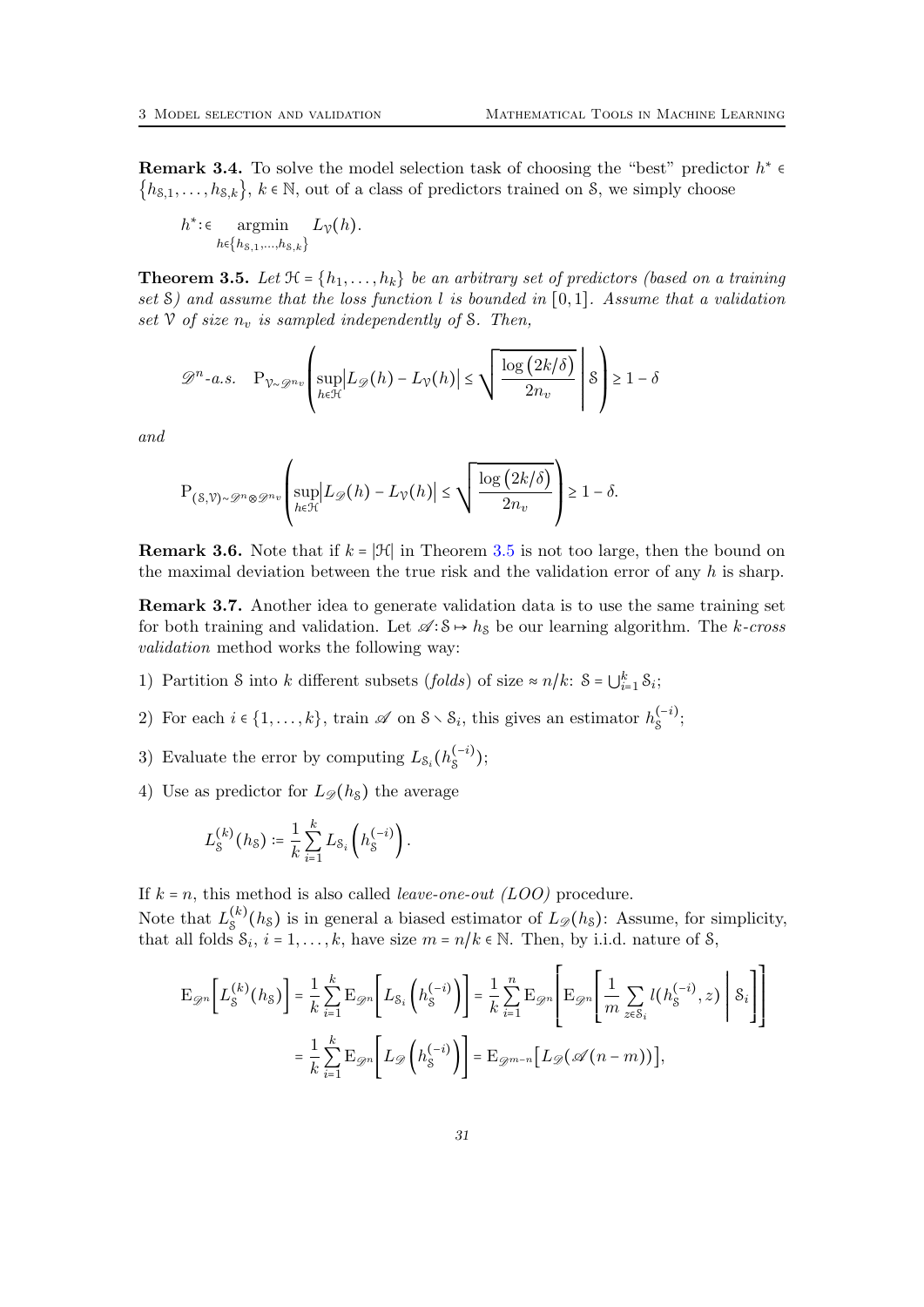**Remark 3.4.** To solve the model selection task of choosing the "best" predictor $h^* \in \{h_{\mathcal{S},1}, \dots, h_{\mathcal{S},k}\}$, $k \in \mathbb{N}$, out of a class of predictors trained on $\mathcal{S}$, we simply choose

$$h^* :\in \underset{h \in \{h_{\mathcal{S},1},\dots,h_{\mathcal{S},k}\}}{\operatorname{argmin}} L_{\mathcal{V}}(h).$$

**Theorem 3.5.** *Let $\mathcal{H} = \{h_1, \dots, h_k\}$ be an arbitrary set of predictors (based on a training set $\mathcal{S}$) and assume that the loss function $l$ is bounded in $[0,1]$. Assume that a validation set $\mathcal{V}$ of size $n_v$ is sampled independently of $\mathcal{S}$. Then,*

$$\mathscr{D}^n\text{-a.s.} \quad \mathrm{P}_{\mathcal{V} \sim \mathscr{D}^{n_v}} \left( \sup_{h \in \mathcal{H}} \left| L_{\mathscr{D}}(h) - L_{\mathcal{V}}(h) \right| \le \sqrt{\frac{\log(2k/\delta)}{2n_v}} \,\middle|\, \mathcal{S} \right) \ge 1 - \delta$$

*and*

$$\mathrm{P}_{(\mathcal{S},\mathcal{V}) \sim \mathscr{D}^n \otimes \mathscr{D}^{n_v}} \left( \sup_{h \in \mathcal{H}} \left| L_{\mathscr{D}}(h) - L_{\mathcal{V}}(h) \right| \le \sqrt{\frac{\log(2k/\delta)}{2n_v}} \right) \ge 1 - \delta.$$

**Remark 3.6.** Note that if $k = |\mathcal{H}|$ in Theorem 3.5 is not too large, then the bound on the maximal deviation between the true risk and the validation error of any $h$ is sharp.

**Remark 3.7.** Another idea to generate validation data is to use the same training set for both training and validation. Let $\mathscr{A} : \mathcal{S} \mapsto h_{\mathcal{S}}$ be our learning algorithm. The *$k$-cross validation* method works the following way:

1) Partition $\mathcal{S}$ into $k$ different subsets (*folds*) of size $\approx n/k$: $\mathcal{S} = \bigcup_{i=1}^k \mathcal{S}_i$;

2) For each $i \in \{1, \dots, k\}$, train $\mathscr{A}$ on $\mathcal{S} \setminus \mathcal{S}_i$, this gives an estimator $h_{\mathcal{S}}^{(-i)}$;

3) Evaluate the error by computing $L_{\mathcal{S}_i}(h_{\mathcal{S}}^{(-i)})$;

4) Use as predictor for $L_{\mathscr{D}}(h_{\mathcal{S}})$ the average

$$L_{\mathcal{S}}^{(k)}(h_{\mathcal{S}}) := \frac{1}{k} \sum_{i=1}^k L_{\mathcal{S}_i}\left(h_{\mathcal{S}}^{(-i)}\right).$$

If $k = n$, this method is also called *leave-one-out (LOO)* procedure.

Note that $L_{\mathcal{S}}^{(k)}(h_{\mathcal{S}})$ is in general a biased estimator of $L_{\mathscr{D}}(h_{\mathcal{S}})$: Assume, for simplicity, that all folds $\mathcal{S}_i$, $i = 1, \dots, k$, have size $m = n/k \in \mathbb{N}$. Then, by i.i.d. nature of $\mathcal{S}$,

$$\begin{aligned}
\mathrm{E}_{\mathscr{D}^n}\left[L_{\mathcal{S}}^{(k)}(h_{\mathcal{S}})\right] &= \frac{1}{k} \sum_{i=1}^k \mathrm{E}_{\mathscr{D}^n}\left[L_{\mathcal{S}_i}\left(h_{\mathcal{S}}^{(-i)}\right)\right] = \frac{1}{k} \sum_{i=1}^n \mathrm{E}_{\mathscr{D}^n}\left[\mathrm{E}_{\mathscr{D}^n}\left[\frac{1}{m} \sum_{z \in \mathcal{S}_i} l(h_{\mathcal{S}}^{(-i)}, z) \,\middle|\, \mathcal{S}_i\right]\right] \\
&= \frac{1}{k} \sum_{i=1}^k \mathrm{E}_{\mathscr{D}^n}\left[L_{\mathscr{D}}\left(h_{\mathcal{S}}^{(-i)}\right)\right] = \mathrm{E}_{\mathscr{D}^{m-n}}\left[L_{\mathscr{D}}(\mathscr{A}(n-m))\right],
\end{aligned}$$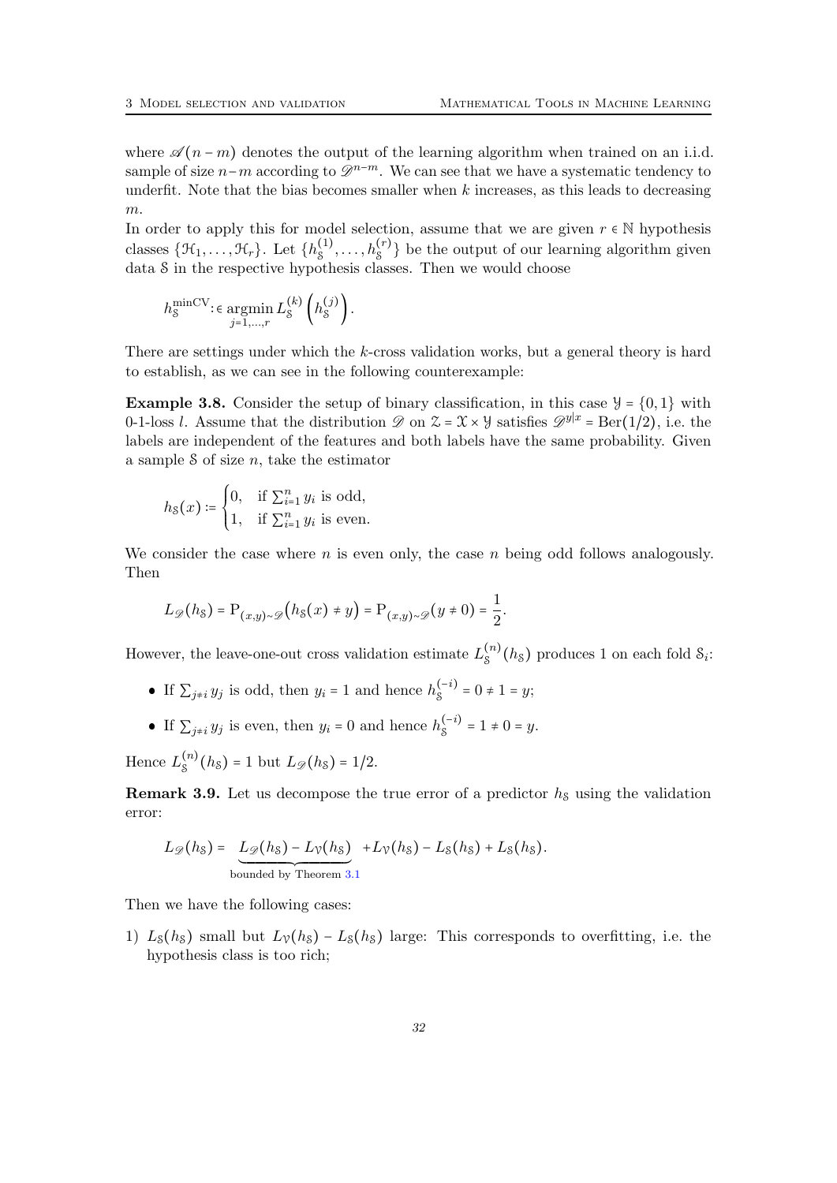where $\mathscr{A}(n-m)$ denotes the output of the learning algorithm when trained on an i.i.d. sample of size $n-m$ according to $\mathscr{D}^{n-m}$. We can see that we have a systematic tendency to underfit. Note that the bias becomes smaller when $k$ increases, as this leads to decreasing $m$.

In order to apply this for model selection, assume that we are given $r \in \mathbb{N}$ hypothesis classes $\{\mathcal{H}_1, \dots, \mathcal{H}_r\}$. Let $\{h_{\mathcal{S}}^{(1)}, \dots, h_{\mathcal{S}}^{(r)}\}$ be the output of our learning algorithm given data $\mathcal{S}$ in the respective hypothesis classes. Then we would choose

$$h_{\mathcal{S}}^{\min\mathrm{CV}} :\in \operatorname*{argmin}_{j=1,\dots,r} L_{\mathcal{S}}^{(k)}\left(h_{\mathcal{S}}^{(j)}\right).$$

There are settings under which the $k$-cross validation works, but a general theory is hard to establish, as we can see in the following counterexample:

**Example 3.8.** Consider the setup of binary classification, in this case $\mathcal{Y} = \{0, 1\}$ with 0-1-loss $l$. Assume that the distribution $\mathscr{D}$ on $\mathcal{Z} = \mathcal{X} \times \mathcal{Y}$ satisfies $\mathscr{D}^{y|x} = \mathrm{Ber}(1/2)$, i.e. the labels are independent of the features and both labels have the same probability. Given a sample $\mathcal{S}$ of size $n$, take the estimator

$$h_{\mathcal{S}}(x) := \begin{cases} 0, & \text{if } \sum_{i=1}^n y_i \text{ is odd,} \\ 1, & \text{if } \sum_{i=1}^n y_i \text{ is even.} \end{cases}$$

We consider the case where $n$ is even only, the case $n$ being odd follows analogously. Then

$$L_{\mathscr{D}}(h_{\mathcal{S}}) = \mathrm{P}_{(x,y)\sim\mathscr{D}}\big(h_{\mathcal{S}}(x) \neq y\big) = \mathrm{P}_{(x,y)\sim\mathscr{D}}(y \neq 0) = \frac{1}{2}.$$

However, the leave-one-out cross validation estimate $L_{\mathcal{S}}^{(n)}(h_{\mathcal{S}})$ produces 1 on each fold $\mathcal{S}_i$:

- If $\sum_{j\neq i} y_j$ is odd, then $y_i = 1$ and hence $h_{\mathcal{S}}^{(-i)} = 0 \neq 1 = y$;
- If $\sum_{j\neq i} y_j$ is even, then $y_i = 0$ and hence $h_{\mathcal{S}}^{(-i)} = 1 \neq 0 = y$.

Hence $L_{\mathcal{S}}^{(n)}(h_{\mathcal{S}}) = 1$ but $L_{\mathscr{D}}(h_{\mathcal{S}}) = 1/2$.

**Remark 3.9.** Let us decompose the true error of a predictor $h_{\mathcal{S}}$ using the validation error:

$$L_{\mathscr{D}}(h_{\mathcal{S}}) = \underbrace{L_{\mathscr{D}}(h_{\mathcal{S}}) - L_{\mathcal{V}}(h_{\mathcal{S}})}_{\text{bounded by Theorem 3.1}} + L_{\mathcal{V}}(h_{\mathcal{S}}) - L_{\mathcal{S}}(h_{\mathcal{S}}) + L_{\mathcal{S}}(h_{\mathcal{S}}).$$

Then we have the following cases:

1) $L_{\mathcal{S}}(h_{\mathcal{S}})$ small but $L_{\mathcal{V}}(h_{\mathcal{S}}) - L_{\mathcal{S}}(h_{\mathcal{S}})$ large: This corresponds to overfitting, i.e. the hypothesis class is too rich;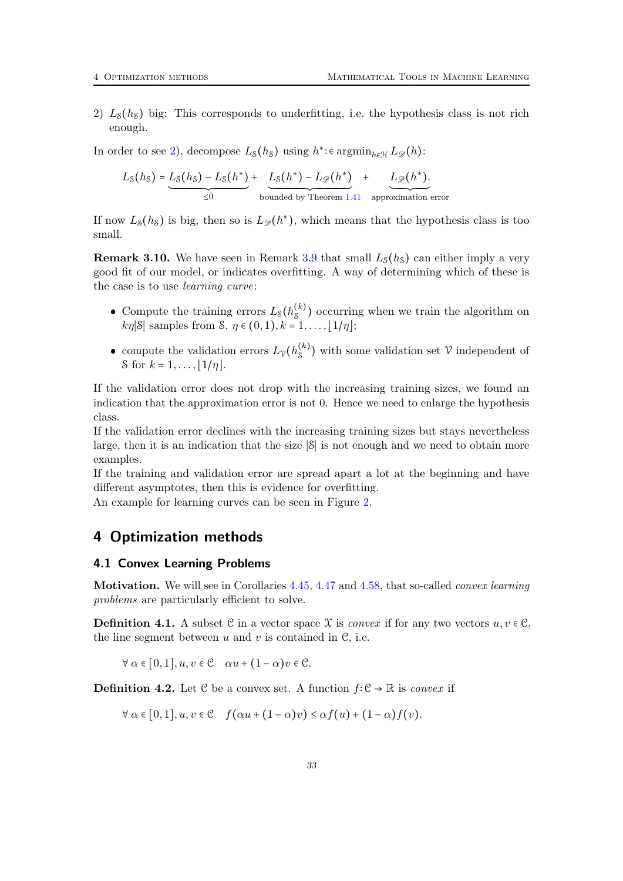2) $L_{\mathcal{S}}(h_{\mathcal{S}})$ big: This corresponds to underfitting, i.e. the hypothesis class is not rich enough.

In order to see 2), decompose $L_{\mathcal{S}}(h_{\mathcal{S}})$ using $h^* :\in \operatorname{argmin}_{h\in\mathcal{H}} L_{\mathscr{D}}(h)$:

$$L_{\mathcal{S}}(h_{\mathcal{S}}) = \underbrace{L_{\mathcal{S}}(h_{\mathcal{S}}) - L_{\mathcal{S}}(h^*)}_{\leq 0} + \underbrace{L_{\mathcal{S}}(h^*) - L_{\mathscr{D}}(h^*)}_{\text{bounded by Theorem 1.41}} + \underbrace{L_{\mathscr{D}}(h^*)}_{\text{approximation error}}.$$

If now $L_{\mathcal{S}}(h_{\mathcal{S}})$ is big, then so is $L_{\mathscr{D}}(h^*)$, which means that the hypothesis class is too small.

**Remark 3.10.** We have seen in Remark 3.9 that small $L_{\mathcal{S}}(h_{\mathcal{S}})$ can either imply a very good fit of our model, or indicates overfitting. A way of determining which of these is the case is to use *learning curve*:

- Compute the training errors $L_{\mathcal{S}}(h_{\mathcal{S}}^{(k)})$ occurring when we train the algorithm on $k\eta|\mathcal{S}|$ samples from $\mathcal{S}$, $\eta \in (0,1)$, $k = 1, \ldots, \lfloor 1/\eta \rfloor$;
- compute the validation errors $L_{\mathcal{V}}(h_{\mathcal{S}}^{(k)})$ with some validation set $\mathcal{V}$ independent of $\mathcal{S}$ for $k = 1, \ldots, \lfloor 1/\eta \rfloor$.

If the validation error does not drop with the increasing training sizes, we found an indication that the approximation error is not 0. Hence we need to enlarge the hypothesis class.

If the validation error declines with the increasing training sizes but stays nevertheless large, then it is an indication that the size $|\mathcal{S}|$ is not enough and we need to obtain more examples.

If the training and validation error are spread apart a lot at the beginning and have different asymptotes, then this is evidence for overfitting.

An example for learning curves can be seen in Figure 2.

# 4 Optimization methods

## 4.1 Convex Learning Problems

**Motivation.** We will see in Corollaries 4.45, 4.47 and 4.58, that so-called *convex learning problems* are particularly efficient to solve.

**Definition 4.1.** A subset $\mathcal{C}$ in a vector space $\mathcal{X}$ is *convex* if for any two vectors $u, v \in \mathcal{C}$, the line segment between $u$ and $v$ is contained in $\mathcal{C}$, i.e.

$$\forall\, \alpha \in [0,1], u, v \in \mathcal{C} \quad \alpha u + (1-\alpha)v \in \mathcal{C}.$$

**Definition 4.2.** Let $\mathcal{C}$ be a convex set. A function $f: \mathcal{C} \to \mathbb{R}$ is *convex* if

$$\forall\, \alpha \in [0,1], u, v \in \mathcal{C} \quad f(\alpha u + (1-\alpha)v) \leq \alpha f(u) + (1-\alpha) f(v).$$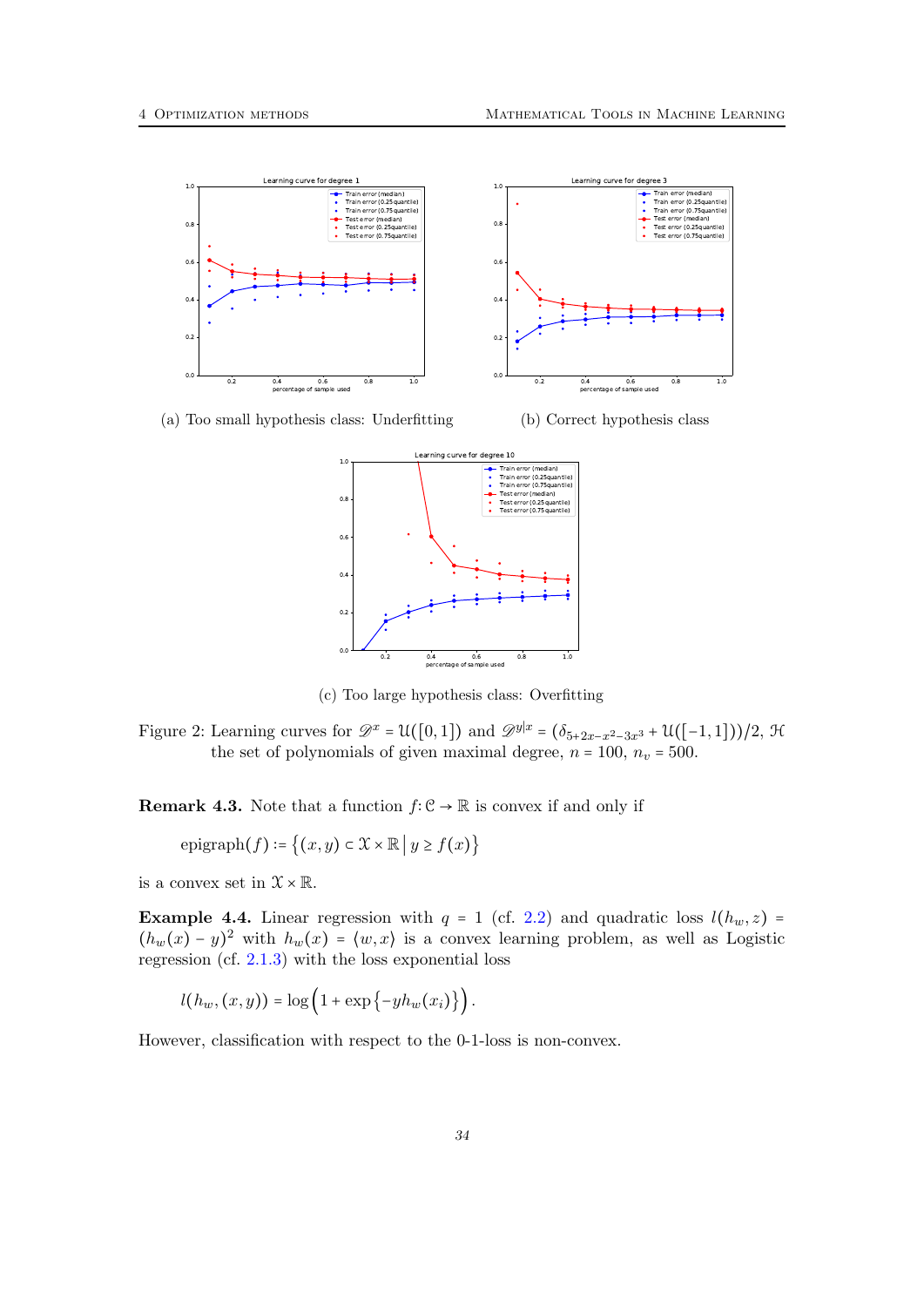(a) Too small hypothesis class: Underfitting

(b) Correct hypothesis class

(c) Too large hypothesis class: Overfitting

Figure 2: Learning curves for $\mathscr{D}^x = \mathcal{U}([0,1])$ and $\mathscr{D}^{y|x} = (\delta_{5+2x-x^2-3x^3} + \mathcal{U}([-1,1]))/2$, $\mathcal{H}$ the set of polynomials of given maximal degree, $n = 100$, $n_v = 500$.

**Remark 4.3.** Note that a function $f\colon \mathcal{C} \to \mathbb{R}$ is convex if and only if

$$\operatorname{epigraph}(f) := \left\{(x,y) \subset \mathcal{X} \times \mathbb{R} \,\middle|\, y \geq f(x)\right\}$$

is a convex set in $\mathcal{X} \times \mathbb{R}$.

**Example 4.4.** Linear regression with $q = 1$ (cf. 2.2) and quadratic loss $l(h_w, z) = (h_w(x) - y)^2$ with $h_w(x) = \langle w, x\rangle$ is a convex learning problem, as well as Logistic regression (cf. 2.1.3) with the loss exponential loss

$$l(h_w, (x,y)) = \log\left(1 + \exp\left\{-y h_w(x_i)\right\}\right).$$

However, classification with respect to the 0-1-loss is non-convex.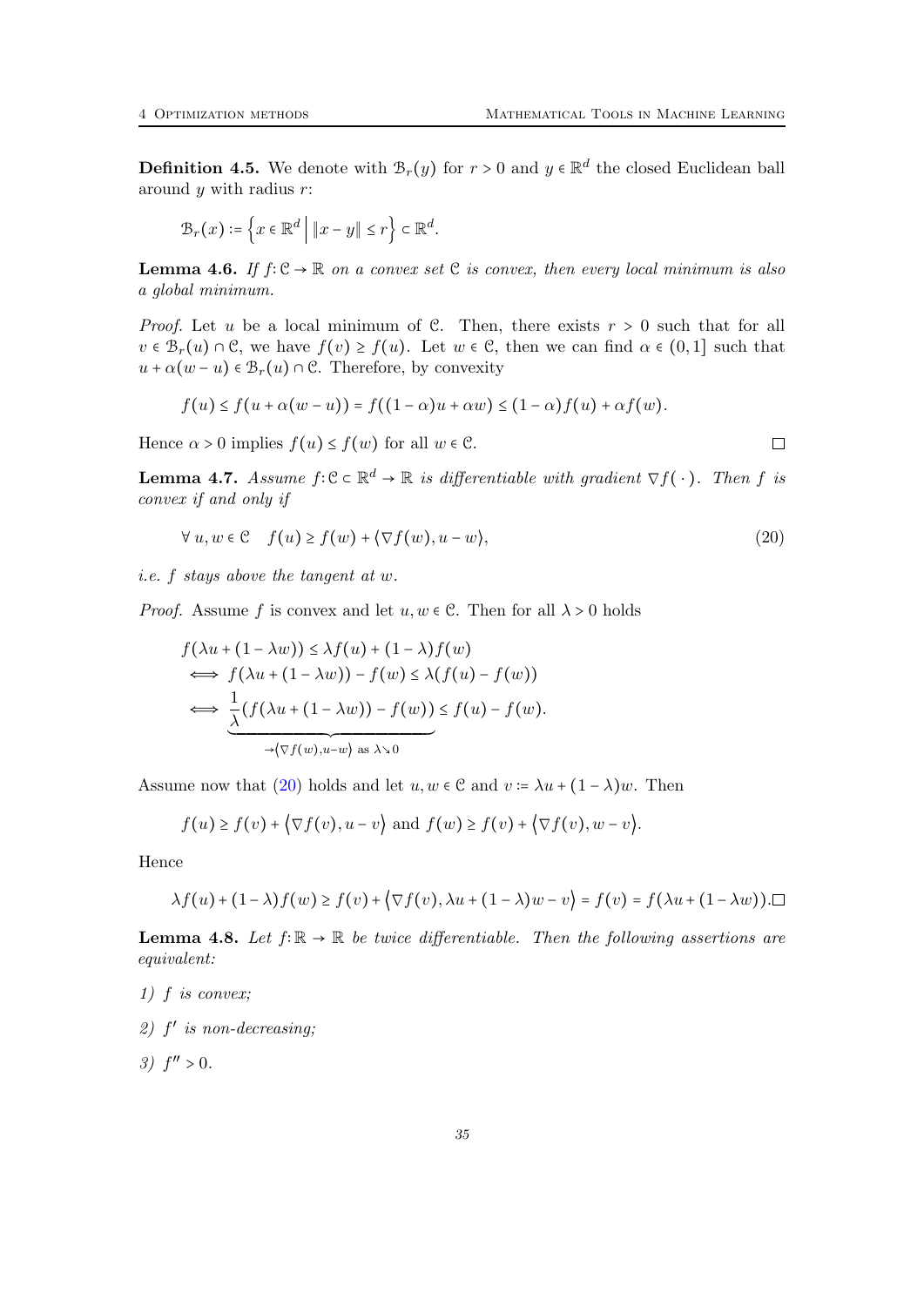**Definition 4.5.** We denote with $\mathcal{B}_r(y)$ for $r > 0$ and $y \in \mathbb{R}^d$ the closed Euclidean ball around $y$ with radius $r$:

$$\mathcal{B}_r(x) := \left\{ x \in \mathbb{R}^d \,\middle|\, \|x - y\| \le r \right\} \subset \mathbb{R}^d.$$

**Lemma 4.6.** *If $f: \mathcal{C} \to \mathbb{R}$ on a convex set $\mathcal{C}$ is convex, then every local minimum is also a global minimum.*

*Proof.* Let $u$ be a local minimum of $\mathcal{C}$. Then, there exists $r > 0$ such that for all $v \in \mathcal{B}_r(u) \cap \mathcal{C}$, we have $f(v) \ge f(u)$. Let $w \in \mathcal{C}$, then we can find $\alpha \in (0,1]$ such that $u + \alpha(w - u) \in \mathcal{B}_r(u) \cap \mathcal{C}$. Therefore, by convexity

$$f(u) \le f(u + \alpha(w - u)) = f((1-\alpha)u + \alpha w) \le (1-\alpha) f(u) + \alpha f(w).$$

Hence $\alpha > 0$ implies $f(u) \le f(w)$ for all $w \in \mathcal{C}$. □

**Lemma 4.7.** *Assume $f: \mathcal{C} \subset \mathbb{R}^d \to \mathbb{R}$ is differentiable with gradient $\nabla f(\,\cdot\,)$. Then $f$ is convex if and only if*

$$\forall\, u, w \in \mathcal{C} \quad f(u) \ge f(w) + \langle \nabla f(w), u - w \rangle, \tag{20}$$

*i.e. $f$ stays above the tangent at $w$.*

*Proof.* Assume $f$ is convex and let $u, w \in \mathcal{C}$. Then for all $\lambda > 0$ holds

$$\begin{aligned}
& f(\lambda u + (1 - \lambda w)) \le \lambda f(u) + (1-\lambda) f(w) \\
\iff & f(\lambda u + (1 - \lambda w)) - f(w) \le \lambda (f(u) - f(w)) \\
\iff & \underbrace{\frac{1}{\lambda}(f(\lambda u + (1 - \lambda w)) - f(w))}_{\to \langle \nabla f(w), u - w \rangle \text{ as } \lambda \searrow 0} \le f(u) - f(w).
\end{aligned}$$

Assume now that (20) holds and let $u, w \in \mathcal{C}$ and $v := \lambda u + (1-\lambda) w$. Then

$$f(u) \ge f(v) + \left\langle \nabla f(v), u - v \right\rangle \text{ and } f(w) \ge f(v) + \left\langle \nabla f(v), w - v \right\rangle.$$

Hence

$$\lambda f(u) + (1-\lambda) f(w) \ge f(v) + \left\langle \nabla f(v), \lambda u + (1-\lambda) w - v \right\rangle = f(v) = f(\lambda u + (1 - \lambda w)). \square$$

**Lemma 4.8.** *Let $f: \mathbb{R} \to \mathbb{R}$ be twice differentiable. Then the following assertions are equivalent:*

*1) $f$ is convex;*

*2) $f'$ is non-decreasing;*

*3) $f'' > 0$.*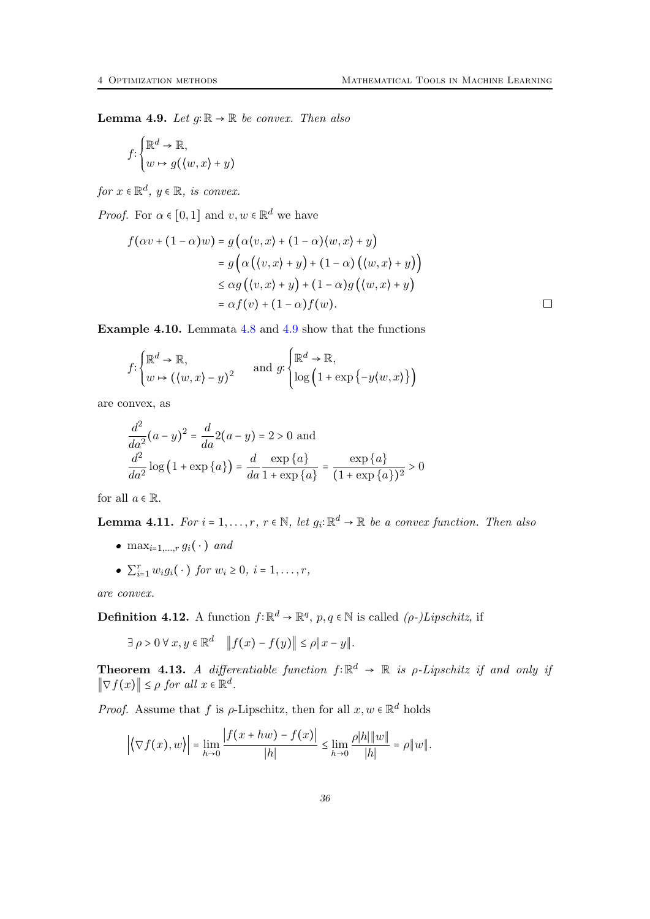**Lemma 4.9.** *Let $g: \mathbb{R} \to \mathbb{R}$ be convex. Then also*

$$f: \begin{cases} \mathbb{R}^d \to \mathbb{R}, \\ w \mapsto g(\langle w, x\rangle + y) \end{cases}$$

*for $x \in \mathbb{R}^d$, $y \in \mathbb{R}$, is convex.*

*Proof.* For $\alpha \in [0,1]$ and $v, w \in \mathbb{R}^d$ we have

$$\begin{aligned} f(\alpha v + (1-\alpha)w) &= g\big(\alpha\langle v, x\rangle + (1-\alpha)\langle w, x\rangle + y\big) \\ &= g\Big(\alpha\big(\langle v, x\rangle + y\big) + (1-\alpha)\big(\langle w, x\rangle + y\big)\Big) \\ &\le \alpha g\big(\langle v, x\rangle + y\big) + (1-\alpha) g\big(\langle w, x\rangle + y\big) \\ &= \alpha f(v) + (1-\alpha) f(w). \end{aligned}$$

□

**Example 4.10.** Lemmata 4.8 and 4.9 show that the functions

$$f: \begin{cases} \mathbb{R}^d \to \mathbb{R}, \\ w \mapsto (\langle w, x\rangle - y)^2 \end{cases} \quad \text{and } g: \begin{cases} \mathbb{R}^d \to \mathbb{R}, \\ \log\Big(1 + \exp\big\{-y\langle w, x\rangle\big\}\Big) \end{cases}$$

are convex, as

$$\begin{aligned} &\frac{d^2}{da^2}(a-y)^2 = \frac{d}{da} 2(a-y) = 2 > 0 \text{ and} \\ &\frac{d^2}{da^2}\log\big(1 + \exp\{a\}\big) = \frac{d}{da}\frac{\exp\{a\}}{1+\exp\{a\}} = \frac{\exp\{a\}}{(1+\exp\{a\})^2} > 0 \end{aligned}$$

for all $a \in \mathbb{R}$.

**Lemma 4.11.** *For $i = 1, \ldots, r$, $r \in \mathbb{N}$, let $g_i: \mathbb{R}^d \to \mathbb{R}$ be a convex function. Then also*

- $\max_{i=1,\ldots,r} g_i(\,\cdot\,)$ *and*
- $\sum_{i=1}^r w_i g_i(\,\cdot\,)$ *for $w_i \ge 0$, $i = 1, \ldots, r$,*

*are convex.*

**Definition 4.12.** A function $f: \mathbb{R}^d \to \mathbb{R}^q$, $p, q \in \mathbb{N}$ is called *($\rho$-)Lipschitz*, if

$$\exists\, \rho > 0\ \forall\, x, y \in \mathbb{R}^d \quad \big\|f(x) - f(y)\big\| \le \rho\|x - y\|.$$

**Theorem 4.13.** *A differentiable function $f: \mathbb{R}^d \to \mathbb{R}$ is $\rho$-Lipschitz if and only if $\big\|\nabla f(x)\big\| \le \rho$ for all $x \in \mathbb{R}^d$.*

*Proof.* Assume that $f$ is $\rho$-Lipschitz, then for all $x, w \in \mathbb{R}^d$ holds

$$\Big|\big\langle \nabla f(x), w\big\rangle\Big| = \lim_{h\to 0}\frac{\big|f(x+hw) - f(x)\big|}{|h|} \le \lim_{h\to 0}\frac{\rho|h|\|w\|}{|h|} = \rho\|w\|.$$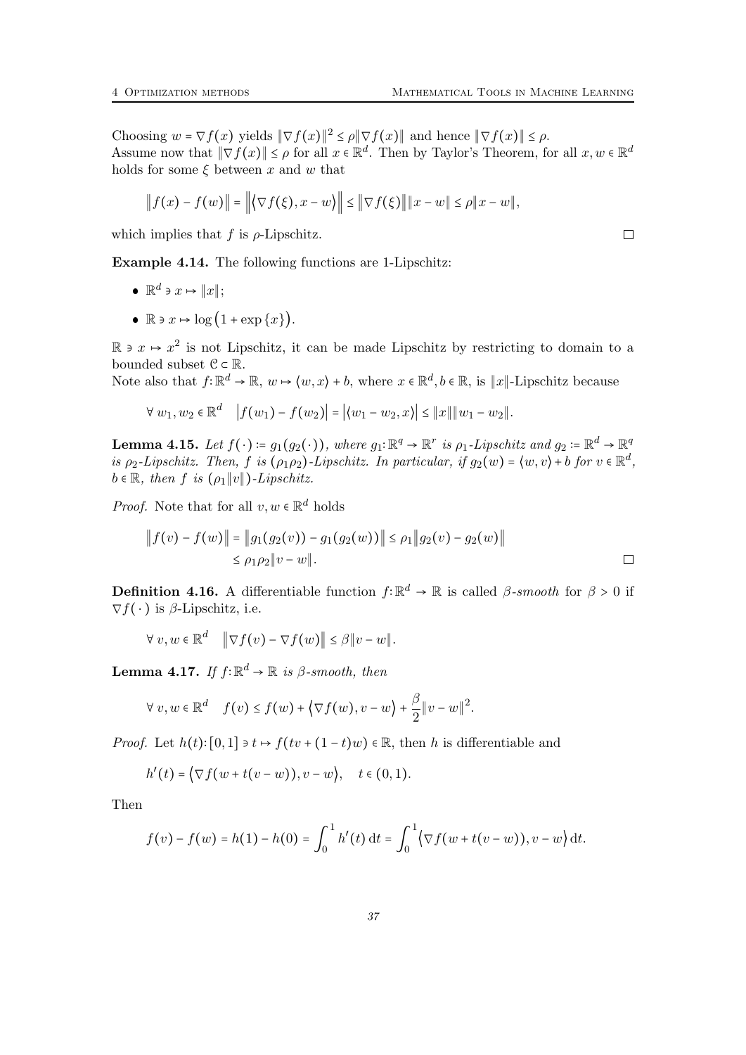Choosing $w = \nabla f(x)$ yields $\|\nabla f(x)\|^2 \le \rho \|\nabla f(x)\|$ and hence $\|\nabla f(x)\| \le \rho$.
Assume now that $\|\nabla f(x)\| \le \rho$ for all $x \in \mathbb{R}^d$. Then by Taylor's Theorem, for all $x, w \in \mathbb{R}^d$ holds for some $\xi$ between $x$ and $w$ that

$$\|f(x) - f(w)\| = \left\|\langle \nabla f(\xi), x - w\rangle\right\| \le \|\nabla f(\xi)\| \|x - w\| \le \rho \|x - w\|,$$

which implies that $f$ is $\rho$-Lipschitz. □

**Example 4.14.** The following functions are 1-Lipschitz:

- $\mathbb{R}^d \ni x \mapsto \|x\|$;
- $\mathbb{R} \ni x \mapsto \log\left(1 + \exp\{x\}\right)$.

$\mathbb{R} \ni x \mapsto x^2$ is not Lipschitz, it can be made Lipschitz by restricting to domain to a bounded subset $\mathcal{C} \subset \mathbb{R}$.
Note also that $f\colon \mathbb{R}^d \to \mathbb{R}$, $w \mapsto \langle w, x\rangle + b$, where $x \in \mathbb{R}^d, b \in \mathbb{R}$, is $\|x\|$-Lipschitz because

$$\forall\, w_1, w_2 \in \mathbb{R}^d \quad \left|f(w_1) - f(w_2)\right| = \left|\langle w_1 - w_2, x\rangle\right| \le \|x\| \|w_1 - w_2\|.$$

**Lemma 4.15.** *Let $f(\cdot) \coloneqq g_1(g_2(\cdot))$, where $g_1\colon \mathbb{R}^q \to \mathbb{R}^r$ is $\rho_1$-Lipschitz and $g_2 \coloneqq \mathbb{R}^d \to \mathbb{R}^q$ is $\rho_2$-Lipschitz. Then, $f$ is $(\rho_1\rho_2)$-Lipschitz. In particular, if $g_2(w) = \langle w, v\rangle + b$ for $v \in \mathbb{R}^d$, $b \in \mathbb{R}$, then $f$ is $(\rho_1\|v\|)$-Lipschitz.*

*Proof.* Note that for all $v, w \in \mathbb{R}^d$ holds

$$\begin{aligned}
\|f(v) - f(w)\| &= \|g_1(g_2(v)) - g_1(g_2(w))\| \le \rho_1 \|g_2(v) - g_2(w)\| \\
&\le \rho_1\rho_2 \|v - w\|.
\end{aligned}$$

□

**Definition 4.16.** A differentiable function $f\colon \mathbb{R}^d \to \mathbb{R}$ is called *$\beta$-smooth* for $\beta > 0$ if $\nabla f(\cdot)$ is $\beta$-Lipschitz, i.e.

$$\forall\, v, w \in \mathbb{R}^d \quad \|\nabla f(v) - \nabla f(w)\| \le \beta \|v - w\|.$$

**Lemma 4.17.** *If $f\colon \mathbb{R}^d \to \mathbb{R}$ is $\beta$-smooth, then*

$$\forall\, v, w \in \mathbb{R}^d \quad f(v) \le f(w) + \langle \nabla f(w), v - w\rangle + \frac{\beta}{2}\|v - w\|^2.$$

*Proof.* Let $h(t)\colon [0,1] \ni t \mapsto f(tv + (1-t)w) \in \mathbb{R}$, then $h$ is differentiable and

$$h'(t) = \langle \nabla f(w + t(v - w)), v - w\rangle, \quad t \in (0,1).$$

Then

$$f(v) - f(w) = h(1) - h(0) = \int_0^1 h'(t)\,\mathrm{d}t = \int_0^1 \langle \nabla f(w + t(v - w)), v - w\rangle\,\mathrm{d}t.$$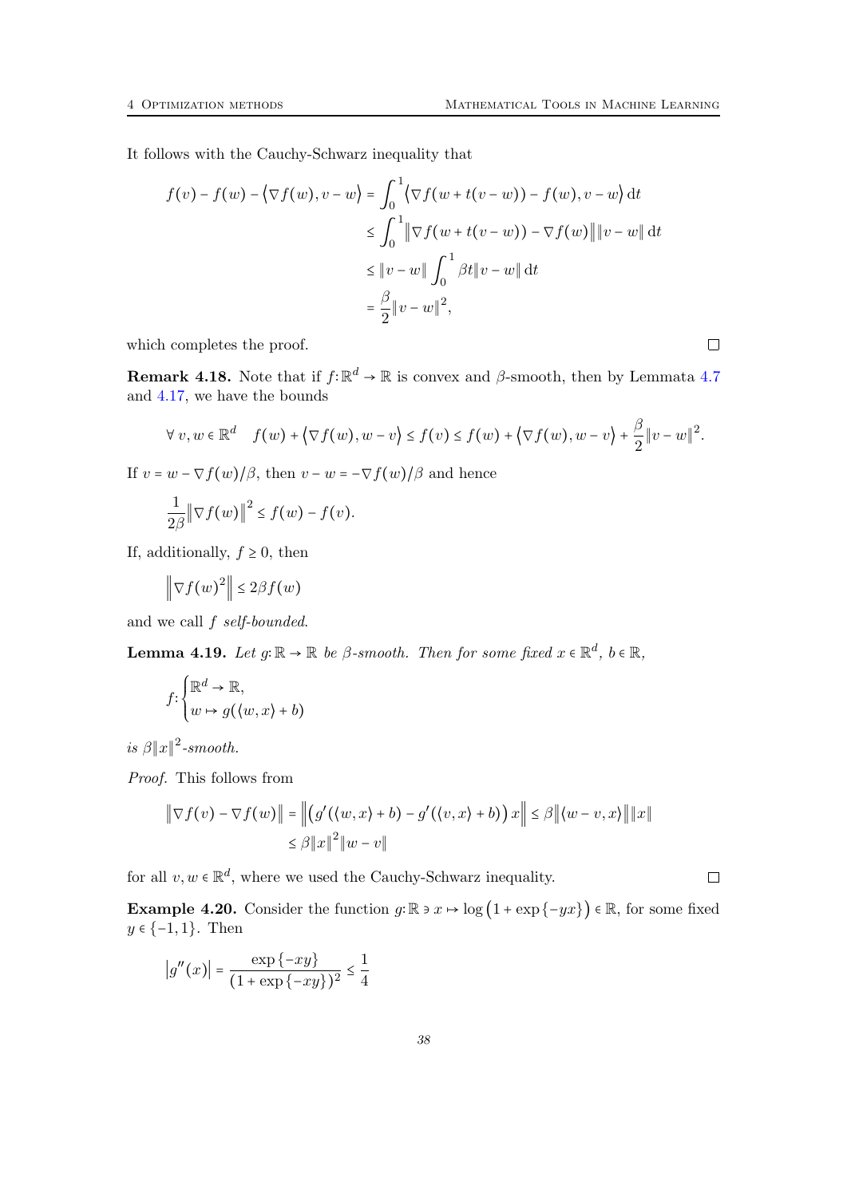It follows with the Cauchy-Schwarz inequality that

$$
\begin{aligned}
f(v) - f(w) - \langle \nabla f(w), v - w \rangle &= \int_0^1 \langle \nabla f(w + t(v-w)) - f(w), v - w \rangle \,\mathrm{d}t \\
&\le \int_0^1 \| \nabla f(w + t(v-w)) - \nabla f(w) \| \|v - w\| \,\mathrm{d}t \\
&\le \|v - w\| \int_0^1 \beta t \|v - w\| \,\mathrm{d}t \\
&= \frac{\beta}{2} \|v - w\|^2,
\end{aligned}
$$

which completes the proof. □

**Remark 4.18.** Note that if $f: \mathbb{R}^d \to \mathbb{R}$ is convex and $\beta$-smooth, then by Lemmata 4.7 and 4.17, we have the bounds

$$
\forall\, v, w \in \mathbb{R}^d \quad f(w) + \langle \nabla f(w), w - v \rangle \le f(v) \le f(w) + \langle \nabla f(w), w - v \rangle + \frac{\beta}{2} \|v - w\|^2.
$$

If $v = w - \nabla f(w)/\beta$, then $v - w = -\nabla f(w)/\beta$ and hence

$$
\frac{1}{2\beta} \|\nabla f(w)\|^2 \le f(w) - f(v).
$$

If, additionally, $f \ge 0$, then

$$
\left\| \nabla f(w)^2 \right\| \le 2\beta f(w)
$$

and we call $f$ *self-bounded*.

**Lemma 4.19.** *Let $g: \mathbb{R} \to \mathbb{R}$ be $\beta$-smooth. Then for some fixed $x \in \mathbb{R}^d$, $b \in \mathbb{R}$,*

$$
f: \begin{cases} \mathbb{R}^d \to \mathbb{R}, \\ w \mapsto g(\langle w, x \rangle + b) \end{cases}
$$

*is $\beta \|x\|^2$-smooth.*

*Proof.* This follows from

$$
\begin{aligned}
\|\nabla f(v) - \nabla f(w)\| = \left\| \left( g'(\langle w, x \rangle + b) - g'(\langle v, x \rangle + b) \right) x \right\| &\le \beta \left\| \langle w - v, x \rangle \right\| \|x\| \\
&\le \beta \|x\|^2 \|w - v\|
\end{aligned}
$$

for all $v, w \in \mathbb{R}^d$, where we used the Cauchy-Schwarz inequality. □

**Example 4.20.** Consider the function $g: \mathbb{R} \ni x \mapsto \log\left(1 + \exp\{-yx\}\right) \in \mathbb{R}$, for some fixed $y \in \{-1, 1\}$. Then

$$
\left| g''(x) \right| = \frac{\exp\{-xy\}}{(1 + \exp\{-xy\})^2} \le \frac{1}{4}
$$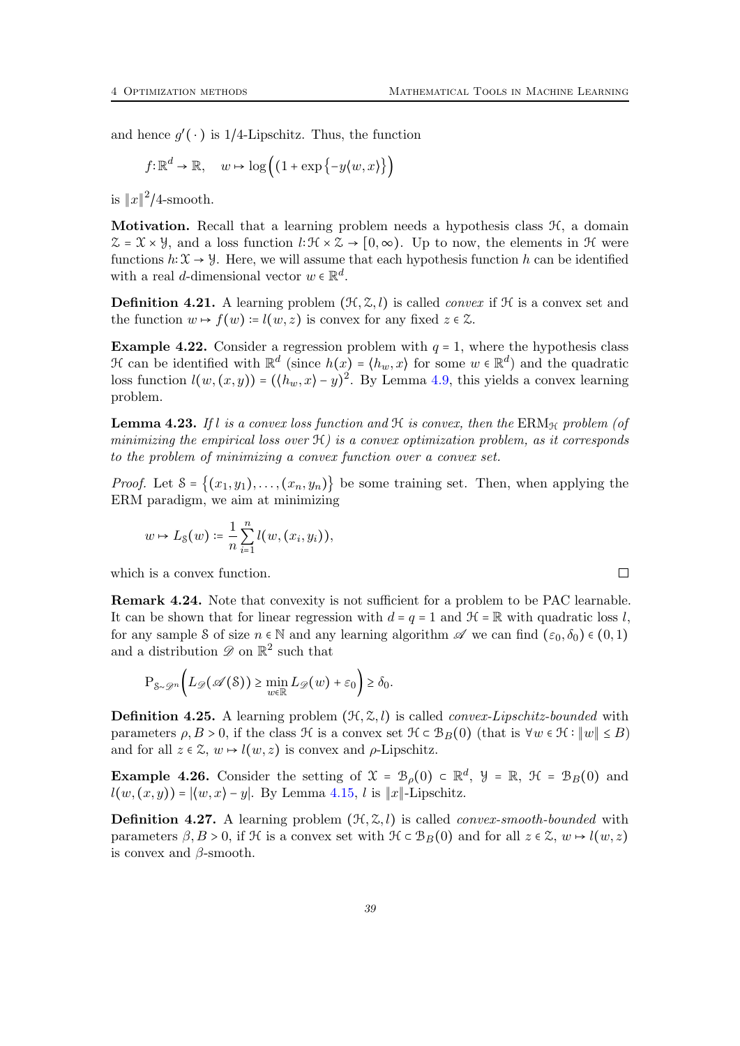and hence $g'(\cdot)$ is 1/4-Lipschitz. Thus, the function

$$f: \mathbb{R}^d \to \mathbb{R}, \quad w \mapsto \log\Big((1 + \exp\{-y\langle w, x\rangle\}\Big)$$

is $\|x\|^2/4$-smooth.

**Motivation.** Recall that a learning problem needs a hypothesis class $\mathcal{H}$, a domain $\mathcal{Z} = \mathcal{X} \times \mathcal{Y}$, and a loss function $l: \mathcal{H} \times \mathcal{Z} \to [0, \infty)$. Up to now, the elements in $\mathcal{H}$ were functions $h: \mathcal{X} \to \mathcal{Y}$. Here, we will assume that each hypothesis function $h$ can be identified with a real $d$-dimensional vector $w \in \mathbb{R}^d$.

**Definition 4.21.** A learning problem $(\mathcal{H}, \mathcal{Z}, l)$ is called *convex* if $\mathcal{H}$ is a convex set and the function $w \mapsto f(w) := l(w, z)$ is convex for any fixed $z \in \mathcal{Z}$.

**Example 4.22.** Consider a regression problem with $q = 1$, where the hypothesis class $\mathcal{H}$ can be identified with $\mathbb{R}^d$ (since $h(x) = \langle h_w, x\rangle$ for some $w \in \mathbb{R}^d$) and the quadratic loss function $l(w, (x, y)) = (\langle h_w, x\rangle - y)^2$. By Lemma 4.9, this yields a convex learning problem.

**Lemma 4.23.** *If $l$ is a convex loss function and $\mathcal{H}$ is convex, then the* $\mathrm{ERM}_{\mathcal{H}}$ *problem (of minimizing the empirical loss over $\mathcal{H}$) is a convex optimization problem, as it corresponds to the problem of minimizing a convex function over a convex set.*

*Proof.* Let $\mathcal{S} = \{(x_1, y_1), \dots, (x_n, y_n)\}$ be some training set. Then, when applying the ERM paradigm, we aim at minimizing

$$w \mapsto L_{\mathcal{S}}(w) := \frac{1}{n}\sum_{i=1}^{n} l(w, (x_i, y_i)),$$

which is a convex function. □

**Remark 4.24.** Note that convexity is not sufficient for a problem to be PAC learnable. It can be shown that for linear regression with $d = q = 1$ and $\mathcal{H} = \mathbb{R}$ with quadratic loss $l$, for any sample $\mathcal{S}$ of size $n \in \mathbb{N}$ and any learning algorithm $\mathscr{A}$ we can find $(\varepsilon_0, \delta_0) \in (0, 1)$ and a distribution $\mathscr{D}$ on $\mathbb{R}^2$ such that

$$\mathrm{P}_{\mathcal{S}\sim\mathscr{D}^n}\Big(L_{\mathscr{D}}(\mathscr{A}(\mathcal{S})) \geq \min_{w\in\mathbb{R}} L_{\mathscr{D}}(w) + \varepsilon_0\Big) \geq \delta_0.$$

**Definition 4.25.** A learning problem $(\mathcal{H}, \mathcal{Z}, l)$ is called *convex-Lipschitz-bounded* with parameters $\rho, B > 0$, if the class $\mathcal{H}$ is a convex set $\mathcal{H} \subset \mathcal{B}_B(0)$ (that is $\forall w \in \mathcal{H}: \|w\| \leq B$) and for all $z \in \mathcal{Z}$, $w \mapsto l(w, z)$ is convex and $\rho$-Lipschitz.

**Example 4.26.** Consider the setting of $\mathcal{X} = \mathcal{B}_\rho(0) \subset \mathbb{R}^d$, $\mathcal{Y} = \mathbb{R}$, $\mathcal{H} = \mathcal{B}_B(0)$ and $l(w, (x, y)) = |\langle w, x\rangle - y|$. By Lemma 4.15, $l$ is $\|x\|$-Lipschitz.

**Definition 4.27.** A learning problem $(\mathcal{H}, \mathcal{Z}, l)$ is called *convex-smooth-bounded* with parameters $\beta, B > 0$, if $\mathcal{H}$ is a convex set with $\mathcal{H} \subset \mathcal{B}_B(0)$ and for all $z \in \mathcal{Z}$, $w \mapsto l(w, z)$ is convex and $\beta$-smooth.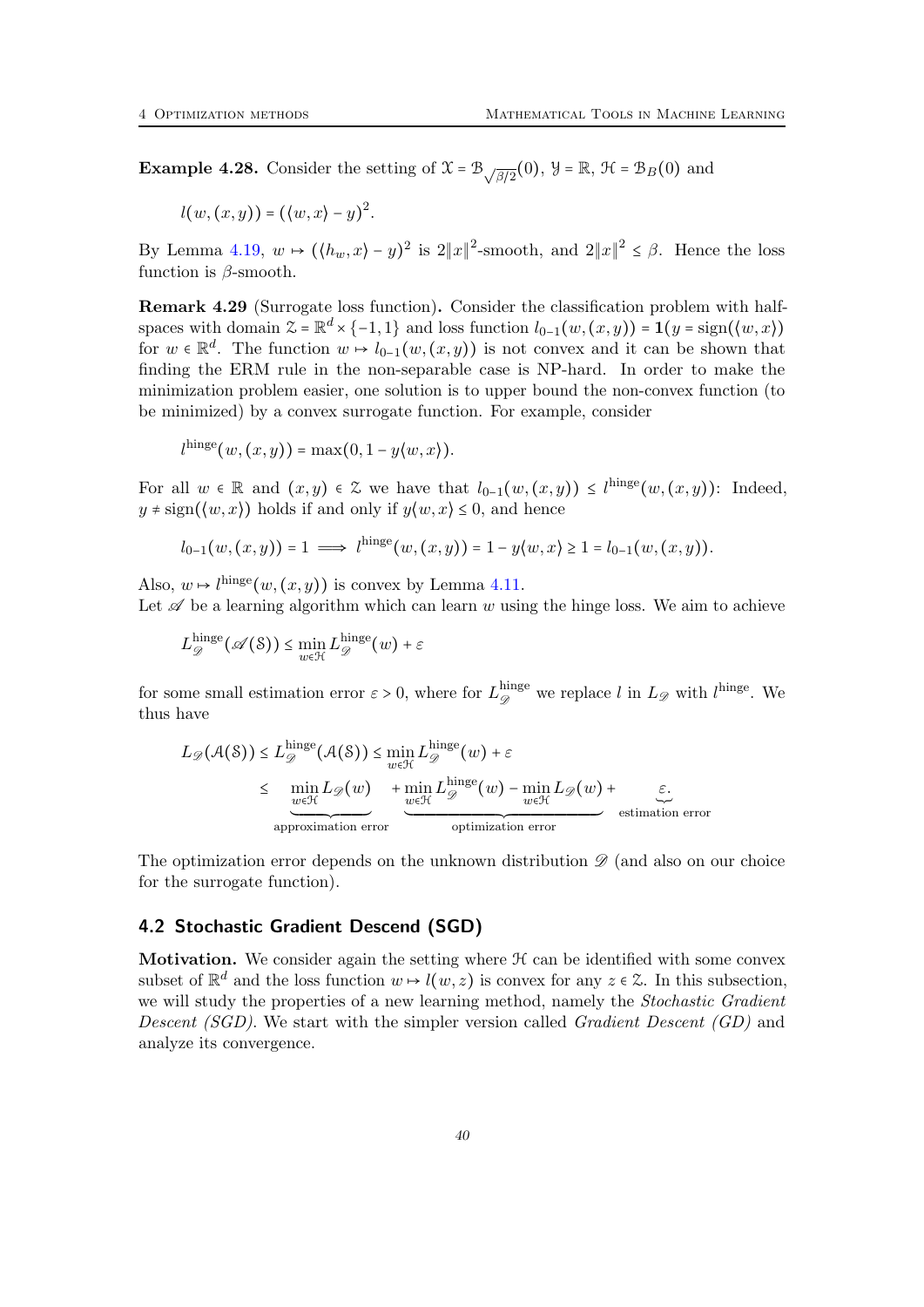**Example 4.28.** Consider the setting of $\mathcal{X} = \mathcal{B}_{\sqrt{\beta/2}}(0)$, $\mathcal{Y} = \mathbb{R}$, $\mathcal{H} = \mathcal{B}_B(0)$ and

$$l(w,(x,y)) = (\langle w, x\rangle - y)^2.$$

By Lemma 4.19, $w \mapsto (\langle h_w, x\rangle - y)^2$ is $2\|x\|^2$-smooth, and $2\|x\|^2 \leq \beta$. Hence the loss function is $\beta$-smooth.

**Remark 4.29** (Surrogate loss function)**.** Consider the classification problem with half-spaces with domain $\mathcal{Z} = \mathbb{R}^d \times \{-1, 1\}$ and loss function $l_{0-1}(w,(x,y)) = \mathbf{1}(y = \operatorname{sign}(\langle w, x\rangle)$ for $w \in \mathbb{R}^d$. The function $w \mapsto l_{0-1}(w,(x,y))$ is not convex and it can be shown that finding the ERM rule in the non-separable case is NP-hard. In order to make the minimization problem easier, one solution is to upper bound the non-convex function (to be minimized) by a convex surrogate function. For example, consider

$$l^{\text{hinge}}(w,(x,y)) = \max(0, 1 - y\langle w, x\rangle).$$

For all $w \in \mathbb{R}$ and $(x,y) \in \mathcal{Z}$ we have that $l_{0-1}(w,(x,y)) \leq l^{\text{hinge}}(w,(x,y))$: Indeed, $y \neq \operatorname{sign}(\langle w, x\rangle)$ holds if and only if $y\langle w, x\rangle \leq 0$, and hence

$$l_{0-1}(w,(x,y)) = 1 \implies l^{\text{hinge}}(w,(x,y)) = 1 - y\langle w, x\rangle \geq 1 = l_{0-1}(w,(x,y)).$$

Also, $w \mapsto l^{\text{hinge}}(w,(x,y))$ is convex by Lemma 4.11.
Let $\mathscr{A}$ be a learning algorithm which can learn $w$ using the hinge loss. We aim to achieve

$$L_{\mathscr{D}}^{\text{hinge}}(\mathscr{A}(\mathcal{S})) \leq \min_{w \in \mathcal{H}} L_{\mathscr{D}}^{\text{hinge}}(w) + \varepsilon$$

for some small estimation error $\varepsilon > 0$, where for $L_{\mathscr{D}}^{\text{hinge}}$ we replace $l$ in $L_{\mathscr{D}}$ with $l^{\text{hinge}}$. We thus have

$$\begin{aligned}
L_{\mathscr{D}}(\mathcal{A}(\mathcal{S})) &\leq L_{\mathscr{D}}^{\text{hinge}}(\mathcal{A}(\mathcal{S})) \leq \min_{w \in \mathcal{H}} L_{\mathscr{D}}^{\text{hinge}}(w) + \varepsilon \\
&\leq \underbrace{\min_{w \in \mathcal{H}} L_{\mathscr{D}}(w)}_{\text{approximation error}} + \underbrace{\min_{w \in \mathcal{H}} L_{\mathscr{D}}^{\text{hinge}}(w) - \min_{w \in \mathcal{H}} L_{\mathscr{D}}(w)}_{\text{optimization error}} + \underbrace{\varepsilon}_{\text{estimation error}}.
\end{aligned}$$

The optimization error depends on the unknown distribution $\mathscr{D}$ (and also on our choice for the surrogate function).

## 4.2 Stochastic Gradient Descend (SGD)

**Motivation.** We consider again the setting where $\mathcal{H}$ can be identified with some convex subset of $\mathbb{R}^d$ and the loss function $w \mapsto l(w,z)$ is convex for any $z \in \mathcal{Z}$. In this subsection, we will study the properties of a new learning method, namely the *Stochastic Gradient Descent (SGD)*. We start with the simpler version called *Gradient Descent (GD)* and analyze its convergence.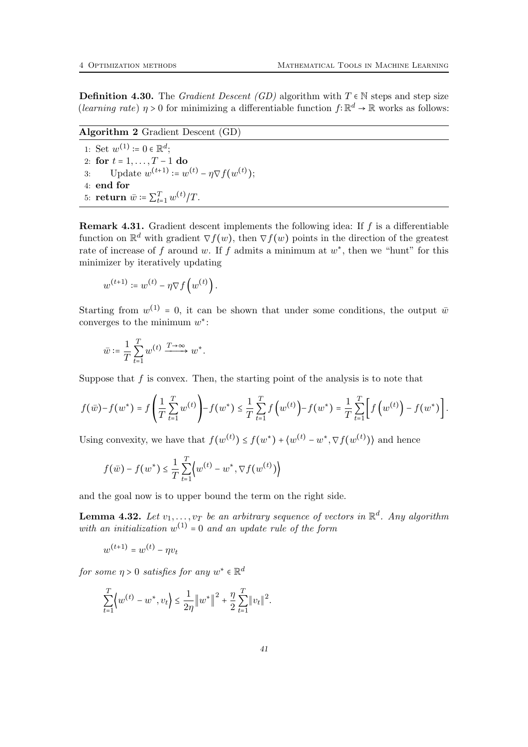**Definition 4.30.** The *Gradient Descent (GD)* algorithm with $T \in \mathbb{N}$ steps and step size (*learning rate*) $\eta > 0$ for minimizing a differentiable function $f : \mathbb{R}^d \to \mathbb{R}$ works as follows:

**Algorithm 2** Gradient Descent (GD)

1: Set $w^{(1)} := 0 \in \mathbb{R}^d$;
2: **for** $t = 1, \ldots, T-1$ **do**
3: Update $w^{(t+1)} := w^{(t)} - \eta \nabla f(w^{(t)})$;
4: **end for**
5: **return** $\bar{w} := \sum_{t=1}^{T} w^{(t)}/T$.

**Remark 4.31.** Gradient descent implements the following idea: If $f$ is a differentiable function on $\mathbb{R}^d$ with gradient $\nabla f(w)$, then $\nabla f(w)$ points in the direction of the greatest rate of increase of $f$ around $w$. If $f$ admits a minimum at $w^*$, then we "hunt" for this minimizer by iteratively updating

$$w^{(t+1)} := w^{(t)} - \eta \nabla f\left(w^{(t)}\right).$$

Starting from $w^{(1)} = 0$, it can be shown that under some conditions, the output $\bar{w}$ converges to the minimum $w^*$:

$$\bar{w} := \frac{1}{T} \sum_{t=1}^{T} w^{(t)} \xrightarrow{T \to \infty} w^*.$$

Suppose that $f$ is convex. Then, the starting point of the analysis is to note that

$$f(\bar{w}) - f(w^*) = f\left(\frac{1}{T}\sum_{t=1}^{T} w^{(t)}\right) - f(w^*) \leq \frac{1}{T}\sum_{t=1}^{T} f\left(w^{(t)}\right) - f(w^*) = \frac{1}{T}\sum_{t=1}^{T}\left[f\left(w^{(t)}\right) - f(w^*)\right].$$

Using convexity, we have that $f(w^{(t)}) \leq f(w^*) + \langle w^{(t)} - w^*, \nabla f(w^{(t)}) \rangle$ and hence

$$f(\bar{w}) - f(w^*) \leq \frac{1}{T}\sum_{t=1}^{T}\left\langle w^{(t)} - w^*, \nabla f(w^{(t)}) \right\rangle$$

and the goal now is to upper bound the term on the right side.

**Lemma 4.32.** *Let $v_1, \ldots, v_T$ be an arbitrary sequence of vectors in $\mathbb{R}^d$. Any algorithm with an initialization $w^{(1)} = 0$ and an update rule of the form*

$$w^{(t+1)} = w^{(t)} - \eta v_t$$

*for some $\eta > 0$ satisfies for any $w^* \in \mathbb{R}^d$*

$$\sum_{t=1}^{T}\left\langle w^{(t)} - w^*, v_t \right\rangle \leq \frac{1}{2\eta}\left\|w^*\right\|^2 + \frac{\eta}{2}\sum_{t=1}^{T}\left\|v_t\right\|^2.$$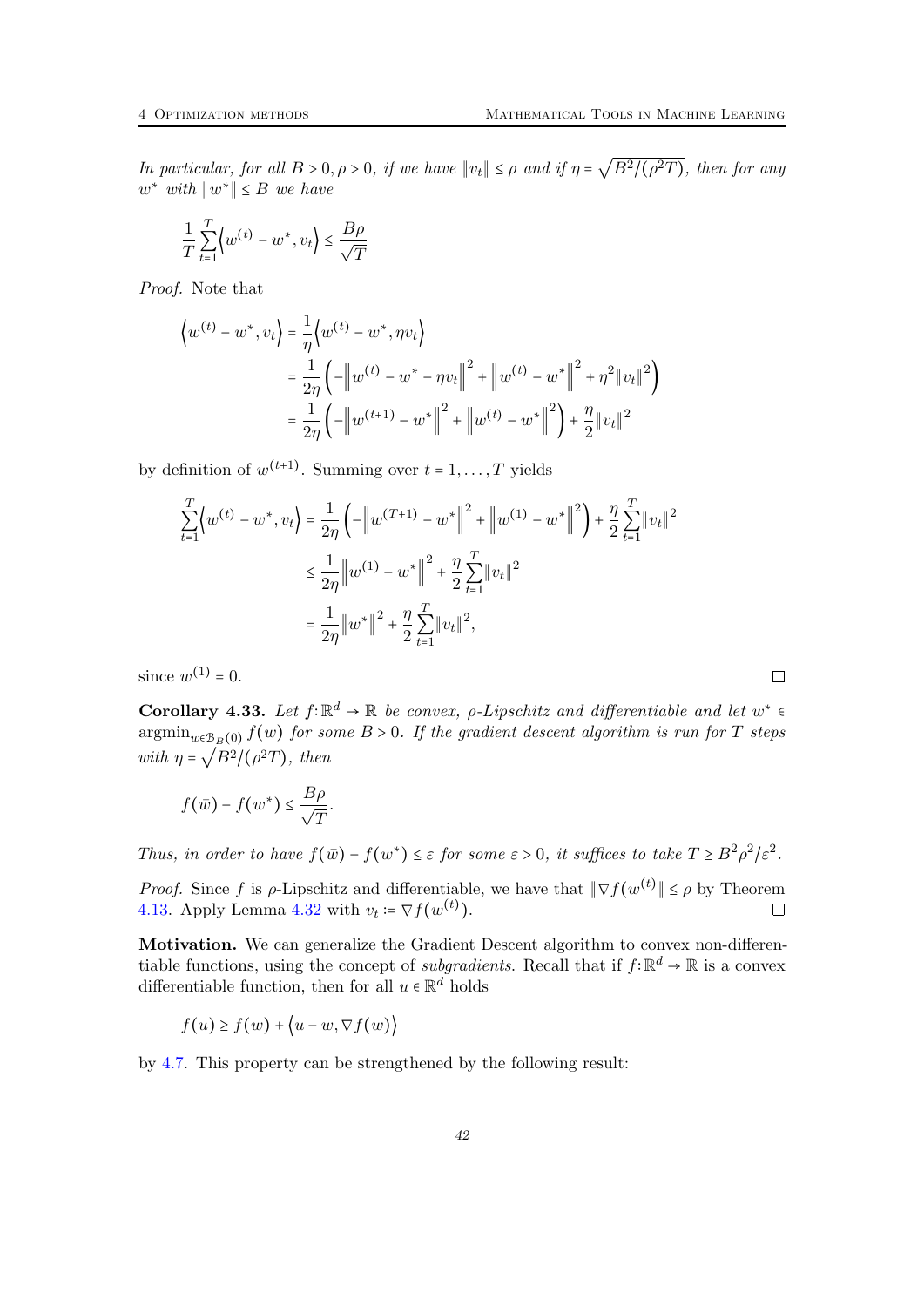*In particular, for all $B > 0, \rho > 0$, if we have $\|v_t\| \le \rho$ and if $\eta = \sqrt{B^2/(\rho^2 T)}$, then for any $w^*$ with $\|w^*\| \le B$ we have*

$$\frac{1}{T}\sum_{t=1}^{T}\left\langle w^{(t)} - w^*, v_t\right\rangle \le \frac{B\rho}{\sqrt{T}}$$

*Proof.* Note that

$$\begin{aligned}
\left\langle w^{(t)} - w^*, v_t\right\rangle &= \frac{1}{\eta}\left\langle w^{(t)} - w^*, \eta v_t\right\rangle \\
&= \frac{1}{2\eta}\left(-\left\|w^{(t)} - w^* - \eta v_t\right\|^2 + \left\|w^{(t)} - w^*\right\|^2 + \eta^2\|v_t\|^2\right) \\
&= \frac{1}{2\eta}\left(-\left\|w^{(t+1)} - w^*\right\|^2 + \left\|w^{(t)} - w^*\right\|^2\right) + \frac{\eta}{2}\|v_t\|^2
\end{aligned}$$

by definition of $w^{(t+1)}$. Summing over $t = 1, \dots, T$ yields

$$\begin{aligned}
\sum_{t=1}^{T}\left\langle w^{(t)} - w^*, v_t\right\rangle &= \frac{1}{2\eta}\left(-\left\|w^{(T+1)} - w^*\right\|^2 + \left\|w^{(1)} - w^*\right\|^2\right) + \frac{\eta}{2}\sum_{t=1}^{T}\|v_t\|^2 \\
&\le \frac{1}{2\eta}\left\|w^{(1)} - w^*\right\|^2 + \frac{\eta}{2}\sum_{t=1}^{T}\|v_t\|^2 \\
&= \frac{1}{2\eta}\left\|w^*\right\|^2 + \frac{\eta}{2}\sum_{t=1}^{T}\|v_t\|^2,
\end{aligned}$$

since $w^{(1)} = 0$. $\square$

**Corollary 4.33.** *Let $f : \mathbb{R}^d \to \mathbb{R}$ be convex, $\rho$-Lipschitz and differentiable and let $w^* \in \operatorname{argmin}_{w \in \mathcal{B}_B(0)} f(w)$ for some $B > 0$. If the gradient descent algorithm is run for $T$ steps with $\eta = \sqrt{B^2/(\rho^2 T)}$, then*

$$f(\bar{w}) - f(w^*) \le \frac{B\rho}{\sqrt{T}}.$$

*Thus, in order to have $f(\bar{w}) - f(w^*) \le \varepsilon$ for some $\varepsilon > 0$, it suffices to take $T \ge B^2\rho^2/\varepsilon^2$.*

*Proof.* Since $f$ is $\rho$-Lipschitz and differentiable, we have that $\|\nabla f(w^{(t)})\| \le \rho$ by Theorem 4.13. Apply Lemma 4.32 with $v_t := \nabla f(w^{(t)})$. $\square$

**Motivation.** We can generalize the Gradient Descent algorithm to convex non-differentiable functions, using the concept of *subgradients*. Recall that if $f : \mathbb{R}^d \to \mathbb{R}$ is a convex differentiable function, then for all $u \in \mathbb{R}^d$ holds

$$f(u) \ge f(w) + \langle u - w, \nabla f(w)\rangle$$

by 4.7. This property can be strengthened by the following result: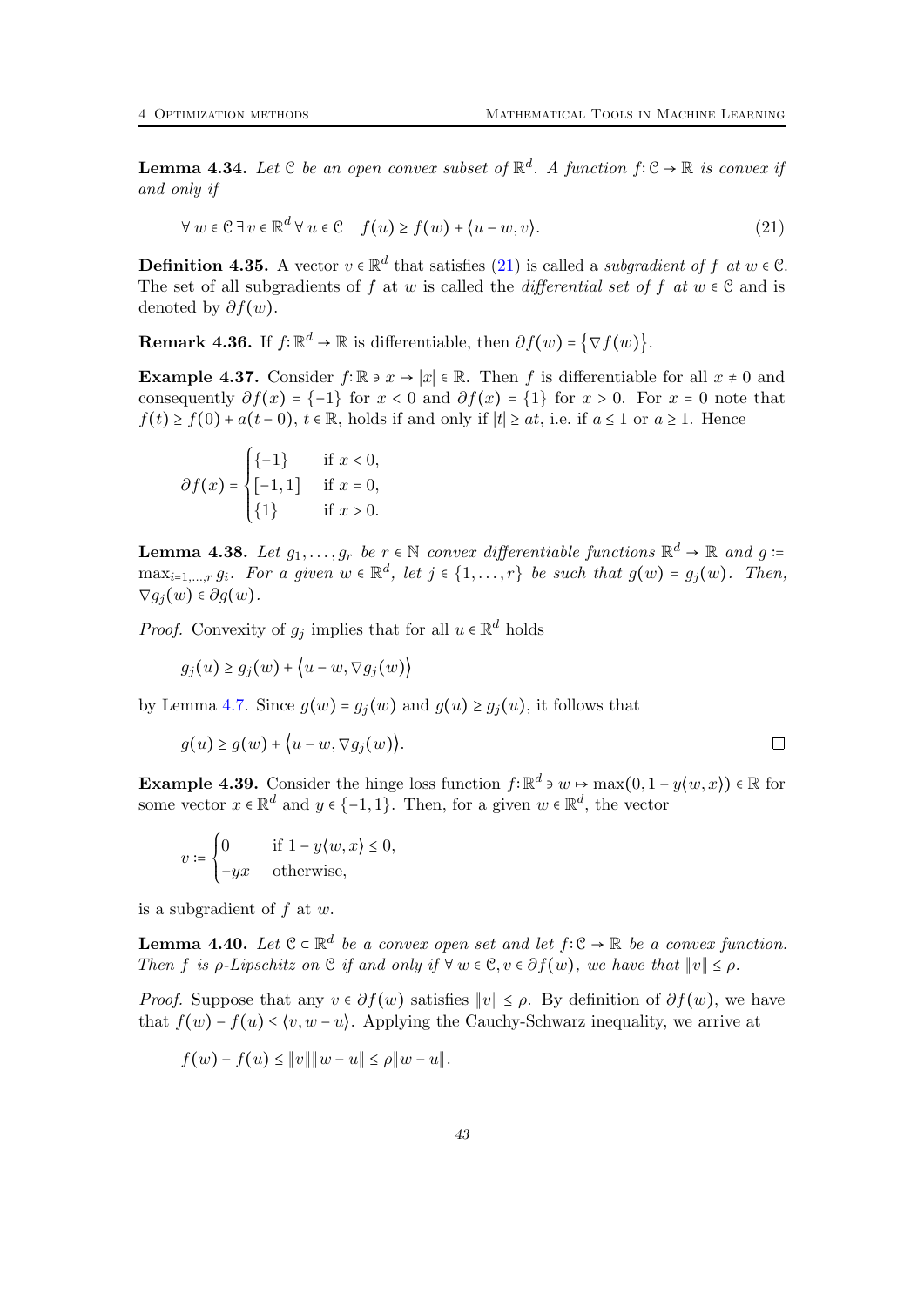**Lemma 4.34.** *Let $\mathcal{C}$ be an open convex subset of $\mathbb{R}^d$. A function $f\colon \mathcal{C} \to \mathbb{R}$ is convex if and only if*

$$\forall\, w \in \mathcal{C}\; \exists\, v \in \mathbb{R}^d\; \forall\, u \in \mathcal{C} \quad f(u) \geq f(w) + \langle u - w, v \rangle. \tag{21}$$

**Definition 4.35.** A vector $v \in \mathbb{R}^d$ that satisfies (21) is called a *subgradient of $f$ at $w \in \mathcal{C}$*. The set of all subgradients of $f$ at $w$ is called the *differential set of $f$ at $w \in \mathcal{C}$* and is denoted by $\partial f(w)$.

**Remark 4.36.** If $f\colon \mathbb{R}^d \to \mathbb{R}$ is differentiable, then $\partial f(w) = \{\nabla f(w)\}$.

**Example 4.37.** Consider $f\colon \mathbb{R} \ni x \mapsto |x| \in \mathbb{R}$. Then $f$ is differentiable for all $x \neq 0$ and consequently $\partial f(x) = \{-1\}$ for $x < 0$ and $\partial f(x) = \{1\}$ for $x > 0$. For $x = 0$ note that $f(t) \geq f(0) + a(t - 0)$, $t \in \mathbb{R}$, holds if and only if $|t| \geq at$, i.e. if $a \leq 1$ or $a \geq 1$. Hence

$$\partial f(x) = \begin{cases} \{-1\} & \text{if } x < 0, \\ [-1, 1] & \text{if } x = 0, \\ \{1\} & \text{if } x > 0. \end{cases}$$

**Lemma 4.38.** *Let $g_1, \dots, g_r$ be $r \in \mathbb{N}$ convex differentiable functions $\mathbb{R}^d \to \mathbb{R}$ and $g := \max_{i=1,\dots,r} g_i$. For a given $w \in \mathbb{R}^d$, let $j \in \{1, \dots, r\}$ be such that $g(w) = g_j(w)$. Then, $\nabla g_j(w) \in \partial g(w)$.*

*Proof.* Convexity of $g_j$ implies that for all $u \in \mathbb{R}^d$ holds

$$g_j(u) \geq g_j(w) + \langle u - w, \nabla g_j(w) \rangle$$

by Lemma 4.7. Since $g(w) = g_j(w)$ and $g(u) \geq g_j(u)$, it follows that

$$g(u) \geq g(w) + \langle u - w, \nabla g_j(w) \rangle.$$

$\square$

**Example 4.39.** Consider the hinge loss function $f\colon \mathbb{R}^d \ni w \mapsto \max(0, 1 - y\langle w, x \rangle) \in \mathbb{R}$ for some vector $x \in \mathbb{R}^d$ and $y \in \{-1, 1\}$. Then, for a given $w \in \mathbb{R}^d$, the vector

$$v := \begin{cases} 0 & \text{if } 1 - y\langle w, x \rangle \leq 0, \\ -yx & \text{otherwise,} \end{cases}$$

is a subgradient of $f$ at $w$.

**Lemma 4.40.** *Let $\mathcal{C} \subset \mathbb{R}^d$ be a convex open set and let $f\colon \mathcal{C} \to \mathbb{R}$ be a convex function. Then $f$ is $\rho$-Lipschitz on $\mathcal{C}$ if and only if $\forall\, w \in \mathcal{C}, v \in \partial f(w)$, we have that $\|v\| \leq \rho$.*

*Proof.* Suppose that any $v \in \partial f(w)$ satisfies $\|v\| \leq \rho$. By definition of $\partial f(w)$, we have that $f(w) - f(u) \leq \langle v, w - u \rangle$. Applying the Cauchy-Schwarz inequality, we arrive at

$$f(w) - f(u) \leq \|v\| \|w - u\| \leq \rho \|w - u\|.$$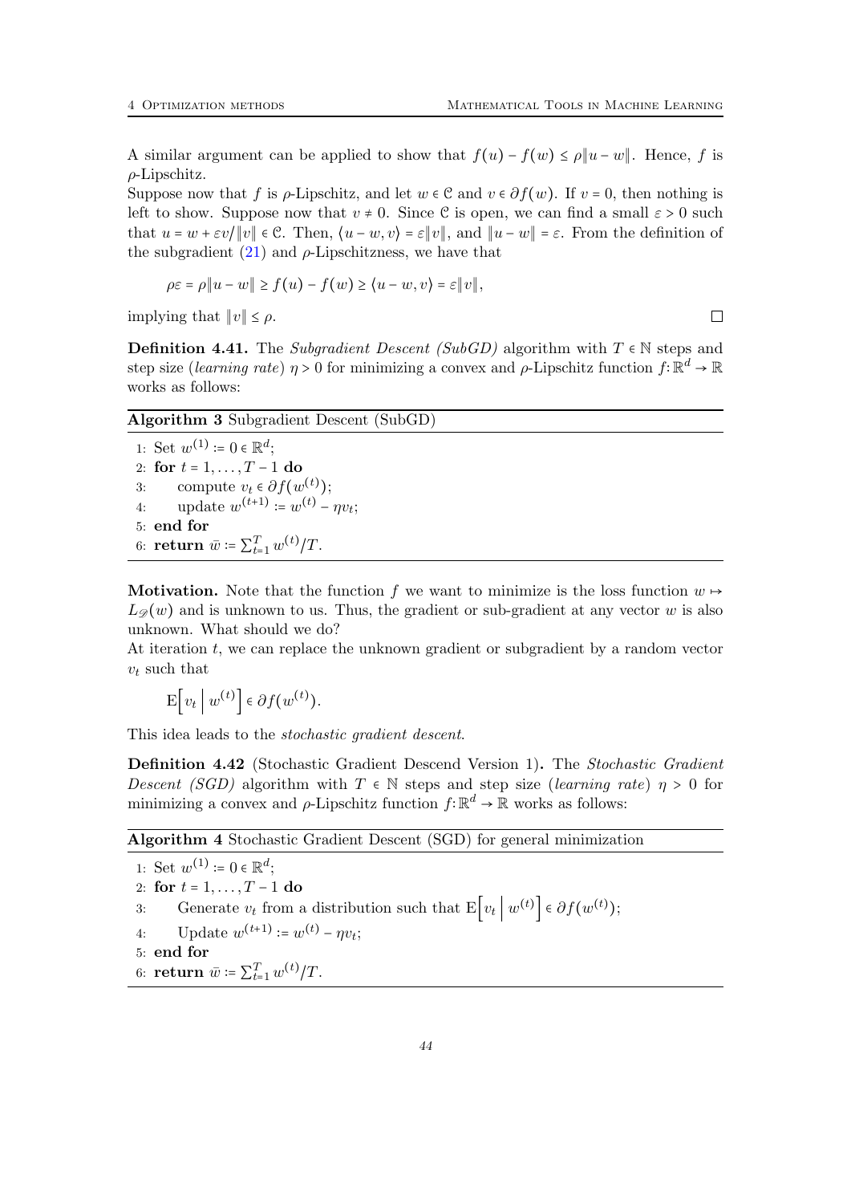A similar argument can be applied to show that $f(u) - f(w) \le \rho\|u - w\|$. Hence, $f$ is $\rho$-Lipschitz.

Suppose now that $f$ is $\rho$-Lipschitz, and let $w \in \mathcal{C}$ and $v \in \partial f(w)$. If $v = 0$, then nothing is left to show. Suppose now that $v \neq 0$. Since $\mathcal{C}$ is open, we can find a small $\varepsilon > 0$ such that $u = w + \varepsilon v/\|v\| \in \mathcal{C}$. Then, $\langle u - w, v\rangle = \varepsilon\|v\|$, and $\|u - w\| = \varepsilon$. From the definition of the subgradient (21) and $\rho$-Lipschitzness, we have that

$$\rho\varepsilon = \rho\|u - w\| \ge f(u) - f(w) \ge \langle u - w, v\rangle = \varepsilon\|v\|,$$

implying that $\|v\| \le \rho$. □

**Definition 4.41.** The *Subgradient Descent (SubGD)* algorithm with $T \in \mathbb{N}$ steps and step size (*learning rate*) $\eta > 0$ for minimizing a convex and $\rho$-Lipschitz function $f\colon \mathbb{R}^d \to \mathbb{R}$ works as follows:

**Algorithm 3** Subgradient Descent (SubGD)

1: Set $w^{(1)} := 0 \in \mathbb{R}^d$;
2: **for** $t = 1, \ldots, T - 1$ **do**
3: compute $v_t \in \partial f(w^{(t)})$;
4: update $w^{(t+1)} := w^{(t)} - \eta v_t$;
5: **end for**
6: **return** $\bar{w} := \sum_{t=1}^{T} w^{(t)}/T$.

**Motivation.** Note that the function $f$ we want to minimize is the loss function $w \mapsto L_{\mathscr{D}}(w)$ and is unknown to us. Thus, the gradient or sub-gradient at any vector $w$ is also unknown. What should we do?

At iteration $t$, we can replace the unknown gradient or subgradient by a random vector $v_t$ such that

$$\mathrm{E}\Big[v_t \;\Big|\; w^{(t)}\Big] \in \partial f(w^{(t)}).$$

This idea leads to the *stochastic gradient descent*.

**Definition 4.42** (Stochastic Gradient Descend Version 1)**.** The *Stochastic Gradient Descent (SGD)* algorithm with $T \in \mathbb{N}$ steps and step size (*learning rate*) $\eta > 0$ for minimizing a convex and $\rho$-Lipschitz function $f\colon \mathbb{R}^d \to \mathbb{R}$ works as follows:

**Algorithm 4** Stochastic Gradient Descent (SGD) for general minimization

1: Set $w^{(1)} := 0 \in \mathbb{R}^d$;
2: **for** $t = 1, \ldots, T - 1$ **do**
3: Generate $v_t$ from a distribution such that $\mathrm{E}\Big[v_t \;\Big|\; w^{(t)}\Big] \in \partial f(w^{(t)})$;
4: Update $w^{(t+1)} := w^{(t)} - \eta v_t$;
5: **end for**
6: **return** $\bar{w} := \sum_{t=1}^{T} w^{(t)}/T$.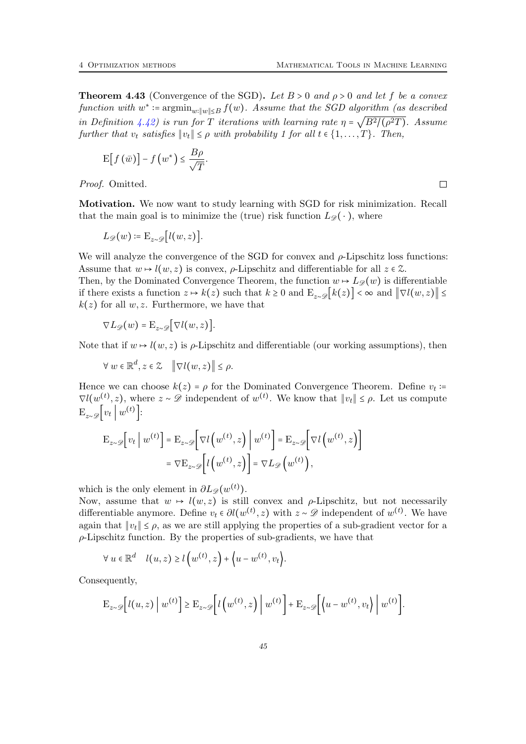**Theorem 4.43** (Convergence of the SGD)**.** *Let $B > 0$ and $\rho > 0$ and let $f$ be a convex function with $w^* := \operatorname{argmin}_{w:\|w\|\le B} f(w)$. Assume that the SGD algorithm (as described in Definition 4.42) is run for $T$ iterations with learning rate $\eta = \sqrt{B^2/(\rho^2 T)}$. Assume further that $v_t$ satisfies $\|v_t\| \le \rho$ with probability 1 for all $t \in \{1, \ldots, T\}$. Then,*

$$\mathrm{E}\big[f(\bar{w})\big] - f\big(w^*\big) \le \frac{B\rho}{\sqrt{T}}.$$

*Proof.* Omitted. □

**Motivation.** We now want to study learning with SGD for risk minimization. Recall that the main goal is to minimize the (true) risk function $L_{\mathscr{D}}(\,\cdot\,)$, where

$$L_{\mathscr{D}}(w) := \mathrm{E}_{z\sim\mathscr{D}}\big[l(w,z)\big].$$

We will analyze the convergence of the SGD for convex and $\rho$-Lipschitz loss functions: Assume that $w \mapsto l(w,z)$ is convex, $\rho$-Lipschitz and differentiable for all $z \in \mathcal{Z}$.
Then, by the Dominated Convergence Theorem, the function $w \mapsto L_{\mathscr{D}}(w)$ is differentiable if there exists a function $z \mapsto k(z)$ such that $k \ge 0$ and $\mathrm{E}_{z\sim\mathscr{D}}\big[k(z)\big] < \infty$ and $\big\|\nabla l(w,z)\big\| \le k(z)$ for all $w, z$. Furthermore, we have that

$$\nabla L_{\mathscr{D}}(w) = \mathrm{E}_{z\sim\mathscr{D}}\big[\nabla l(w,z)\big].$$

Note that if $w \mapsto l(w,z)$ is $\rho$-Lipschitz and differentiable (our working assumptions), then

$$\forall\, w \in \mathbb{R}^d, z \in \mathcal{Z} \quad \big\|\nabla l(w,z)\big\| \le \rho.$$

Hence we can choose $k(z) = \rho$ for the Dominated Convergence Theorem. Define $v_t := \nabla l(w^{(t)}, z)$, where $z \sim \mathscr{D}$ independent of $w^{(t)}$. We know that $\|v_t\| \le \rho$. Let us compute $\mathrm{E}_{z\sim\mathscr{D}}\Big[v_t \,\Big|\, w^{(t)}\Big]$:

$$\begin{aligned}
\mathrm{E}_{z\sim\mathscr{D}}\Big[v_t \,\Big|\, w^{(t)}\Big] &= \mathrm{E}_{z\sim\mathscr{D}}\Big[\nabla l\Big(w^{(t)}, z\Big) \,\Big|\, w^{(t)}\Big] = \mathrm{E}_{z\sim\mathscr{D}}\Big[\nabla l\Big(w^{(t)}, z\Big)\Big] \\
&= \nabla \mathrm{E}_{z\sim\mathscr{D}}\Big[l\Big(w^{(t)}, z\Big)\Big] = \nabla L_{\mathscr{D}}\Big(w^{(t)}\Big),
\end{aligned}$$

which is the only element in $\partial L_{\mathscr{D}}(w^{(t)})$.
Now, assume that $w \mapsto l(w,z)$ is still convex and $\rho$-Lipschitz, but not necessarily differentiable anymore. Define $v_t \in \partial l(w^{(t)}, z)$ with $z \sim \mathscr{D}$ independent of $w^{(t)}$. We have again that $\|v_t\| \le \rho$, as we are still applying the properties of a sub-gradient vector for a $\rho$-Lipschitz function. By the properties of sub-gradients, we have that

$$\forall\, u \in \mathbb{R}^d \quad l(u,z) \ge l\Big(w^{(t)}, z\Big) + \Big\langle u - w^{(t)}, v_t\Big\rangle.$$

Consequently,

$$\mathrm{E}_{z\sim\mathscr{D}}\Big[l(u,z) \,\Big|\, w^{(t)}\Big] \ge \mathrm{E}_{z\sim\mathscr{D}}\Big[l\Big(w^{(t)}, z\Big) \,\Big|\, w^{(t)}\Big] + \mathrm{E}_{z\sim\mathscr{D}}\Big[\Big\langle u - w^{(t)}, v_t\Big\rangle \,\Big|\, w^{(t)}\Big].$$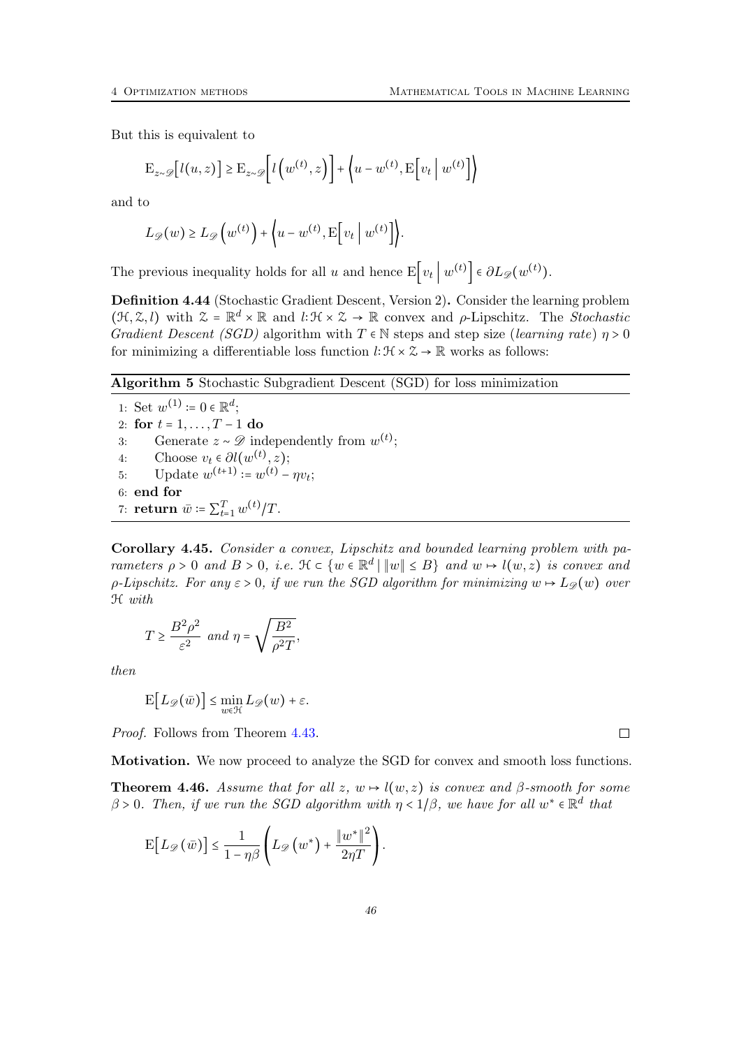But this is equivalent to

$$\mathrm{E}_{z\sim\mathscr{D}}\big[l(u,z)\big] \geq \mathrm{E}_{z\sim\mathscr{D}}\Big[l\Big(w^{(t)},z\Big)\Big] + \Big\langle u - w^{(t)}, \mathrm{E}\Big[v_t \,\Big|\, w^{(t)}\Big]\Big\rangle$$

and to

$$L_{\mathscr{D}}(w) \geq L_{\mathscr{D}}\Big(w^{(t)}\Big) + \Big\langle u - w^{(t)}, \mathrm{E}\Big[v_t \,\Big|\, w^{(t)}\Big]\Big\rangle.$$

The previous inequality holds for all $u$ and hence $\mathrm{E}\Big[v_t \,\Big|\, w^{(t)}\Big] \in \partial L_{\mathscr{D}}(w^{(t)})$.

**Definition 4.44** (Stochastic Gradient Descent, Version 2)**.** Consider the learning problem $(\mathcal{H},\mathcal{Z},l)$ with $\mathcal{Z} = \mathbb{R}^d \times \mathbb{R}$ and $l\colon \mathcal{H}\times\mathcal{Z}\to\mathbb{R}$ convex and $\rho$-Lipschitz. The *Stochastic Gradient Descent (SGD)* algorithm with $T \in \mathbb{N}$ steps and step size (*learning rate*) $\eta > 0$ for minimizing a differentiable loss function $l\colon \mathcal{H}\times\mathcal{Z}\to\mathbb{R}$ works as follows:

**Algorithm 5** Stochastic Subgradient Descent (SGD) for loss minimization

1: Set $w^{(1)} \coloneqq 0 \in \mathbb{R}^d$;
2: **for** $t = 1,\ldots,T-1$ **do**
3: Generate $z \sim \mathscr{D}$ independently from $w^{(t)}$;
4: Choose $v_t \in \partial l(w^{(t)},z)$;
5: Update $w^{(t+1)} \coloneqq w^{(t)} - \eta v_t$;
6: **end for**
7: **return** $\bar{w} \coloneqq \sum_{t=1}^{T} w^{(t)}/T$.

**Corollary 4.45.** *Consider a convex, Lipschitz and bounded learning problem with parameters $\rho > 0$ and $B > 0$, i.e. $\mathcal{H} \subset \{w \in \mathbb{R}^d \mid \|w\| \leq B\}$ and $w \mapsto l(w,z)$ is convex and $\rho$-Lipschitz. For any $\varepsilon > 0$, if we run the SGD algorithm for minimizing $w \mapsto L_{\mathscr{D}}(w)$ over $\mathcal{H}$ with*

$$T \geq \frac{B^2\rho^2}{\varepsilon^2} \text{ and } \eta = \sqrt{\frac{B^2}{\rho^2 T}},$$

*then*

$$\mathrm{E}\big[L_{\mathscr{D}}(\bar{w})\big] \leq \min_{w\in\mathcal{H}} L_{\mathscr{D}}(w) + \varepsilon.$$

*Proof.* Follows from Theorem 4.43. □

**Motivation.** We now proceed to analyze the SGD for convex and smooth loss functions.

**Theorem 4.46.** *Assume that for all $z$, $w \mapsto l(w,z)$ is convex and $\beta$-smooth for some $\beta > 0$. Then, if we run the SGD algorithm with $\eta < 1/\beta$, we have for all $w^* \in \mathbb{R}^d$ that*

$$\mathrm{E}\big[L_{\mathscr{D}}(\bar{w})\big] \leq \frac{1}{1-\eta\beta}\left(L_{\mathscr{D}}\left(w^*\right) + \frac{\|w^*\|^2}{2\eta T}\right).$$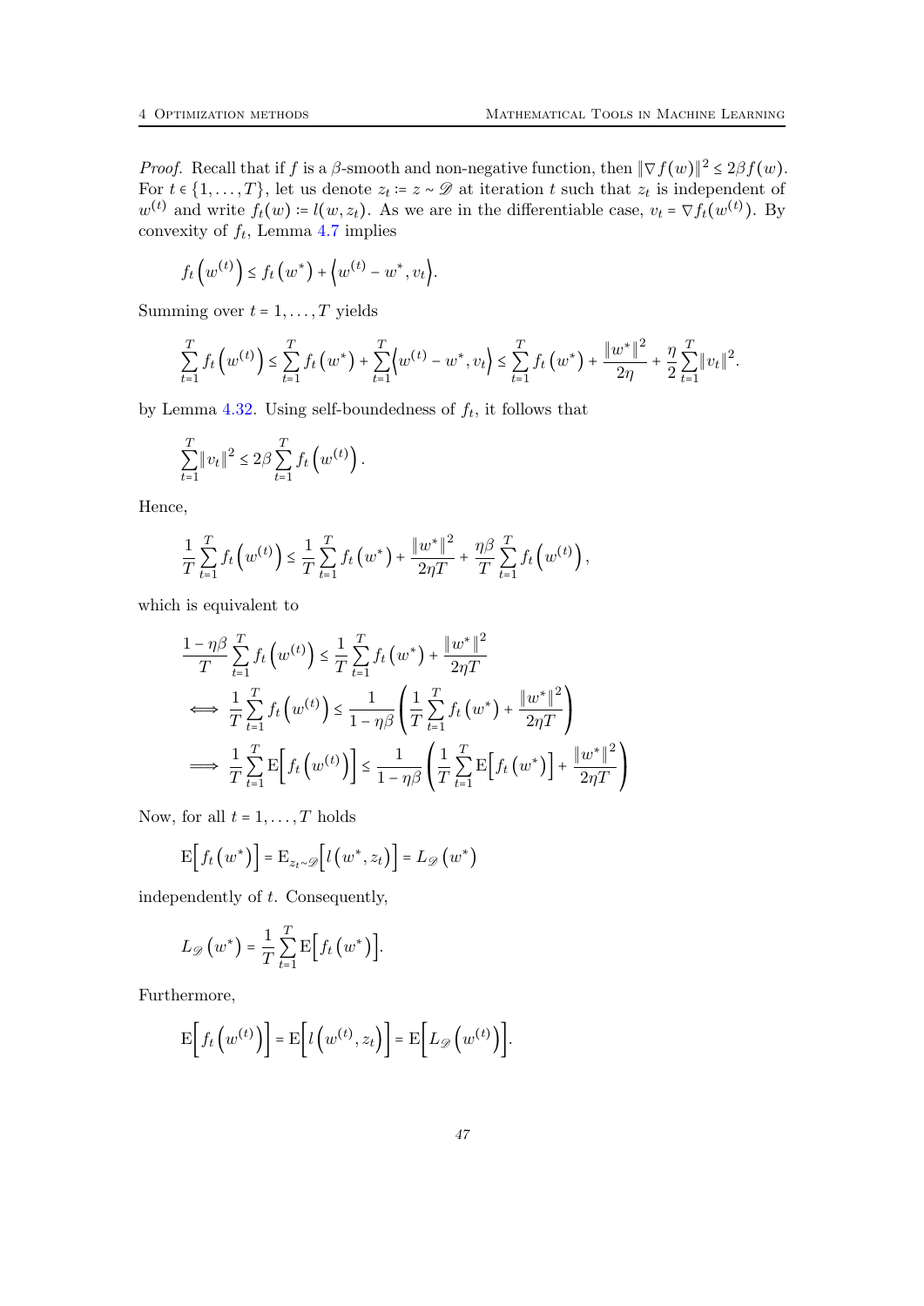*Proof.* Recall that if $f$ is a $\beta$-smooth and non-negative function, then $\|\nabla f(w)\|^2 \le 2\beta f(w)$. For $t \in \{1, \ldots, T\}$, let us denote $z_t := z \sim \mathscr{D}$ at iteration $t$ such that $z_t$ is independent of $w^{(t)}$ and write $f_t(w) := l(w, z_t)$. As we are in the differentiable case, $v_t = \nabla f_t(w^{(t)})$. By convexity of $f_t$, Lemma 4.7 implies

$$f_t\left(w^{(t)}\right) \le f_t\left(w^*\right) + \left\langle w^{(t)} - w^*, v_t \right\rangle.$$

Summing over $t = 1, \ldots, T$ yields

$$\sum_{t=1}^{T} f_t\left(w^{(t)}\right) \le \sum_{t=1}^{T} f_t\left(w^*\right) + \sum_{t=1}^{T}\left\langle w^{(t)} - w^*, v_t\right\rangle \le \sum_{t=1}^{T} f_t\left(w^*\right) + \frac{\|w^*\|^2}{2\eta} + \frac{\eta}{2}\sum_{t=1}^{T}\|v_t\|^2.$$

by Lemma 4.32. Using self-boundedness of $f_t$, it follows that

$$\sum_{t=1}^{T}\|v_t\|^2 \le 2\beta \sum_{t=1}^{T} f_t\left(w^{(t)}\right).$$

Hence,

$$\frac{1}{T}\sum_{t=1}^{T} f_t\left(w^{(t)}\right) \le \frac{1}{T}\sum_{t=1}^{T} f_t\left(w^*\right) + \frac{\|w^*\|^2}{2\eta T} + \frac{\eta\beta}{T}\sum_{t=1}^{T} f_t\left(w^{(t)}\right),$$

which is equivalent to

$$\begin{aligned}
&\frac{1-\eta\beta}{T}\sum_{t=1}^{T} f_t\left(w^{(t)}\right) \le \frac{1}{T}\sum_{t=1}^{T} f_t\left(w^*\right) + \frac{\|w^*\|^2}{2\eta T} \\
\iff\ & \frac{1}{T}\sum_{t=1}^{T} f_t\left(w^{(t)}\right) \le \frac{1}{1-\eta\beta}\left(\frac{1}{T}\sum_{t=1}^{T} f_t\left(w^*\right) + \frac{\|w^*\|^2}{2\eta T}\right) \\
\implies\ & \frac{1}{T}\sum_{t=1}^{T} \mathrm{E}\left[f_t\left(w^{(t)}\right)\right] \le \frac{1}{1-\eta\beta}\left(\frac{1}{T}\sum_{t=1}^{T} \mathrm{E}\left[f_t\left(w^*\right)\right] + \frac{\|w^*\|^2}{2\eta T}\right)
\end{aligned}$$

Now, for all $t = 1, \ldots, T$ holds

$$\mathrm{E}\left[f_t\left(w^*\right)\right] = \mathrm{E}_{z_t \sim \mathscr{D}}\left[l\left(w^*, z_t\right)\right] = L_{\mathscr{D}}\left(w^*\right)$$

independently of $t$. Consequently,

$$L_{\mathscr{D}}\left(w^*\right) = \frac{1}{T}\sum_{t=1}^{T} \mathrm{E}\left[f_t\left(w^*\right)\right].$$

Furthermore,

$$\mathrm{E}\left[f_t\left(w^{(t)}\right)\right] = \mathrm{E}\left[l\left(w^{(t)}, z_t\right)\right] = \mathrm{E}\left[L_{\mathscr{D}}\left(w^{(t)}\right)\right].$$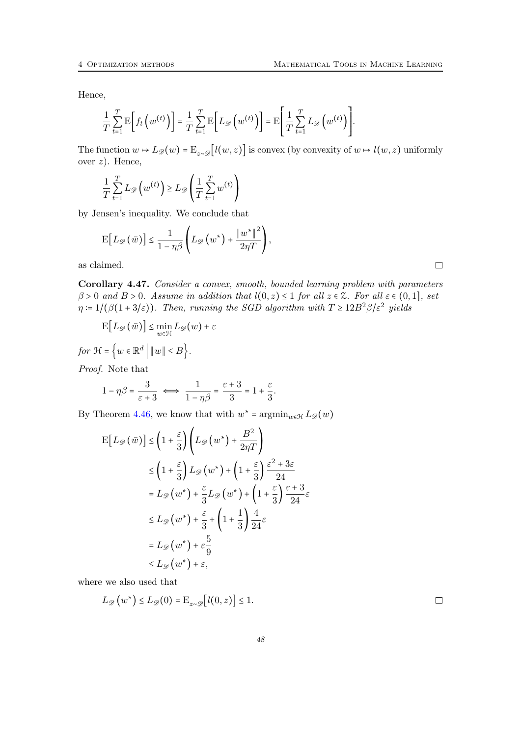Hence,

$$\frac{1}{T}\sum_{t=1}^{T}\mathrm{E}\Big[f_t\Big(w^{(t)}\Big)\Big] = \frac{1}{T}\sum_{t=1}^{T}\mathrm{E}\Big[L_{\mathscr{D}}\Big(w^{(t)}\Big)\Big] = \mathrm{E}\left[\frac{1}{T}\sum_{t=1}^{T}L_{\mathscr{D}}\Big(w^{(t)}\Big)\right].$$

The function $w \mapsto L_{\mathscr{D}}(w) = \mathrm{E}_{z\sim\mathscr{D}}\big[l(w,z)\big]$ is convex (by convexity of $w \mapsto l(w,z)$ uniformly over $z$). Hence,

$$\frac{1}{T}\sum_{t=1}^{T}L_{\mathscr{D}}\Big(w^{(t)}\Big) \geq L_{\mathscr{D}}\left(\frac{1}{T}\sum_{t=1}^{T}w^{(t)}\right)$$

by Jensen's inequality. We conclude that

$$\mathrm{E}\big[L_{\mathscr{D}}(\bar{w})\big] \leq \frac{1}{1-\eta\beta}\left(L_{\mathscr{D}}\big(w^*\big) + \frac{\|w^*\|^2}{2\eta T}\right),$$

as claimed. $\square$

**Corollary 4.47.** *Consider a convex, smooth, bounded learning problem with parameters $\beta > 0$ and $B > 0$. Assume in addition that $l(0,z) \leq 1$ for all $z \in \mathcal{Z}$. For all $\varepsilon \in (0,1]$, set $\eta := 1/(\beta(1+3/\varepsilon))$. Then, running the SGD algorithm with $T \geq 12B^2\beta/\varepsilon^2$ yields*

$$\mathrm{E}\big[L_{\mathscr{D}}(\bar{w})\big] \leq \min_{w\in\mathcal{H}} L_{\mathscr{D}}(w) + \varepsilon$$

*for $\mathcal{H} = \Big\{w \in \mathbb{R}^d \,\Big|\, \|w\| \leq B\Big\}$.*

*Proof.* Note that

$$1-\eta\beta = \frac{3}{\varepsilon+3} \iff \frac{1}{1-\eta\beta} = \frac{\varepsilon+3}{3} = 1 + \frac{\varepsilon}{3}.$$

By Theorem 4.46, we know that with $w^* = \mathrm{argmin}_{w\in\mathcal{H}} L_{\mathscr{D}}(w)$

$$\begin{aligned}
\mathrm{E}\big[L_{\mathscr{D}}(\bar{w})\big] &\leq \left(1+\frac{\varepsilon}{3}\right)\left(L_{\mathscr{D}}\big(w^*\big) + \frac{B^2}{2\eta T}\right) \\
&\leq \left(1+\frac{\varepsilon}{3}\right)L_{\mathscr{D}}\big(w^*\big) + \left(1+\frac{\varepsilon}{3}\right)\frac{\varepsilon^2+3\varepsilon}{24} \\
&= L_{\mathscr{D}}\big(w^*\big) + \frac{\varepsilon}{3}L_{\mathscr{D}}\big(w^*\big) + \left(1+\frac{\varepsilon}{3}\right)\frac{\varepsilon+3}{24}\varepsilon \\
&\leq L_{\mathscr{D}}\big(w^*\big) + \frac{\varepsilon}{3} + \left(1+\frac{1}{3}\right)\frac{4}{24}\varepsilon \\
&= L_{\mathscr{D}}\big(w^*\big) + \varepsilon\frac{5}{9} \\
&\leq L_{\mathscr{D}}\big(w^*\big) + \varepsilon,
\end{aligned}$$

where we also used that

$$L_{\mathscr{D}}\big(w^*\big) \leq L_{\mathscr{D}}(0) = \mathrm{E}_{z\sim\mathscr{D}}\big[l(0,z)\big] \leq 1.$$

$\square$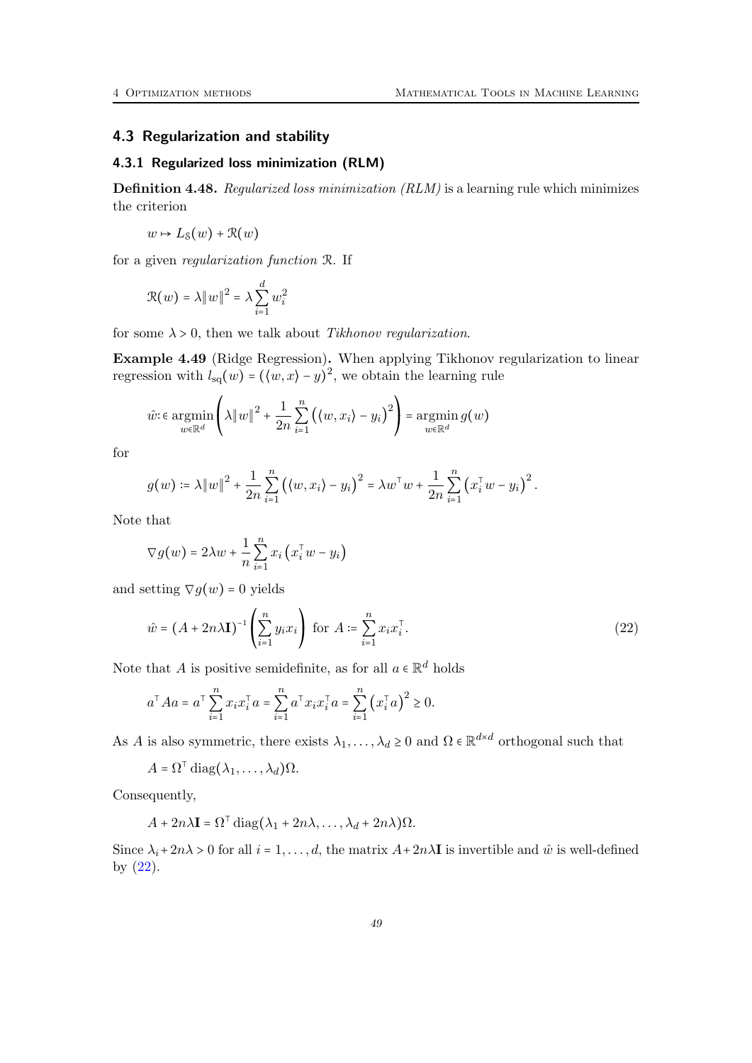## 4.3 Regularization and stability

### 4.3.1 Regularized loss minimization (RLM)

**Definition 4.48.** *Regularized loss minimization (RLM)* is a learning rule which minimizes the criterion

$$w \mapsto L_{\mathcal{S}}(w) + \mathcal{R}(w)$$

for a given *regularization function* $\mathcal{R}$. If

$$\mathcal{R}(w) = \lambda \|w\|^2 = \lambda \sum_{i=1}^{d} w_i^2$$

for some $\lambda > 0$, then we talk about *Tikhonov regularization*.

**Example 4.49** (Ridge Regression)**.** When applying Tikhonov regularization to linear regression with $l_{\text{sq}}(w) = (\langle w, x \rangle - y)^2$, we obtain the learning rule

$$\hat{w} :\in \operatorname*{argmin}_{w \in \mathbb{R}^d} \left( \lambda \|w\|^2 + \frac{1}{2n} \sum_{i=1}^{n} \left( \langle w, x_i \rangle - y_i \right)^2 \right) = \operatorname*{argmin}_{w \in \mathbb{R}^d} g(w)$$

for

$$g(w) \coloneqq \lambda \|w\|^2 + \frac{1}{2n} \sum_{i=1}^{n} \left( \langle w, x_i \rangle - y_i \right)^2 = \lambda w^\top w + \frac{1}{2n} \sum_{i=1}^{n} \left( x_i^\top w - y_i \right)^2.$$

Note that

$$\nabla g(w) = 2\lambda w + \frac{1}{n} \sum_{i=1}^{n} x_i \left( x_i^\top w - y_i \right)$$

and setting $\nabla g(w) = 0$ yields

$$\hat{w} = (A + 2n\lambda \mathbf{I})^{-1} \left( \sum_{i=1}^{n} y_i x_i \right) \text{ for } A \coloneqq \sum_{i=1}^{n} x_i x_i^\top. \tag{22}$$

Note that $A$ is positive semidefinite, as for all $a \in \mathbb{R}^d$ holds

$$a^\top A a = a^\top \sum_{i=1}^{n} x_i x_i^\top a = \sum_{i=1}^{n} a^\top x_i x_i^\top a = \sum_{i=1}^{n} \left( x_i^\top a \right)^2 \geq 0.$$

As $A$ is also symmetric, there exists $\lambda_1, \ldots, \lambda_d \geq 0$ and $\Omega \in \mathbb{R}^{d \times d}$ orthogonal such that

$$A = \Omega^\top \operatorname{diag}(\lambda_1, \ldots, \lambda_d) \Omega.$$

Consequently,

$$A + 2n\lambda \mathbf{I} = \Omega^\top \operatorname{diag}(\lambda_1 + 2n\lambda, \ldots, \lambda_d + 2n\lambda) \Omega.$$

Since $\lambda_i + 2n\lambda > 0$ for all $i = 1, \ldots, d$, the matrix $A + 2n\lambda \mathbf{I}$ is invertible and $\hat{w}$ is well-defined by (22).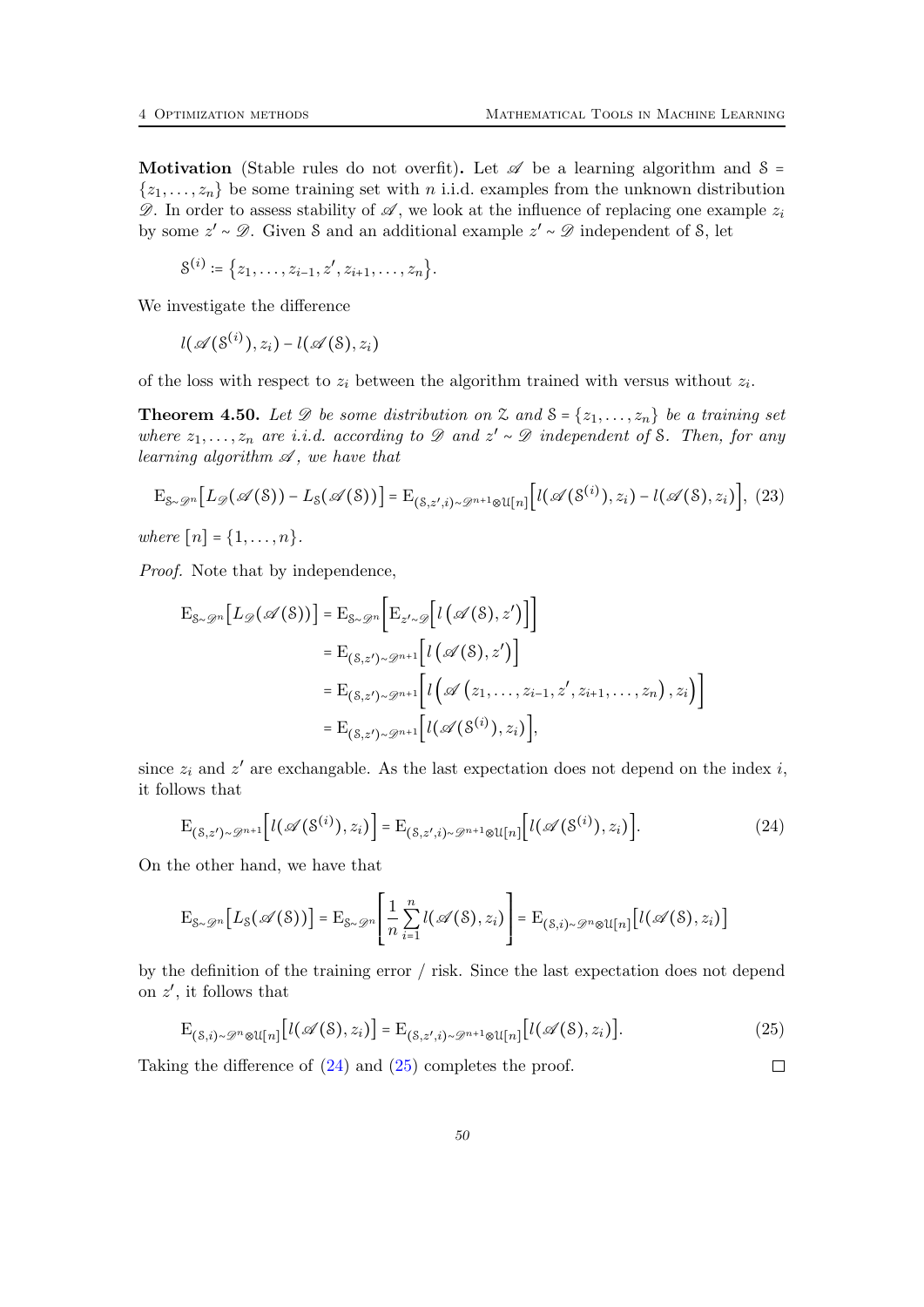**Motivation** (Stable rules do not overfit)**.** Let $\mathscr{A}$ be a learning algorithm and $\mathcal{S} = \{z_1, \ldots, z_n\}$ be some training set with $n$ i.i.d. examples from the unknown distribution $\mathscr{D}$. In order to assess stability of $\mathscr{A}$, we look at the influence of replacing one example $z_i$ by some $z' \sim \mathscr{D}$. Given $\mathcal{S}$ and an additional example $z' \sim \mathscr{D}$ independent of $\mathcal{S}$, let

$$\mathcal{S}^{(i)} := \{z_1, \ldots, z_{i-1}, z', z_{i+1}, \ldots, z_n\}.$$

We investigate the difference

$$l(\mathscr{A}(\mathcal{S}^{(i)}), z_i) - l(\mathscr{A}(\mathcal{S}), z_i)$$

of the loss with respect to $z_i$ between the algorithm trained with versus without $z_i$.

**Theorem 4.50.** *Let $\mathscr{D}$ be some distribution on $\mathcal{Z}$ and $\mathcal{S} = \{z_1, \ldots, z_n\}$ be a training set where $z_1, \ldots, z_n$ are i.i.d. according to $\mathscr{D}$ and $z' \sim \mathscr{D}$ independent of $\mathcal{S}$. Then, for any learning algorithm $\mathscr{A}$, we have that*

$$\mathrm{E}_{\mathcal{S} \sim \mathscr{D}^n}\big[L_{\mathscr{D}}(\mathscr{A}(\mathcal{S})) - L_{\mathcal{S}}(\mathscr{A}(\mathcal{S}))\big] = \mathrm{E}_{(\mathcal{S}, z', i) \sim \mathscr{D}^{n+1} \otimes \mathcal{U}[n]}\Big[l(\mathscr{A}(\mathcal{S}^{(i)}), z_i) - l(\mathscr{A}(\mathcal{S}), z_i)\Big], \quad (23)$$

*where $[n] = \{1, \ldots, n\}$.*

*Proof.* Note that by independence,

$$\begin{aligned}
\mathrm{E}_{\mathcal{S} \sim \mathscr{D}^n}\big[L_{\mathscr{D}}(\mathscr{A}(\mathcal{S}))\big] &= \mathrm{E}_{\mathcal{S} \sim \mathscr{D}^n}\Big[\mathrm{E}_{z' \sim \mathscr{D}}\Big[l\left(\mathscr{A}(\mathcal{S}), z'\right)\Big]\Big] \\
&= \mathrm{E}_{(\mathcal{S}, z') \sim \mathscr{D}^{n+1}}\Big[l\left(\mathscr{A}(\mathcal{S}), z'\right)\Big] \\
&= \mathrm{E}_{(\mathcal{S}, z') \sim \mathscr{D}^{n+1}}\Big[l\left(\mathscr{A}\left(z_1, \ldots, z_{i-1}, z', z_{i+1}, \ldots, z_n\right), z_i\right)\Big] \\
&= \mathrm{E}_{(\mathcal{S}, z') \sim \mathscr{D}^{n+1}}\Big[l(\mathscr{A}(\mathcal{S}^{(i)}), z_i)\Big],
\end{aligned}$$

since $z_i$ and $z'$ are exchangable. As the last expectation does not depend on the index $i$, it follows that

$$\mathrm{E}_{(\mathcal{S}, z') \sim \mathscr{D}^{n+1}}\Big[l(\mathscr{A}(\mathcal{S}^{(i)}), z_i)\Big] = \mathrm{E}_{(\mathcal{S}, z', i) \sim \mathscr{D}^{n+1} \otimes \mathcal{U}[n]}\Big[l(\mathscr{A}(\mathcal{S}^{(i)}), z_i)\Big]. \quad (24)$$

On the other hand, we have that

$$\mathrm{E}_{\mathcal{S} \sim \mathscr{D}^n}\big[L_{\mathcal{S}}(\mathscr{A}(\mathcal{S}))\big] = \mathrm{E}_{\mathcal{S} \sim \mathscr{D}^n}\left[\frac{1}{n}\sum_{i=1}^{n} l(\mathscr{A}(\mathcal{S}), z_i)\right] = \mathrm{E}_{(\mathcal{S}, i) \sim \mathscr{D}^n \otimes \mathcal{U}[n]}\big[l(\mathscr{A}(\mathcal{S}), z_i)\big]$$

by the definition of the training error / risk. Since the last expectation does not depend on $z'$, it follows that

$$\mathrm{E}_{(\mathcal{S}, i) \sim \mathscr{D}^n \otimes \mathcal{U}[n]}\big[l(\mathscr{A}(\mathcal{S}), z_i)\big] = \mathrm{E}_{(\mathcal{S}, z', i) \sim \mathscr{D}^{n+1} \otimes \mathcal{U}[n]}\big[l(\mathscr{A}(\mathcal{S}), z_i)\big]. \quad (25)$$

Taking the difference of (24) and (25) completes the proof. $\square$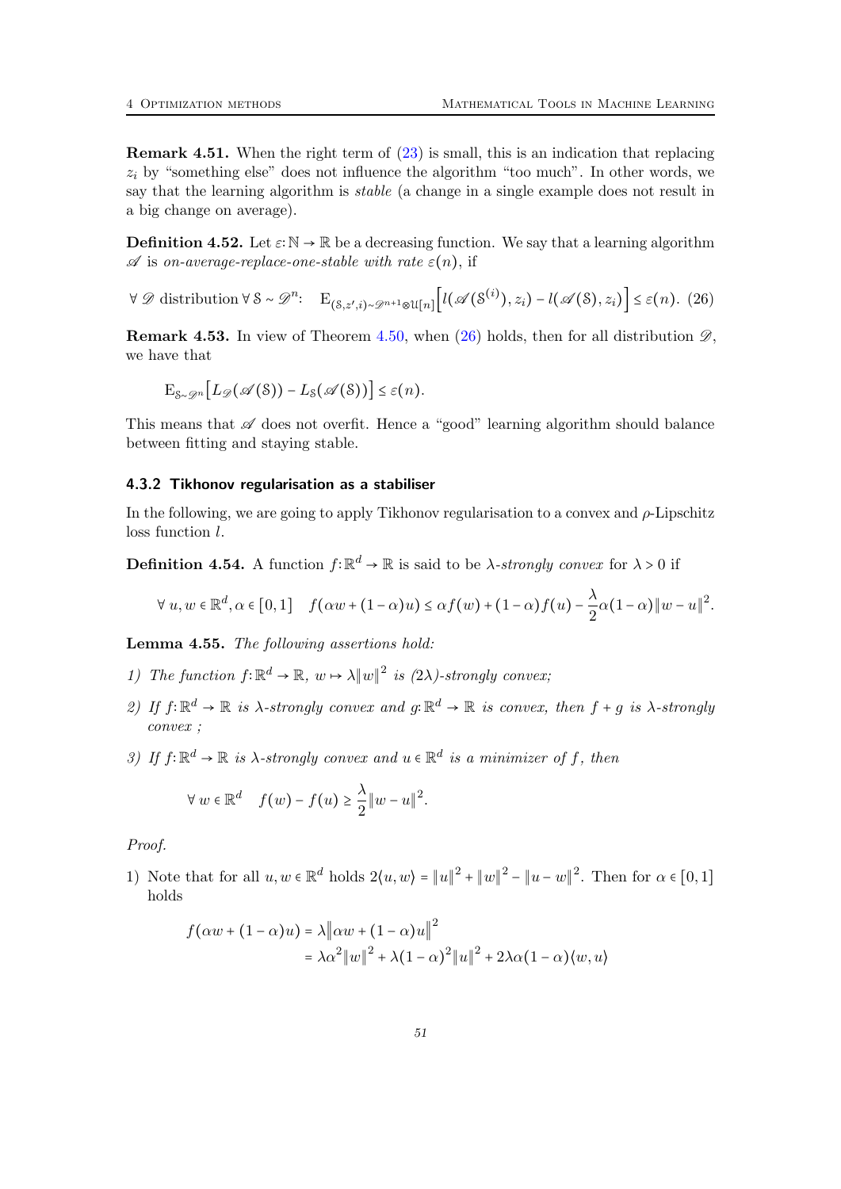**Remark 4.51.** When the right term of (23) is small, this is an indication that replacing $z_i$ by "something else" does not influence the algorithm "too much". In other words, we say that the learning algorithm is *stable* (a change in a single example does not result in a big change on average).

**Definition 4.52.** Let $\varepsilon: \mathbb{N} \to \mathbb{R}$ be a decreasing function. We say that a learning algorithm $\mathscr{A}$ is *on-average-replace-one-stable with rate* $\varepsilon(n)$, if

$$\forall\, \mathscr{D} \text{ distribution } \forall\, \mathcal{S} \sim \mathscr{D}^n: \quad \mathrm{E}_{(\mathcal{S}, z', i) \sim \mathscr{D}^{n+1} \otimes \mathfrak{U}[n]}\left[ l(\mathscr{A}(\mathcal{S}^{(i)}), z_i) - l(\mathscr{A}(\mathcal{S}), z_i) \right] \leq \varepsilon(n). \quad (26)$$

**Remark 4.53.** In view of Theorem 4.50, when (26) holds, then for all distribution $\mathscr{D}$, we have that

$$\mathrm{E}_{\mathcal{S} \sim \mathscr{D}^n}\left[ L_{\mathscr{D}}(\mathscr{A}(\mathcal{S})) - L_{\mathcal{S}}(\mathscr{A}(\mathcal{S})) \right] \leq \varepsilon(n).$$

This means that $\mathscr{A}$ does not overfit. Hence a "good" learning algorithm should balance between fitting and staying stable.

### 4.3.2 Tikhonov regularisation as a stabiliser

In the following, we are going to apply Tikhonov regularisation to a convex and $\rho$-Lipschitz loss function $l$.

**Definition 4.54.** A function $f: \mathbb{R}^d \to \mathbb{R}$ is said to be $\lambda$*-strongly convex* for $\lambda > 0$ if

$$\forall\, u, w \in \mathbb{R}^d, \alpha \in [0,1] \quad f(\alpha w + (1-\alpha) u) \leq \alpha f(w) + (1-\alpha) f(u) - \frac{\lambda}{2} \alpha (1-\alpha) \|w - u\|^2.$$

**Lemma 4.55.** *The following assertions hold:*

1) *The function $f: \mathbb{R}^d \to \mathbb{R}$, $w \mapsto \lambda \|w\|^2$ is $(2\lambda)$-strongly convex;*
2) *If $f: \mathbb{R}^d \to \mathbb{R}$ is $\lambda$-strongly convex and $g: \mathbb{R}^d \to \mathbb{R}$ is convex, then $f + g$ is $\lambda$-strongly convex ;*
3) *If $f: \mathbb{R}^d \to \mathbb{R}$ is $\lambda$-strongly convex and $u \in \mathbb{R}^d$ is a minimizer of $f$, then*

$$\forall\, w \in \mathbb{R}^d \quad f(w) - f(u) \geq \frac{\lambda}{2} \|w - u\|^2.$$

*Proof.*

1) Note that for all $u, w \in \mathbb{R}^d$ holds $2\langle u, w \rangle = \|u\|^2 + \|w\|^2 - \|u - w\|^2$. Then for $\alpha \in [0,1]$ holds

$$\begin{aligned} f(\alpha w + (1-\alpha) u) &= \lambda \left\| \alpha w + (1-\alpha) u \right\|^2 \\ &= \lambda \alpha^2 \|w\|^2 + \lambda (1-\alpha)^2 \|u\|^2 + 2\lambda\alpha(1-\alpha)\langle w, u \rangle \end{aligned}$$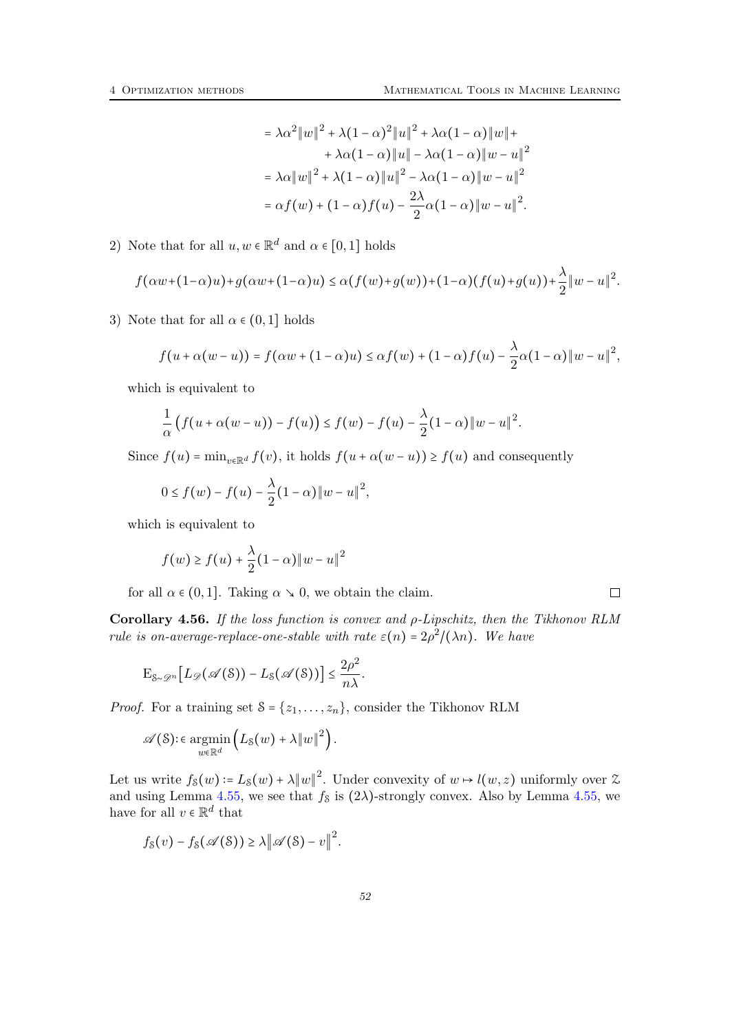$$
\begin{aligned}
&= \lambda\alpha^2\|w\|^2 + \lambda(1-\alpha)^2\|u\|^2 + \lambda\alpha(1-\alpha)\|w\| + \\
&\quad + \lambda\alpha(1-\alpha)\|u\| - \lambda\alpha(1-\alpha)\|w-u\|^2 \\
&= \lambda\alpha\|w\|^2 + \lambda(1-\alpha)\|u\|^2 - \lambda\alpha(1-\alpha)\|w-u\|^2 \\
&= \alpha f(w) + (1-\alpha)f(u) - \frac{2\lambda}{2}\alpha(1-\alpha)\|w-u\|^2.
\end{aligned}
$$

2) Note that for all $u, w \in \mathbb{R}^d$ and $\alpha \in [0,1]$ holds

$$
f(\alpha w + (1-\alpha)u) + g(\alpha w + (1-\alpha)u) \le \alpha(f(w)+g(w)) + (1-\alpha)(f(u)+g(u)) + \frac{\lambda}{2}\|w-u\|^2.
$$

3) Note that for all $\alpha \in (0,1]$ holds

$$
f(u+\alpha(w-u)) = f(\alpha w + (1-\alpha)u) \le \alpha f(w) + (1-\alpha)f(u) - \frac{\lambda}{2}\alpha(1-\alpha)\|w-u\|^2,
$$

which is equivalent to

$$
\frac{1}{\alpha}\big(f(u+\alpha(w-u)) - f(u)\big) \le f(w) - f(u) - \frac{\lambda}{2}(1-\alpha)\|w-u\|^2.
$$

Since $f(u) = \min_{v\in\mathbb{R}^d} f(v)$, it holds $f(u+\alpha(w-u)) \ge f(u)$ and consequently

$$
0 \le f(w) - f(u) - \frac{\lambda}{2}(1-\alpha)\|w-u\|^2,
$$

which is equivalent to

$$
f(w) \ge f(u) + \frac{\lambda}{2}(1-\alpha)\|w-u\|^2
$$

for all $\alpha \in (0,1]$. Taking $\alpha \searrow 0$, we obtain the claim. $\square$

**Corollary 4.56.** *If the loss function is convex and $\rho$-Lipschitz, then the Tikhonov RLM rule is on-average-replace-one-stable with rate $\varepsilon(n) = 2\rho^2/(\lambda n)$. We have*

$$
\mathrm{E}_{\mathcal{S}\sim\mathcal{D}^n}\big[L_{\mathcal{D}}(\mathscr{A}(\mathcal{S})) - L_{\mathcal{S}}(\mathscr{A}(\mathcal{S}))\big] \le \frac{2\rho^2}{n\lambda}.
$$

*Proof.* For a training set $\mathcal{S} = \{z_1, \ldots, z_n\}$, consider the Tikhonov RLM

$$
\mathscr{A}(\mathcal{S}) :\in \operatorname*{argmin}_{w\in\mathbb{R}^d}\Big(L_{\mathcal{S}}(w) + \lambda\|w\|^2\Big).
$$

Let us write $f_{\mathcal{S}}(w) := L_{\mathcal{S}}(w) + \lambda\|w\|^2$. Under convexity of $w \mapsto l(w,z)$ uniformly over $\mathcal{Z}$ and using Lemma 4.55, we see that $f_{\mathcal{S}}$ is $(2\lambda)$-strongly convex. Also by Lemma 4.55, we have for all $v \in \mathbb{R}^d$ that

$$
f_{\mathcal{S}}(v) - f_{\mathcal{S}}(\mathscr{A}(\mathcal{S})) \ge \lambda\big\|\mathscr{A}(\mathcal{S}) - v\big\|^2.
$$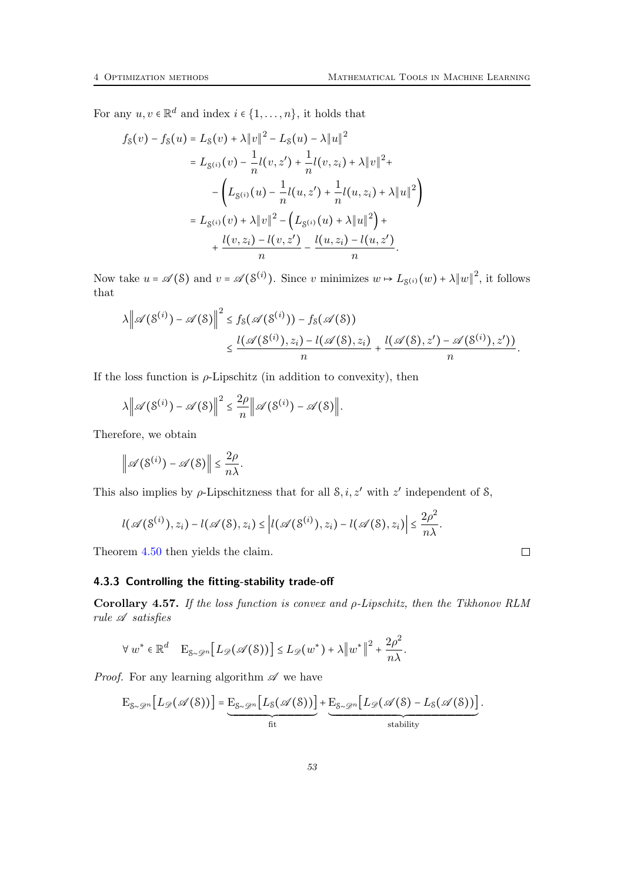For any $u, v \in \mathbb{R}^d$ and index $i \in \{1, \dots, n\}$, it holds that

$$
\begin{aligned}
f_{\mathcal{S}}(v) - f_{\mathcal{S}}(u) &= L_{\mathcal{S}}(v) + \lambda\|v\|^2 - L_{\mathcal{S}}(u) - \lambda\|u\|^2 \\
&= L_{\mathcal{S}^{(i)}}(v) - \frac{1}{n}l(v, z') + \frac{1}{n}l(v, z_i) + \lambda\|v\|^2 + \\
&\quad - \left( L_{\mathcal{S}^{(i)}}(u) - \frac{1}{n}l(u, z') + \frac{1}{n}l(u, z_i) + \lambda\|u\|^2 \right) \\
&= L_{\mathcal{S}^{(i)}}(v) + \lambda\|v\|^2 - \left( L_{\mathcal{S}^{(i)}}(u) + \lambda\|u\|^2 \right) + \\
&\quad + \frac{l(v, z_i) - l(v, z')}{n} - \frac{l(u, z_i) - l(u, z')}{n}.
\end{aligned}
$$

Now take $u = \mathscr{A}(\mathcal{S})$ and $v = \mathscr{A}(\mathcal{S}^{(i)})$. Since $v$ minimizes $w \mapsto L_{\mathcal{S}^{(i)}}(w) + \lambda\|w\|^2$, it follows that

$$
\begin{aligned}
\lambda \left\| \mathscr{A}(\mathcal{S}^{(i)}) - \mathscr{A}(\mathcal{S}) \right\|^2 &\leq f_{\mathcal{S}}(\mathscr{A}(\mathcal{S}^{(i)})) - f_{\mathcal{S}}(\mathscr{A}(\mathcal{S})) \\
&\leq \frac{l(\mathscr{A}(\mathcal{S}^{(i)}), z_i) - l(\mathscr{A}(\mathcal{S}), z_i)}{n} + \frac{l(\mathscr{A}(\mathcal{S}), z') - \mathscr{A}(\mathcal{S}^{(i)}), z'))}{n}.
\end{aligned}
$$

If the loss function is $\rho$-Lipschitz (in addition to convexity), then

$$
\lambda \left\| \mathscr{A}(\mathcal{S}^{(i)}) - \mathscr{A}(\mathcal{S}) \right\|^2 \leq \frac{2\rho}{n} \left\| \mathscr{A}(\mathcal{S}^{(i)}) - \mathscr{A}(\mathcal{S}) \right\|.
$$

Therefore, we obtain

$$
\left\| \mathscr{A}(\mathcal{S}^{(i)}) - \mathscr{A}(\mathcal{S}) \right\| \leq \frac{2\rho}{n\lambda}.
$$

This also implies by $\rho$-Lipschitzness that for all $\mathcal{S}, i, z'$ with $z'$ independent of $\mathcal{S}$,

$$
l(\mathscr{A}(\mathcal{S}^{(i)}), z_i) - l(\mathscr{A}(\mathcal{S}), z_i) \leq \left| l(\mathscr{A}(\mathcal{S}^{(i)}), z_i) - l(\mathscr{A}(\mathcal{S}), z_i) \right| \leq \frac{2\rho^2}{n\lambda}.
$$

Theorem 4.50 then yields the claim. □

### 4.3.3 Controlling the fitting-stability trade-off

**Corollary 4.57.** *If the loss function is convex and $\rho$-Lipschitz, then the Tikhonov RLM rule $\mathscr{A}$ satisfies*

$$
\forall\, w^* \in \mathbb{R}^d \quad \mathrm{E}_{\mathcal{S} \sim \mathscr{D}^n}\left[ L_{\mathscr{D}}(\mathscr{A}(\mathcal{S})) \right] \leq L_{\mathscr{D}}(w^*) + \lambda\|w^*\|^2 + \frac{2\rho^2}{n\lambda}.
$$

*Proof.* For any learning algorithm $\mathscr{A}$ we have

$$
\mathrm{E}_{\mathcal{S} \sim \mathscr{D}^n}\left[ L_{\mathscr{D}}(\mathscr{A}(\mathcal{S})) \right] = \underbrace{\mathrm{E}_{\mathcal{S} \sim \mathscr{D}^n}\left[ L_{\mathcal{S}}(\mathscr{A}(\mathcal{S})) \right]}_{\text{fit}} + \underbrace{\mathrm{E}_{\mathcal{S} \sim \mathscr{D}^n}\left[ L_{\mathscr{D}}(\mathscr{A}(\mathcal{S}) - L_{\mathcal{S}}(\mathscr{A}(\mathcal{S})) \right]}_{\text{stability}}.
$$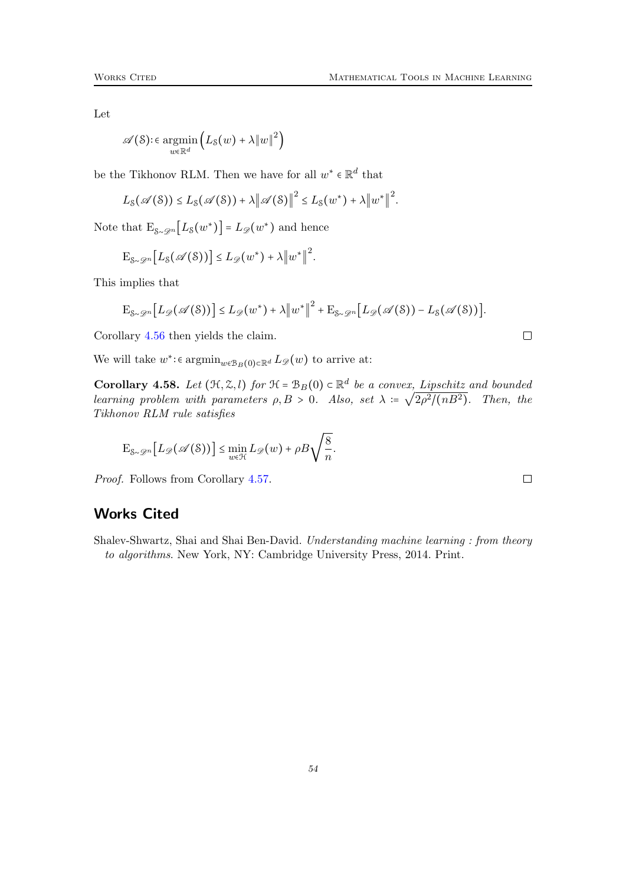Let

$$\mathscr{A}(\mathcal{S}) :\in \operatorname*{argmin}_{w \in \mathbb{R}^d} \left( L_{\mathcal{S}}(w) + \lambda \|w\|^2 \right)$$

be the Tikhonov RLM. Then we have for all $w^* \in \mathbb{R}^d$ that

$$L_{\mathcal{S}}(\mathscr{A}(\mathcal{S})) \leq L_{\mathcal{S}}(\mathscr{A}(\mathcal{S})) + \lambda \left\|\mathscr{A}(\mathcal{S})\right\|^2 \leq L_{\mathcal{S}}(w^*) + \lambda \left\|w^*\right\|^2.$$

Note that $\mathrm{E}_{\mathcal{S} \sim \mathscr{D}^n}\left[L_{\mathcal{S}}(w^*)\right] = L_{\mathscr{D}}(w^*)$ and hence

$$\mathrm{E}_{\mathcal{S} \sim \mathscr{D}^n}\left[L_{\mathcal{S}}(\mathscr{A}(\mathcal{S}))\right] \leq L_{\mathscr{D}}(w^*) + \lambda \left\|w^*\right\|^2.$$

This implies that

$$\mathrm{E}_{\mathcal{S} \sim \mathscr{D}^n}\left[L_{\mathscr{D}}(\mathscr{A}(\mathcal{S}))\right] \leq L_{\mathscr{D}}(w^*) + \lambda \left\|w^*\right\|^2 + \mathrm{E}_{\mathcal{S} \sim \mathscr{D}^n}\left[L_{\mathscr{D}}(\mathscr{A}(\mathcal{S})) - L_{\mathcal{S}}(\mathscr{A}(\mathcal{S}))\right].$$

Corollary 4.56 then yields the claim. □

We will take $w^* :\in \operatorname{argmin}_{w \in \mathcal{B}_B(0) \subset \mathbb{R}^d} L_{\mathscr{D}}(w)$ to arrive at:

**Corollary 4.58.** *Let $(\mathcal{H}, \mathcal{Z}, l)$ for $\mathcal{H} = \mathcal{B}_B(0) \subset \mathbb{R}^d$ be a convex, Lipschitz and bounded learning problem with parameters $\rho, B > 0$. Also, set $\lambda := \sqrt{2\rho^2/(nB^2)}$. Then, the Tikhonov RLM rule satisfies*

$$\mathrm{E}_{\mathcal{S} \sim \mathscr{D}^n}\left[L_{\mathscr{D}}(\mathscr{A}(\mathcal{S}))\right] \leq \min_{w \in \mathcal{H}} L_{\mathscr{D}}(w) + \rho B \sqrt{\frac{8}{n}}.$$

*Proof.* Follows from Corollary 4.57. □

## Works Cited

Shalev-Shwartz, Shai and Shai Ben-David. *Understanding machine learning : from theory to algorithms*. New York, NY: Cambridge University Press, 2014. Print.